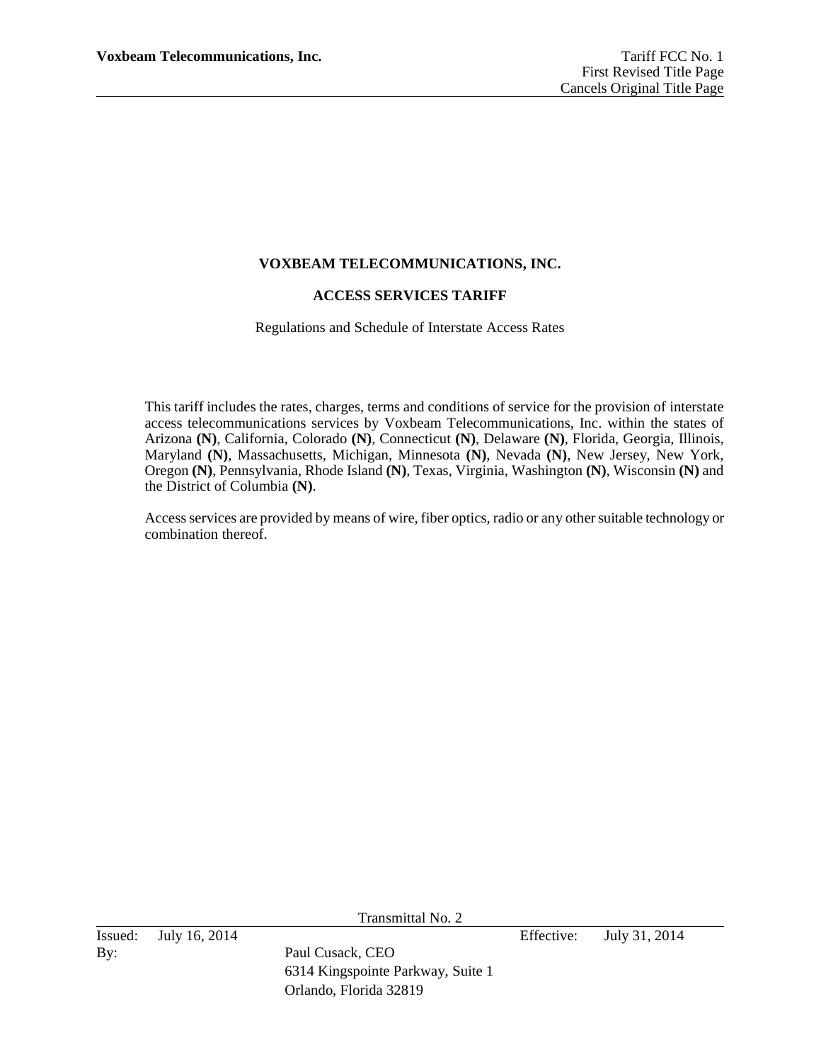**VOXBEAM TELECOMMUNICATIONS, INC.**

**ACCESS SERVICES TARIFF**

Regulations and Schedule of Interstate Access Rates

This tariff includes the rates, charges, terms and conditions of service for the provision of interstate access telecommunications services by Voxbeam Telecommunications, Inc. within the states of Arizona **(N)**, California, Colorado **(N)**, Connecticut **(N)**, Delaware **(N)**, Florida, Georgia, Illinois, Maryland **(N)**, Massachusetts, Michigan, Minnesota **(N)**, Nevada **(N)**, New Jersey, New York, Oregon **(N)**, Pennsylvania, Rhode Island **(N)**, Texas, Virginia, Washington **(N)**, Wisconsin **(N)** and the District of Columbia **(N)**.

Access services are provided by means of wire, fiber optics, radio or any other suitable technology or combination thereof.

Transmittal No. 2

Issued: July 16, 2014 Effective: July 31, 2014

By: Paul Cusack, CEO
6314 Kingspointe Parkway, Suite 1
Orlando, Florida 32819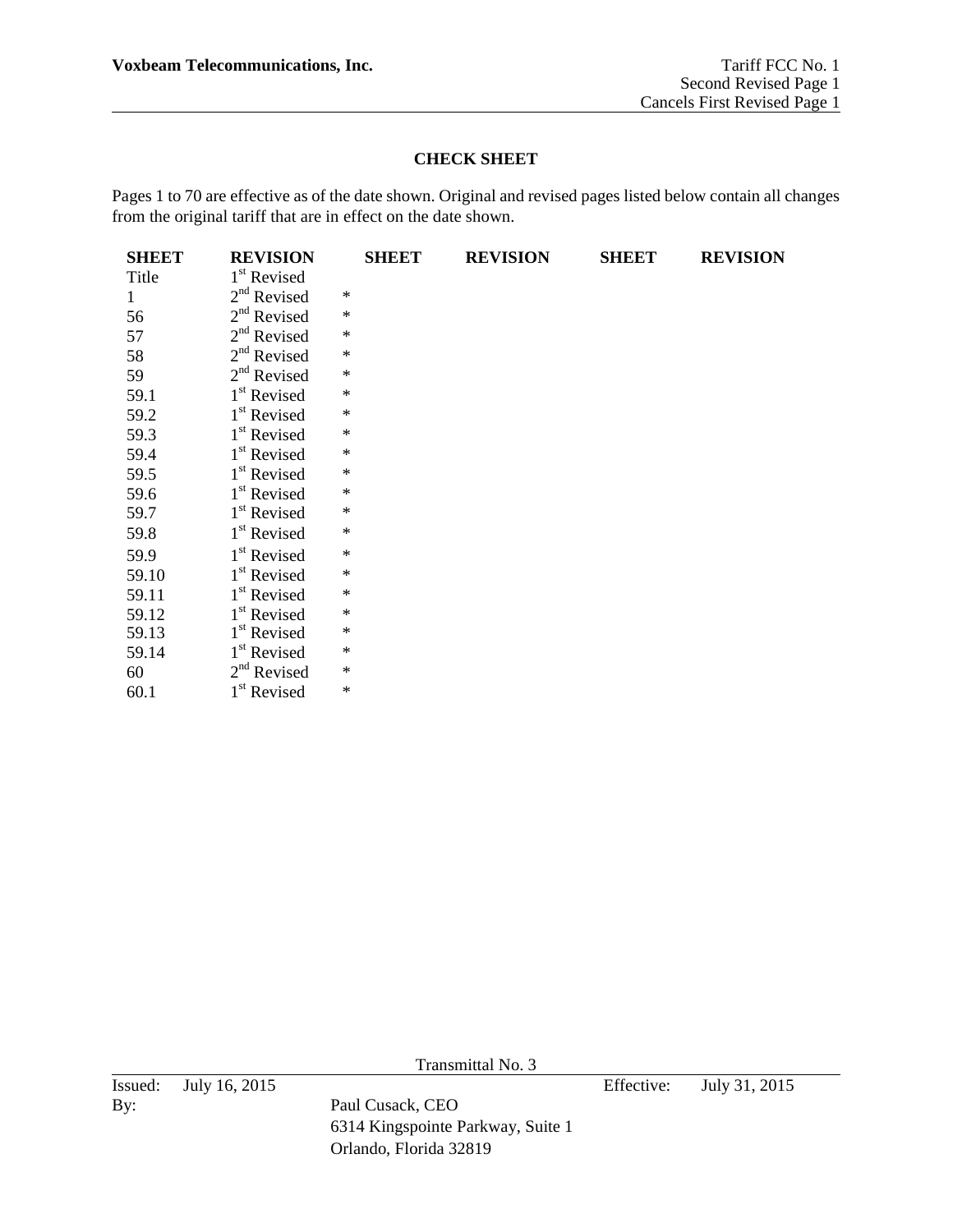## CHECK SHEET

Pages 1 to 70 are effective as of the date shown. Original and revised pages listed below contain all changes from the original tariff that are in effect on the date shown.

| SHEET | REVISION | | SHEET | REVISION | SHEET | REVISION |
|---|---|---|---|---|---|---|
| Title | 1st Revised | | | | | |
| 1 | 2nd Revised | * | | | | |
| 56 | 2nd Revised | * | | | | |
| 57 | 2nd Revised | * | | | | |
| 58 | 2nd Revised | * | | | | |
| 59 | 2nd Revised | * | | | | |
| 59.1 | 1st Revised | * | | | | |
| 59.2 | 1st Revised | * | | | | |
| 59.3 | 1st Revised | * | | | | |
| 59.4 | 1st Revised | * | | | | |
| 59.5 | 1st Revised | * | | | | |
| 59.6 | 1st Revised | * | | | | |
| 59.7 | 1st Revised | * | | | | |
| 59.8 | 1st Revised | * | | | | |
| 59.9 | 1st Revised | * | | | | |
| 59.10 | 1st Revised | * | | | | |
| 59.11 | 1st Revised | * | | | | |
| 59.12 | 1st Revised | * | | | | |
| 59.13 | 1st Revised | * | | | | |
| 59.14 | 1st Revised | * | | | | |
| 60 | 2nd Revised | * | | | | |
| 60.1 | 1st Revised | * | | | | |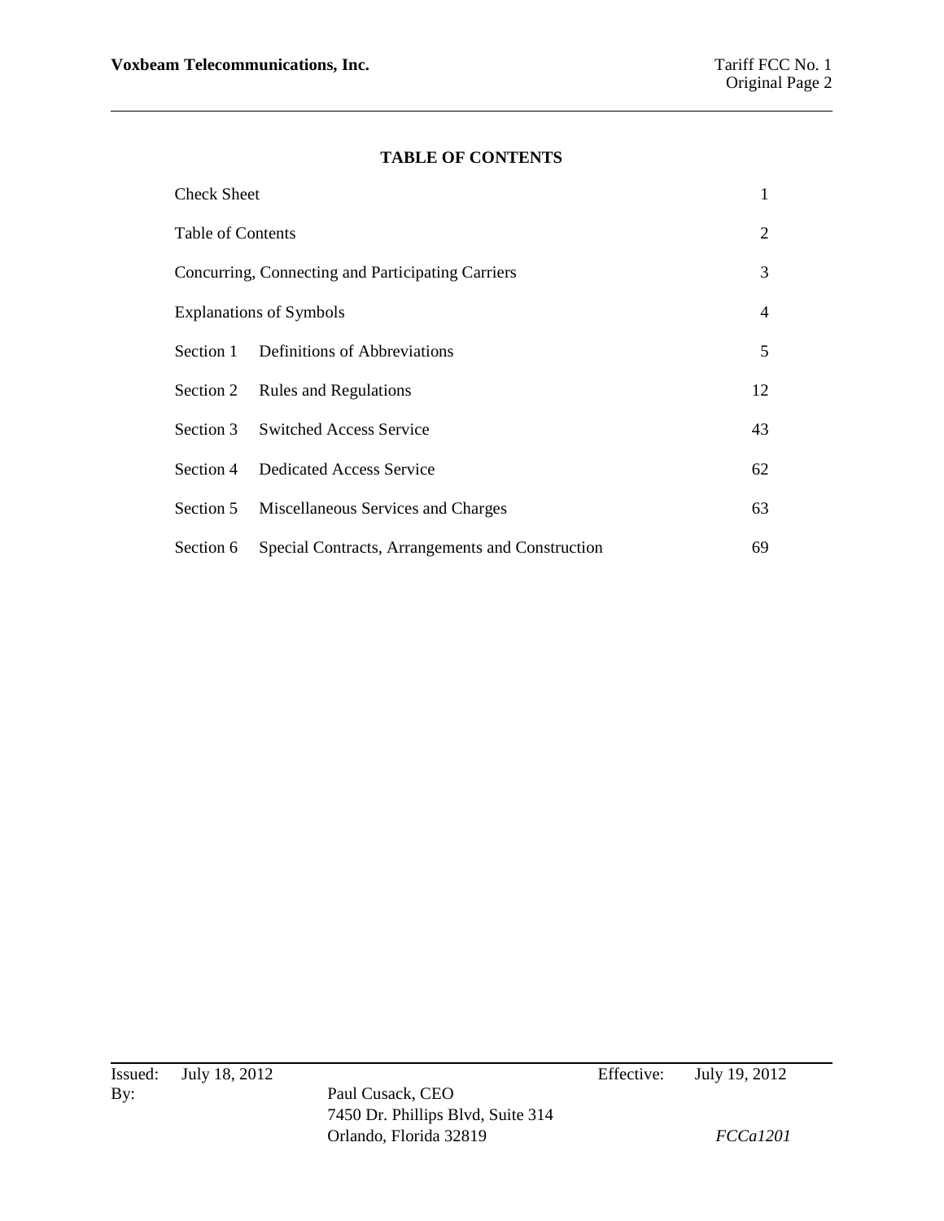## TABLE OF CONTENTS

| | | |
|---|---|---|
| Check Sheet | | 1 |
| Table of Contents | | 2 |
| Concurring, Connecting and Participating Carriers | | 3 |
| Explanations of Symbols | | 4 |
| Section 1 | Definitions of Abbreviations | 5 |
| Section 2 | Rules and Regulations | 12 |
| Section 3 | Switched Access Service | 43 |
| Section 4 | Dedicated Access Service | 62 |
| Section 5 | Miscellaneous Services and Charges | 63 |
| Section 6 | Special Contracts, Arrangements and Construction | 69 |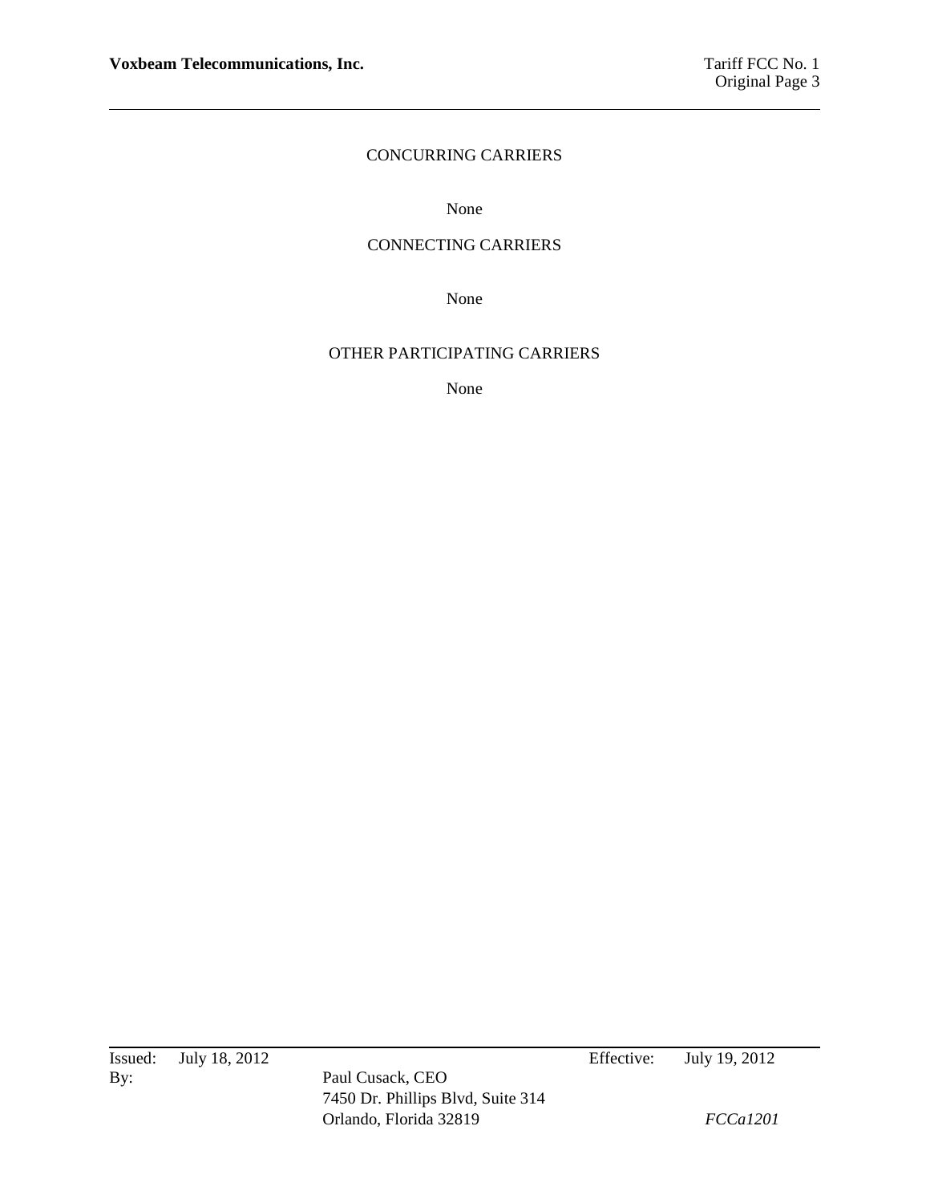## CONCURRING CARRIERS

None

## CONNECTING CARRIERS

None

## OTHER PARTICIPATING CARRIERS

None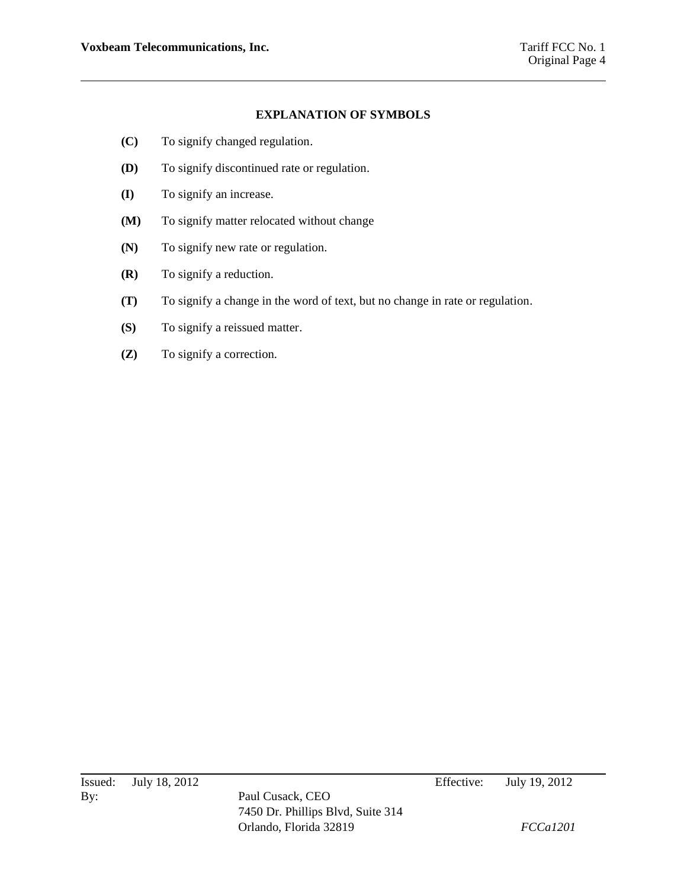## EXPLANATION OF SYMBOLS

**(C)** To signify changed regulation.

**(D)** To signify discontinued rate or regulation.

**(I)** To signify an increase.

**(M)** To signify matter relocated without change

**(N)** To signify new rate or regulation.

**(R)** To signify a reduction.

**(T)** To signify a change in the word of text, but no change in rate or regulation.

**(S)** To signify a reissued matter.

**(Z)** To signify a correction.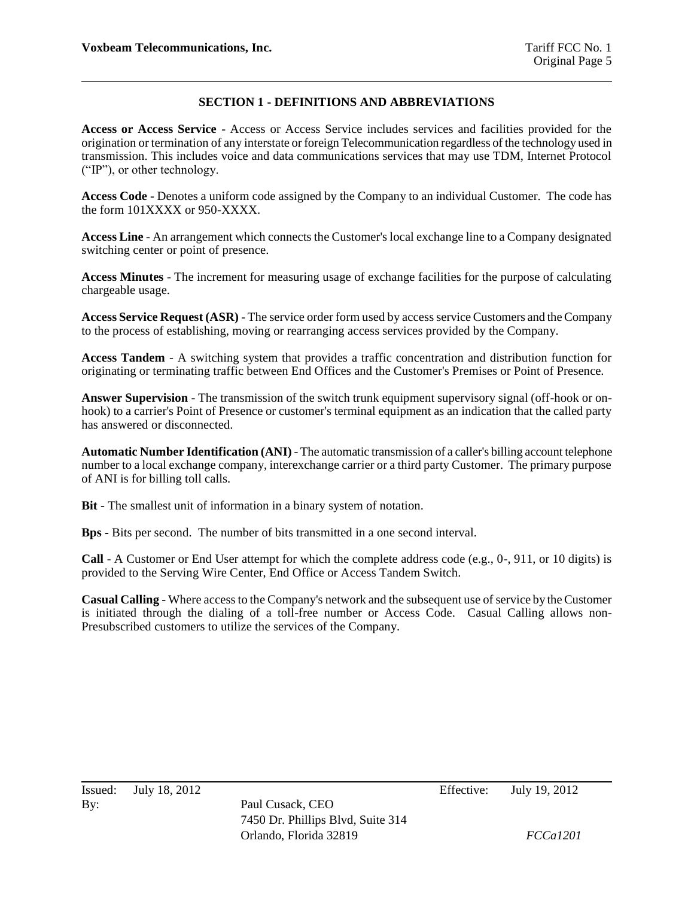## SECTION 1 - DEFINITIONS AND ABBREVIATIONS

**Access or Access Service** - Access or Access Service includes services and facilities provided for the origination or termination of any interstate or foreign Telecommunication regardless of the technology used in transmission. This includes voice and data communications services that may use TDM, Internet Protocol ("IP"), or other technology.

**Access Code** - Denotes a uniform code assigned by the Company to an individual Customer. The code has the form 101XXXX or 950-XXXX.

**Access Line** - An arrangement which connects the Customer's local exchange line to a Company designated switching center or point of presence.

**Access Minutes** - The increment for measuring usage of exchange facilities for the purpose of calculating chargeable usage.

**Access Service Request (ASR)** - The service order form used by access service Customers and the Company to the process of establishing, moving or rearranging access services provided by the Company.

**Access Tandem** - A switching system that provides a traffic concentration and distribution function for originating or terminating traffic between End Offices and the Customer's Premises or Point of Presence.

**Answer Supervision** - The transmission of the switch trunk equipment supervisory signal (off-hook or on-hook) to a carrier's Point of Presence or customer's terminal equipment as an indication that the called party has answered or disconnected.

**Automatic Number Identification (ANI)** - The automatic transmission of a caller's billing account telephone number to a local exchange company, interexchange carrier or a third party Customer. The primary purpose of ANI is for billing toll calls.

**Bit** - The smallest unit of information in a binary system of notation.

**Bps** - Bits per second. The number of bits transmitted in a one second interval.

**Call** - A Customer or End User attempt for which the complete address code (e.g., 0-, 911, or 10 digits) is provided to the Serving Wire Center, End Office or Access Tandem Switch.

**Casual Calling** - Where access to the Company's network and the subsequent use of service by the Customer is initiated through the dialing of a toll-free number or Access Code. Casual Calling allows non-Presubscribed customers to utilize the services of the Company.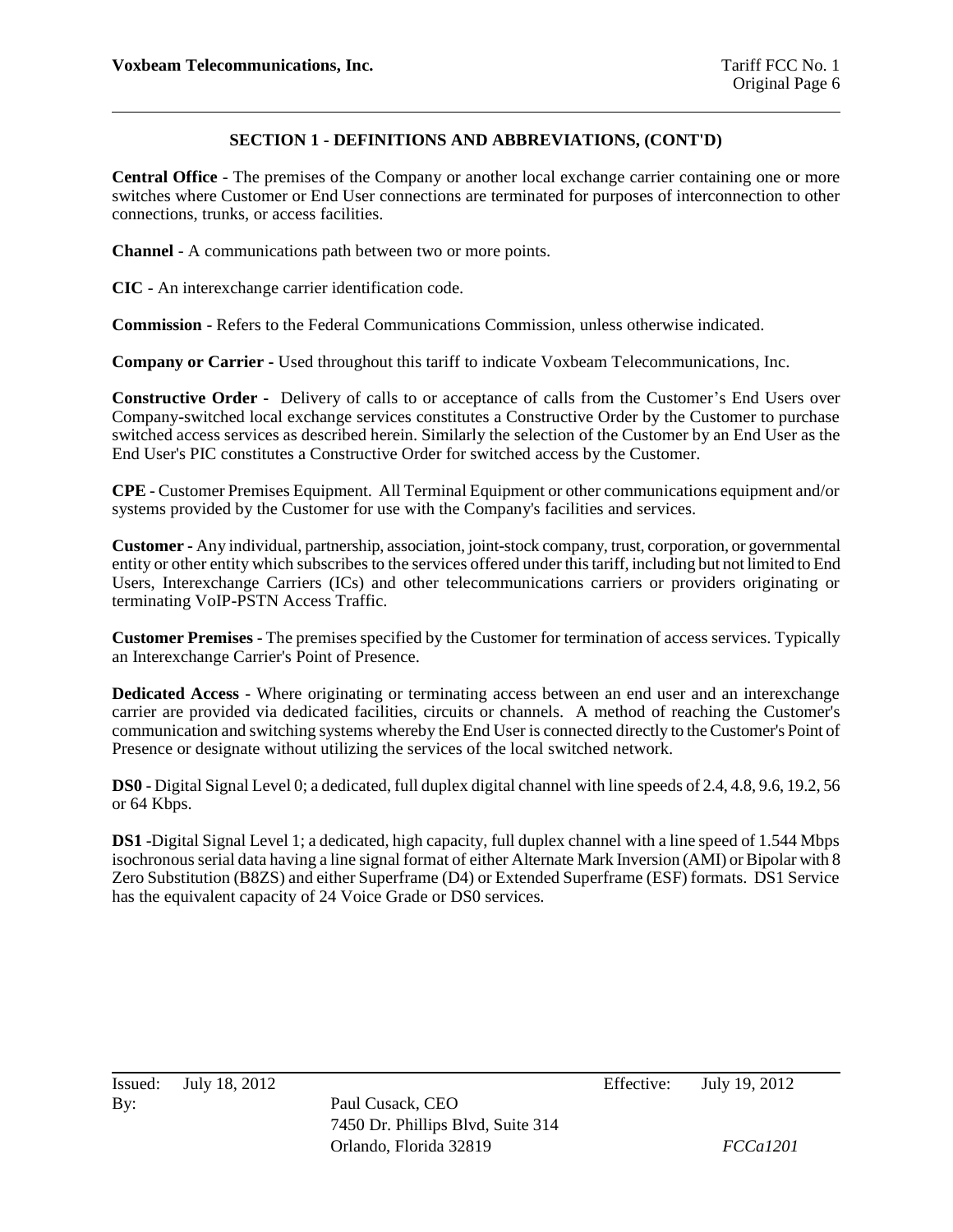## SECTION 1 - DEFINITIONS AND ABBREVIATIONS, (CONT'D)

**Central Office** - The premises of the Company or another local exchange carrier containing one or more switches where Customer or End User connections are terminated for purposes of interconnection to other connections, trunks, or access facilities.

**Channel** - A communications path between two or more points.

**CIC** - An interexchange carrier identification code.

**Commission** - Refers to the Federal Communications Commission, unless otherwise indicated.

**Company or Carrier -** Used throughout this tariff to indicate Voxbeam Telecommunications, Inc.

**Constructive Order** - Delivery of calls to or acceptance of calls from the Customer's End Users over Company-switched local exchange services constitutes a Constructive Order by the Customer to purchase switched access services as described herein. Similarly the selection of the Customer by an End User as the End User's PIC constitutes a Constructive Order for switched access by the Customer.

**CPE** - Customer Premises Equipment. All Terminal Equipment or other communications equipment and/or systems provided by the Customer for use with the Company's facilities and services.

**Customer -** Any individual, partnership, association, joint-stock company, trust, corporation, or governmental entity or other entity which subscribes to the services offered under this tariff, including but not limited to End Users, Interexchange Carriers (ICs) and other telecommunications carriers or providers originating or terminating VoIP-PSTN Access Traffic.

**Customer Premises** - The premises specified by the Customer for termination of access services. Typically an Interexchange Carrier's Point of Presence.

**Dedicated Access** - Where originating or terminating access between an end user and an interexchange carrier are provided via dedicated facilities, circuits or channels. A method of reaching the Customer's communication and switching systems whereby the End User is connected directly to the Customer's Point of Presence or designate without utilizing the services of the local switched network.

**DS0** - Digital Signal Level 0; a dedicated, full duplex digital channel with line speeds of 2.4, 4.8, 9.6, 19.2, 56 or 64 Kbps.

**DS1** -Digital Signal Level 1; a dedicated, high capacity, full duplex channel with a line speed of 1.544 Mbps isochronous serial data having a line signal format of either Alternate Mark Inversion (AMI) or Bipolar with 8 Zero Substitution (B8ZS) and either Superframe (D4) or Extended Superframe (ESF) formats. DS1 Service has the equivalent capacity of 24 Voice Grade or DS0 services.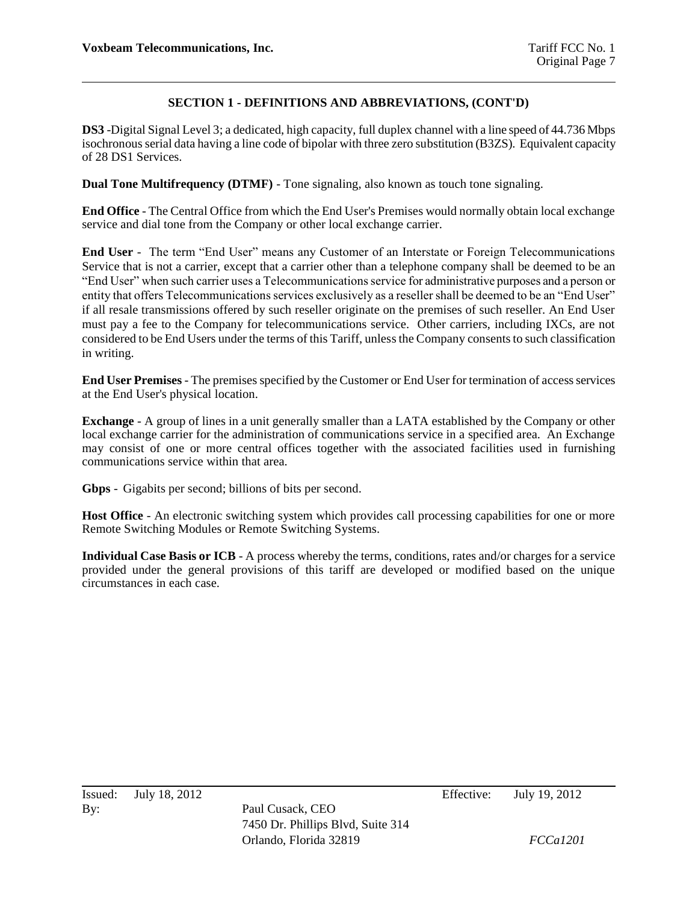## SECTION 1 - DEFINITIONS AND ABBREVIATIONS, (CONT'D)

**DS3** -Digital Signal Level 3; a dedicated, high capacity, full duplex channel with a line speed of 44.736 Mbps isochronous serial data having a line code of bipolar with three zero substitution (B3ZS). Equivalent capacity of 28 DS1 Services.

**Dual Tone Multifrequency (DTMF)** - Tone signaling, also known as touch tone signaling.

**End Office** - The Central Office from which the End User's Premises would normally obtain local exchange service and dial tone from the Company or other local exchange carrier.

**End User** - The term "End User" means any Customer of an Interstate or Foreign Telecommunications Service that is not a carrier, except that a carrier other than a telephone company shall be deemed to be an "End User" when such carrier uses a Telecommunications service for administrative purposes and a person or entity that offers Telecommunications services exclusively as a reseller shall be deemed to be an "End User" if all resale transmissions offered by such reseller originate on the premises of such reseller. An End User must pay a fee to the Company for telecommunications service. Other carriers, including IXCs, are not considered to be End Users under the terms of this Tariff, unless the Company consents to such classification in writing.

**End User Premises** - The premises specified by the Customer or End User for termination of access services at the End User's physical location.

**Exchange** - A group of lines in a unit generally smaller than a LATA established by the Company or other local exchange carrier for the administration of communications service in a specified area. An Exchange may consist of one or more central offices together with the associated facilities used in furnishing communications service within that area.

**Gbps** - Gigabits per second; billions of bits per second.

**Host Office** - An electronic switching system which provides call processing capabilities for one or more Remote Switching Modules or Remote Switching Systems.

**Individual Case Basis or ICB** - A process whereby the terms, conditions, rates and/or charges for a service provided under the general provisions of this tariff are developed or modified based on the unique circumstances in each case.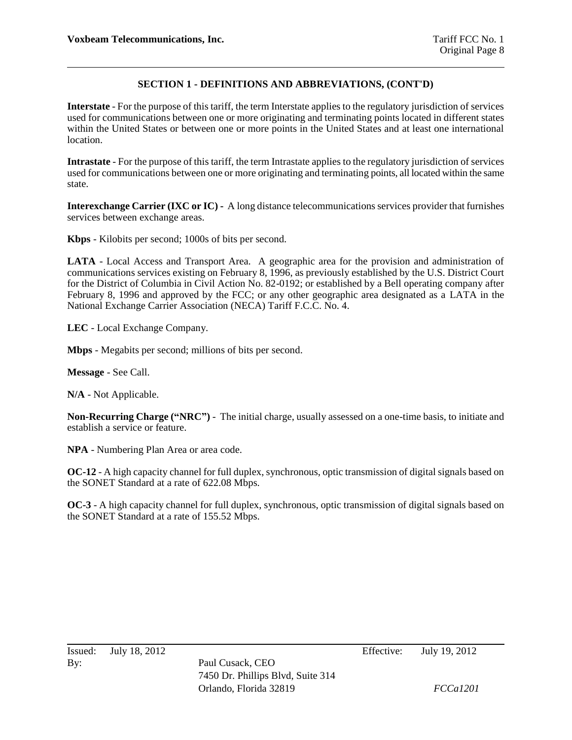## SECTION 1 - DEFINITIONS AND ABBREVIATIONS, (CONT'D)

**Interstate** - For the purpose of this tariff, the term Interstate applies to the regulatory jurisdiction of services used for communications between one or more originating and terminating points located in different states within the United States or between one or more points in the United States and at least one international location.

**Intrastate** - For the purpose of this tariff, the term Intrastate applies to the regulatory jurisdiction of services used for communications between one or more originating and terminating points, all located within the same state.

**Interexchange Carrier (IXC or IC)** - A long distance telecommunications services provider that furnishes services between exchange areas.

**Kbps** - Kilobits per second; 1000s of bits per second.

**LATA** - Local Access and Transport Area. A geographic area for the provision and administration of communications services existing on February 8, 1996, as previously established by the U.S. District Court for the District of Columbia in Civil Action No. 82-0192; or established by a Bell operating company after February 8, 1996 and approved by the FCC; or any other geographic area designated as a LATA in the National Exchange Carrier Association (NECA) Tariff F.C.C. No. 4.

**LEC** - Local Exchange Company.

**Mbps** - Megabits per second; millions of bits per second.

**Message** - See Call.

**N/A** - Not Applicable.

**Non-Recurring Charge ("NRC")** - The initial charge, usually assessed on a one-time basis, to initiate and establish a service or feature.

**NPA** - Numbering Plan Area or area code.

**OC-12** - A high capacity channel for full duplex, synchronous, optic transmission of digital signals based on the SONET Standard at a rate of 622.08 Mbps.

**OC-3** - A high capacity channel for full duplex, synchronous, optic transmission of digital signals based on the SONET Standard at a rate of 155.52 Mbps.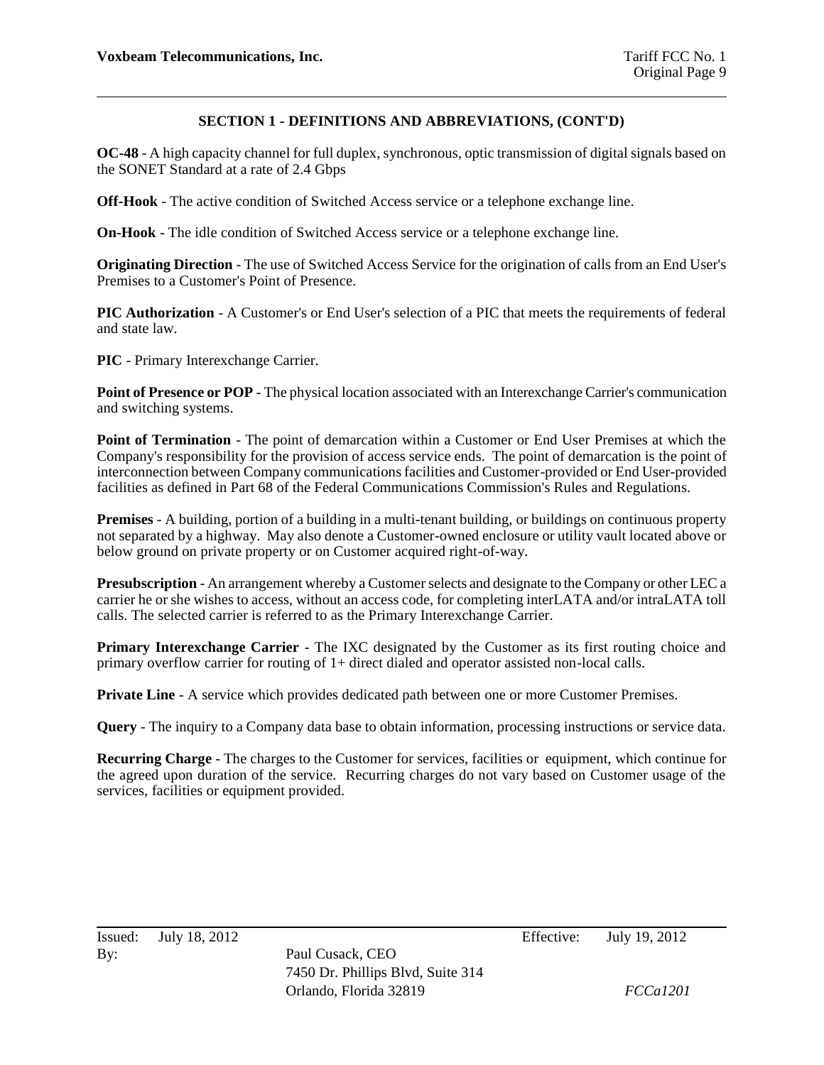## SECTION 1 - DEFINITIONS AND ABBREVIATIONS, (CONT'D)

**OC-48** - A high capacity channel for full duplex, synchronous, optic transmission of digital signals based on the SONET Standard at a rate of 2.4 Gbps

**Off-Hook** - The active condition of Switched Access service or a telephone exchange line.

**On-Hook** - The idle condition of Switched Access service or a telephone exchange line.

**Originating Direction** - The use of Switched Access Service for the origination of calls from an End User's Premises to a Customer's Point of Presence.

**PIC Authorization** - A Customer's or End User's selection of a PIC that meets the requirements of federal and state law.

**PIC** - Primary Interexchange Carrier.

**Point of Presence or POP** - The physical location associated with an Interexchange Carrier's communication and switching systems.

**Point of Termination** - The point of demarcation within a Customer or End User Premises at which the Company's responsibility for the provision of access service ends. The point of demarcation is the point of interconnection between Company communications facilities and Customer-provided or End User-provided facilities as defined in Part 68 of the Federal Communications Commission's Rules and Regulations.

**Premises** - A building, portion of a building in a multi-tenant building, or buildings on continuous property not separated by a highway. May also denote a Customer-owned enclosure or utility vault located above or below ground on private property or on Customer acquired right-of-way.

**Presubscription** - An arrangement whereby a Customer selects and designate to the Company or other LEC a carrier he or she wishes to access, without an access code, for completing interLATA and/or intraLATA toll calls. The selected carrier is referred to as the Primary Interexchange Carrier.

**Primary Interexchange Carrier** - The IXC designated by the Customer as its first routing choice and primary overflow carrier for routing of 1+ direct dialed and operator assisted non-local calls.

**Private Line** - A service which provides dedicated path between one or more Customer Premises.

**Query** - The inquiry to a Company data base to obtain information, processing instructions or service data.

**Recurring Charge** - The charges to the Customer for services, facilities or equipment, which continue for the agreed upon duration of the service. Recurring charges do not vary based on Customer usage of the services, facilities or equipment provided.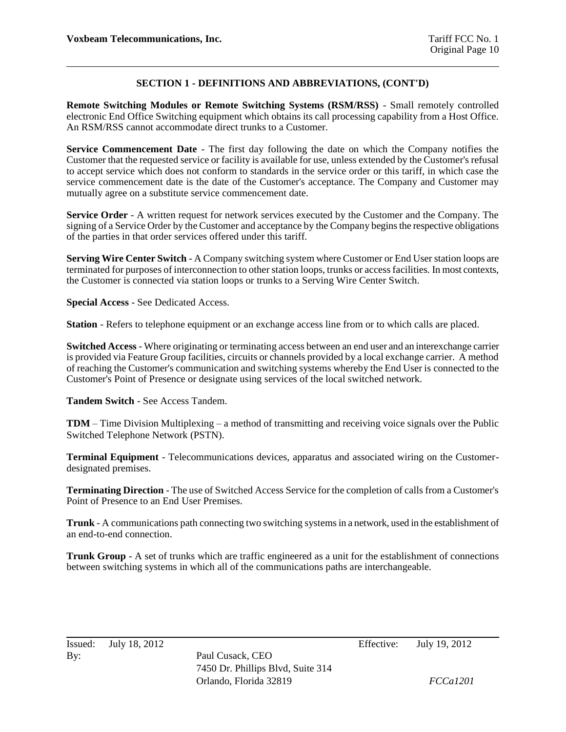## SECTION 1 - DEFINITIONS AND ABBREVIATIONS, (CONT'D)

**Remote Switching Modules or Remote Switching Systems (RSM/RSS)** - Small remotely controlled electronic End Office Switching equipment which obtains its call processing capability from a Host Office. An RSM/RSS cannot accommodate direct trunks to a Customer.

**Service Commencement Date** - The first day following the date on which the Company notifies the Customer that the requested service or facility is available for use, unless extended by the Customer's refusal to accept service which does not conform to standards in the service order or this tariff, in which case the service commencement date is the date of the Customer's acceptance. The Company and Customer may mutually agree on a substitute service commencement date.

**Service Order** - A written request for network services executed by the Customer and the Company. The signing of a Service Order by the Customer and acceptance by the Company begins the respective obligations of the parties in that order services offered under this tariff.

**Serving Wire Center Switch** - A Company switching system where Customer or End User station loops are terminated for purposes of interconnection to other station loops, trunks or access facilities. In most contexts, the Customer is connected via station loops or trunks to a Serving Wire Center Switch.

**Special Access** - See Dedicated Access.

**Station** - Refers to telephone equipment or an exchange access line from or to which calls are placed.

**Switched Access** - Where originating or terminating access between an end user and an interexchange carrier is provided via Feature Group facilities, circuits or channels provided by a local exchange carrier. A method of reaching the Customer's communication and switching systems whereby the End User is connected to the Customer's Point of Presence or designate using services of the local switched network.

**Tandem Switch** - See Access Tandem.

**TDM** – Time Division Multiplexing – a method of transmitting and receiving voice signals over the Public Switched Telephone Network (PSTN).

**Terminal Equipment** - Telecommunications devices, apparatus and associated wiring on the Customer-designated premises.

**Terminating Direction** - The use of Switched Access Service for the completion of calls from a Customer's Point of Presence to an End User Premises.

**Trunk** - A communications path connecting two switching systems in a network, used in the establishment of an end-to-end connection.

**Trunk Group** - A set of trunks which are traffic engineered as a unit for the establishment of connections between switching systems in which all of the communications paths are interchangeable.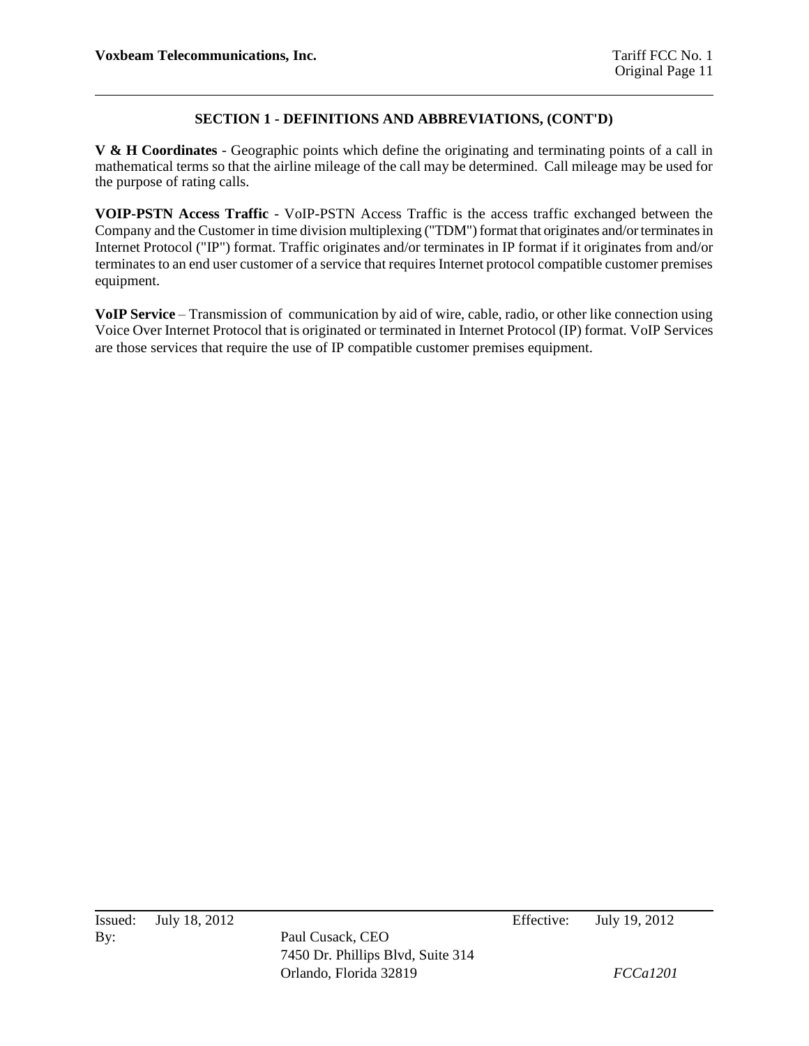## SECTION 1 - DEFINITIONS AND ABBREVIATIONS, (CONT'D)

**V & H Coordinates** - Geographic points which define the originating and terminating points of a call in mathematical terms so that the airline mileage of the call may be determined. Call mileage may be used for the purpose of rating calls.

**VOIP-PSTN Access Traffic** - VoIP-PSTN Access Traffic is the access traffic exchanged between the Company and the Customer in time division multiplexing ("TDM") format that originates and/or terminates in Internet Protocol ("IP") format. Traffic originates and/or terminates in IP format if it originates from and/or terminates to an end user customer of a service that requires Internet protocol compatible customer premises equipment.

**VoIP Service** – Transmission of communication by aid of wire, cable, radio, or other like connection using Voice Over Internet Protocol that is originated or terminated in Internet Protocol (IP) format. VoIP Services are those services that require the use of IP compatible customer premises equipment.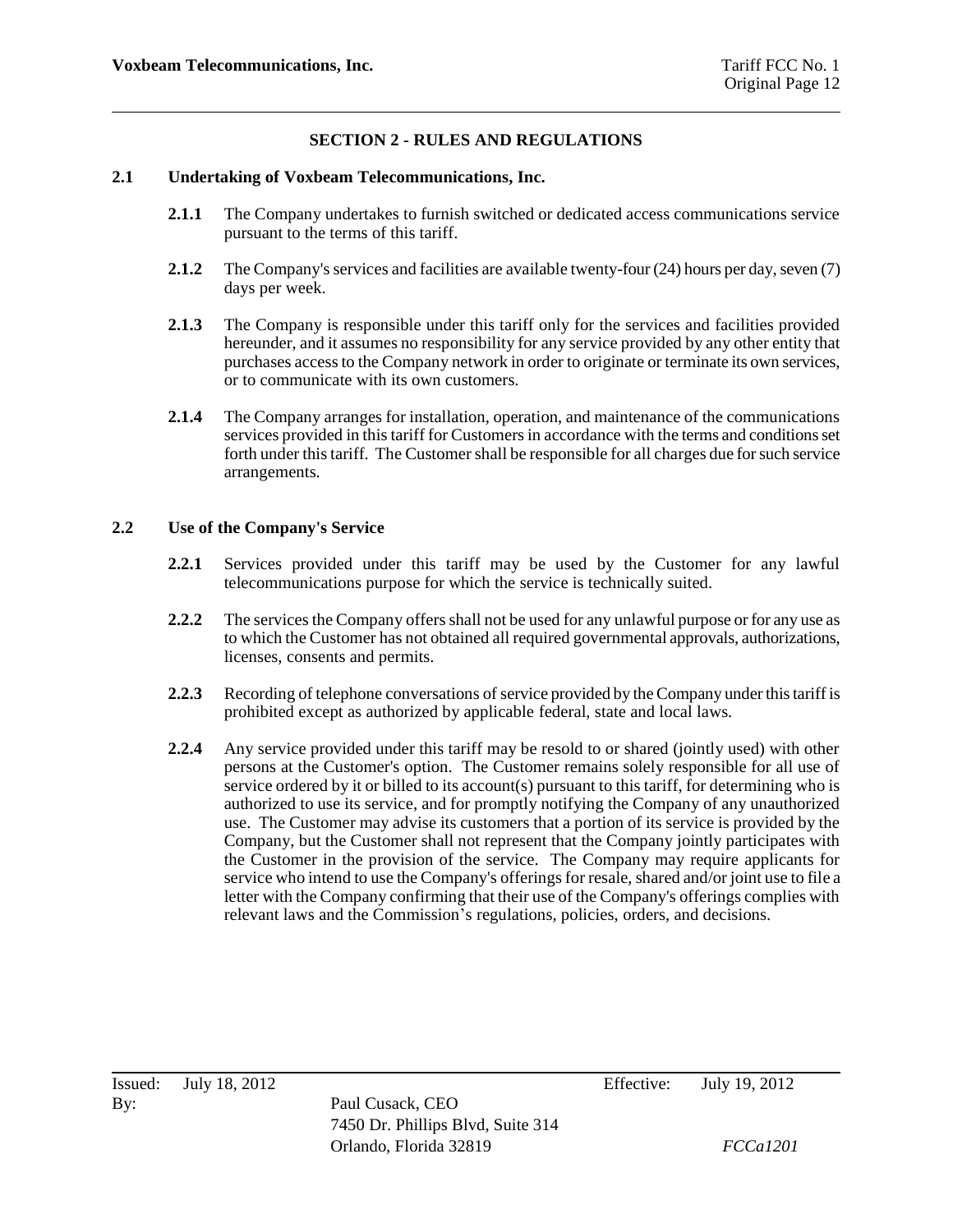## SECTION 2 - RULES AND REGULATIONS

### 2.1 Undertaking of Voxbeam Telecommunications, Inc.

**2.1.1** The Company undertakes to furnish switched or dedicated access communications service pursuant to the terms of this tariff.

**2.1.2** The Company's services and facilities are available twenty-four (24) hours per day, seven (7) days per week.

**2.1.3** The Company is responsible under this tariff only for the services and facilities provided hereunder, and it assumes no responsibility for any service provided by any other entity that purchases access to the Company network in order to originate or terminate its own services, or to communicate with its own customers.

**2.1.4** The Company arranges for installation, operation, and maintenance of the communications services provided in this tariff for Customers in accordance with the terms and conditions set forth under this tariff. The Customer shall be responsible for all charges due for such service arrangements.

### 2.2 Use of the Company's Service

**2.2.1** Services provided under this tariff may be used by the Customer for any lawful telecommunications purpose for which the service is technically suited.

**2.2.2** The services the Company offers shall not be used for any unlawful purpose or for any use as to which the Customer has not obtained all required governmental approvals, authorizations, licenses, consents and permits.

**2.2.3** Recording of telephone conversations of service provided by the Company under this tariff is prohibited except as authorized by applicable federal, state and local laws.

**2.2.4** Any service provided under this tariff may be resold to or shared (jointly used) with other persons at the Customer's option. The Customer remains solely responsible for all use of service ordered by it or billed to its account(s) pursuant to this tariff, for determining who is authorized to use its service, and for promptly notifying the Company of any unauthorized use. The Customer may advise its customers that a portion of its service is provided by the Company, but the Customer shall not represent that the Company jointly participates with the Customer in the provision of the service. The Company may require applicants for service who intend to use the Company's offerings for resale, shared and/or joint use to file a letter with the Company confirming that their use of the Company's offerings complies with relevant laws and the Commission's regulations, policies, orders, and decisions.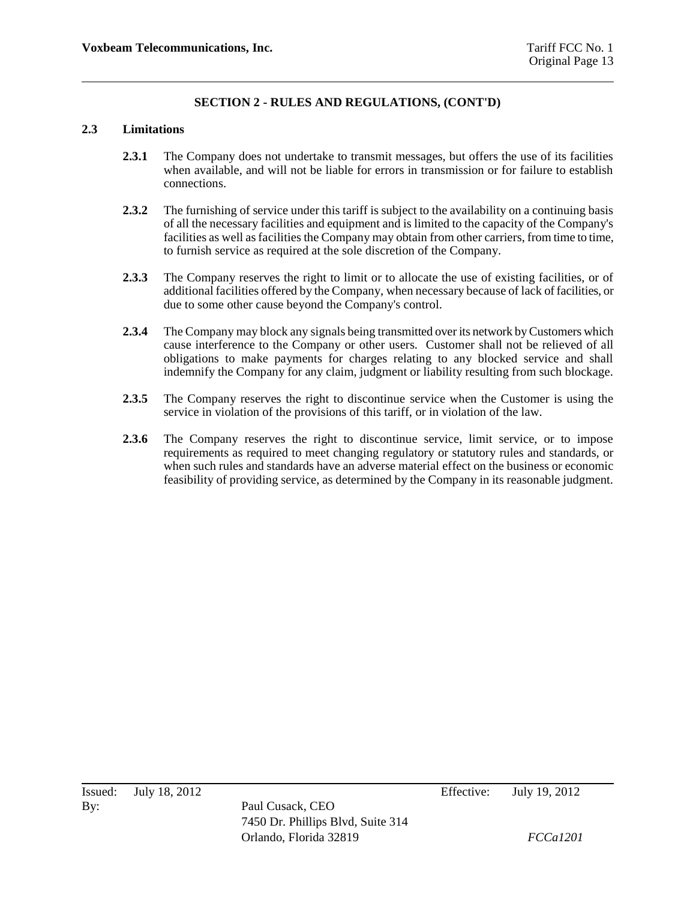## SECTION 2 - RULES AND REGULATIONS, (CONT'D)

### 2.3 Limitations

**2.3.1** The Company does not undertake to transmit messages, but offers the use of its facilities when available, and will not be liable for errors in transmission or for failure to establish connections.

**2.3.2** The furnishing of service under this tariff is subject to the availability on a continuing basis of all the necessary facilities and equipment and is limited to the capacity of the Company's facilities as well as facilities the Company may obtain from other carriers, from time to time, to furnish service as required at the sole discretion of the Company.

**2.3.3** The Company reserves the right to limit or to allocate the use of existing facilities, or of additional facilities offered by the Company, when necessary because of lack of facilities, or due to some other cause beyond the Company's control.

**2.3.4** The Company may block any signals being transmitted over its network by Customers which cause interference to the Company or other users. Customer shall not be relieved of all obligations to make payments for charges relating to any blocked service and shall indemnify the Company for any claim, judgment or liability resulting from such blockage.

**2.3.5** The Company reserves the right to discontinue service when the Customer is using the service in violation of the provisions of this tariff, or in violation of the law.

**2.3.6** The Company reserves the right to discontinue service, limit service, or to impose requirements as required to meet changing regulatory or statutory rules and standards, or when such rules and standards have an adverse material effect on the business or economic feasibility of providing service, as determined by the Company in its reasonable judgment.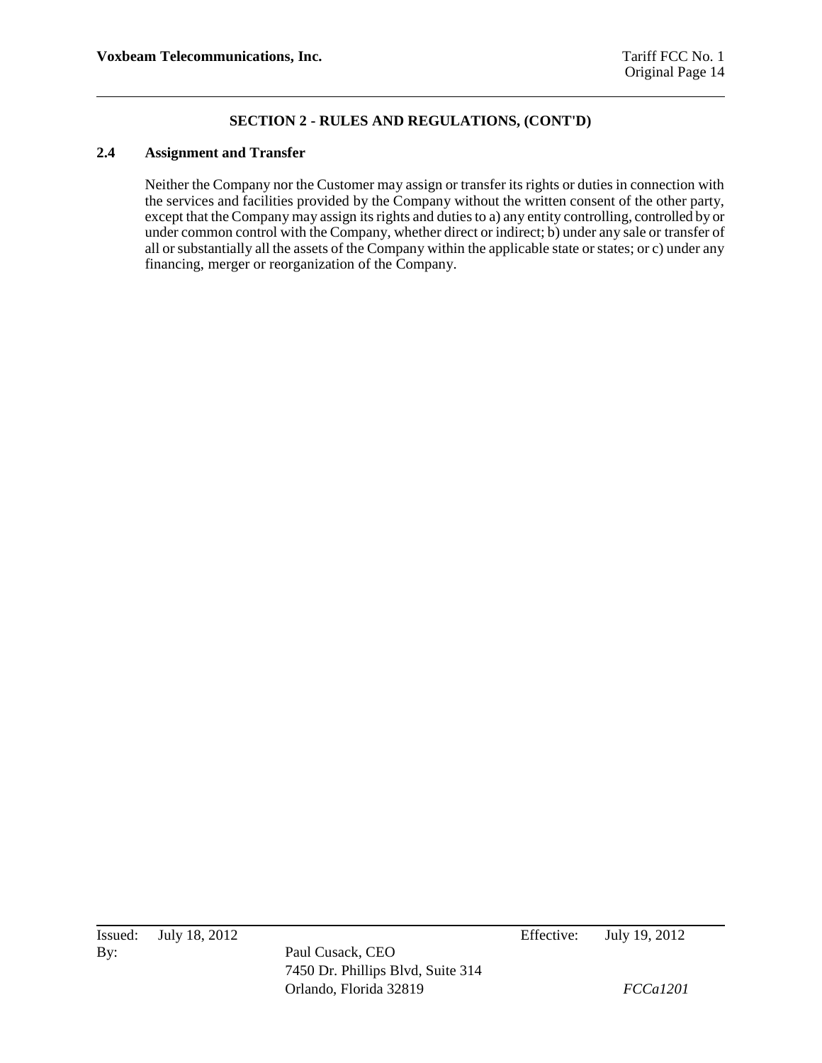## SECTION 2 - RULES AND REGULATIONS, (CONT'D)

### 2.4 Assignment and Transfer

Neither the Company nor the Customer may assign or transfer its rights or duties in connection with the services and facilities provided by the Company without the written consent of the other party, except that the Company may assign its rights and duties to a) any entity controlling, controlled by or under common control with the Company, whether direct or indirect; b) under any sale or transfer of all or substantially all the assets of the Company within the applicable state or states; or c) under any financing, merger or reorganization of the Company.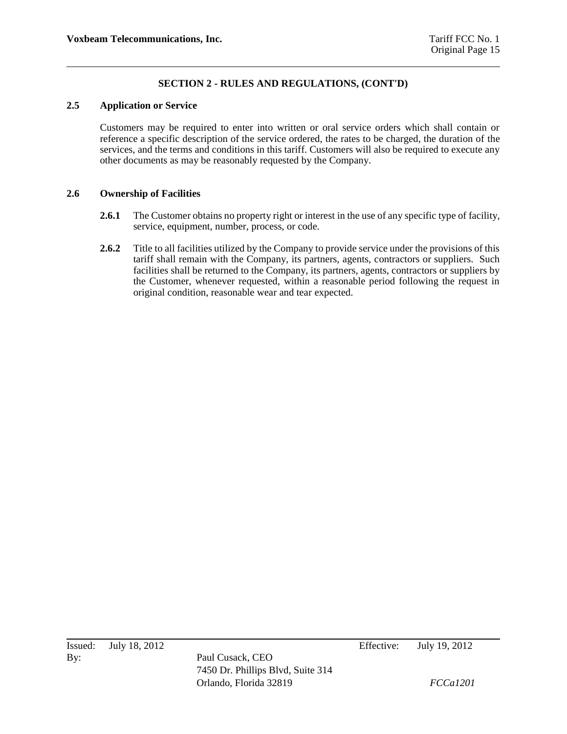## SECTION 2 - RULES AND REGULATIONS, (CONT'D)

### 2.5 Application or Service

Customers may be required to enter into written or oral service orders which shall contain or reference a specific description of the service ordered, the rates to be charged, the duration of the services, and the terms and conditions in this tariff. Customers will also be required to execute any other documents as may be reasonably requested by the Company.

### 2.6 Ownership of Facilities

**2.6.1** The Customer obtains no property right or interest in the use of any specific type of facility, service, equipment, number, process, or code.

**2.6.2** Title to all facilities utilized by the Company to provide service under the provisions of this tariff shall remain with the Company, its partners, agents, contractors or suppliers. Such facilities shall be returned to the Company, its partners, agents, contractors or suppliers by the Customer, whenever requested, within a reasonable period following the request in original condition, reasonable wear and tear expected.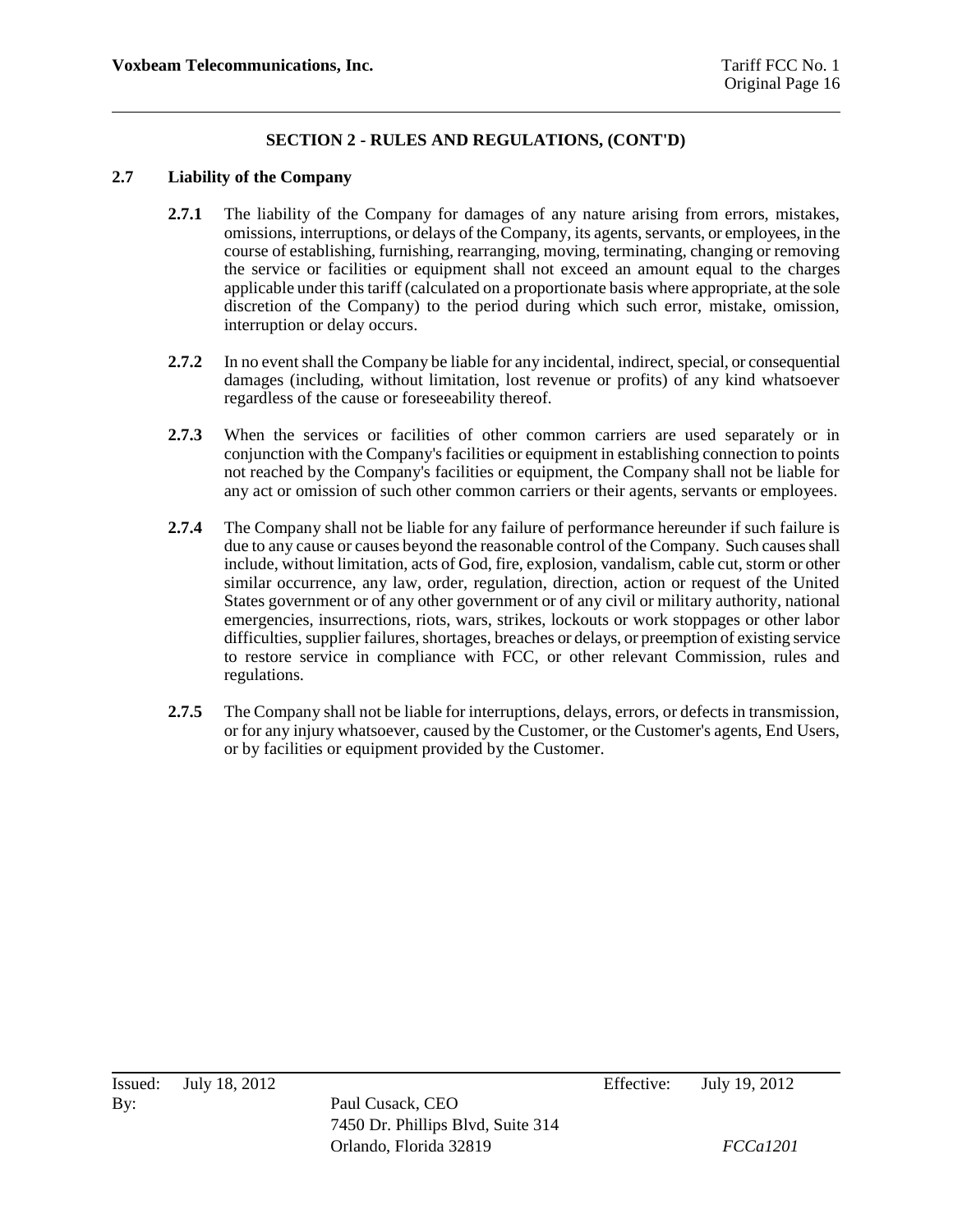## SECTION 2 - RULES AND REGULATIONS, (CONT'D)

### 2.7 Liability of the Company

**2.7.1** The liability of the Company for damages of any nature arising from errors, mistakes, omissions, interruptions, or delays of the Company, its agents, servants, or employees, in the course of establishing, furnishing, rearranging, moving, terminating, changing or removing the service or facilities or equipment shall not exceed an amount equal to the charges applicable under this tariff (calculated on a proportionate basis where appropriate, at the sole discretion of the Company) to the period during which such error, mistake, omission, interruption or delay occurs.

**2.7.2** In no event shall the Company be liable for any incidental, indirect, special, or consequential damages (including, without limitation, lost revenue or profits) of any kind whatsoever regardless of the cause or foreseeability thereof.

**2.7.3** When the services or facilities of other common carriers are used separately or in conjunction with the Company's facilities or equipment in establishing connection to points not reached by the Company's facilities or equipment, the Company shall not be liable for any act or omission of such other common carriers or their agents, servants or employees.

**2.7.4** The Company shall not be liable for any failure of performance hereunder if such failure is due to any cause or causes beyond the reasonable control of the Company. Such causes shall include, without limitation, acts of God, fire, explosion, vandalism, cable cut, storm or other similar occurrence, any law, order, regulation, direction, action or request of the United States government or of any other government or of any civil or military authority, national emergencies, insurrections, riots, wars, strikes, lockouts or work stoppages or other labor difficulties, supplier failures, shortages, breaches or delays, or preemption of existing service to restore service in compliance with FCC, or other relevant Commission, rules and regulations.

**2.7.5** The Company shall not be liable for interruptions, delays, errors, or defects in transmission, or for any injury whatsoever, caused by the Customer, or the Customer's agents, End Users, or by facilities or equipment provided by the Customer.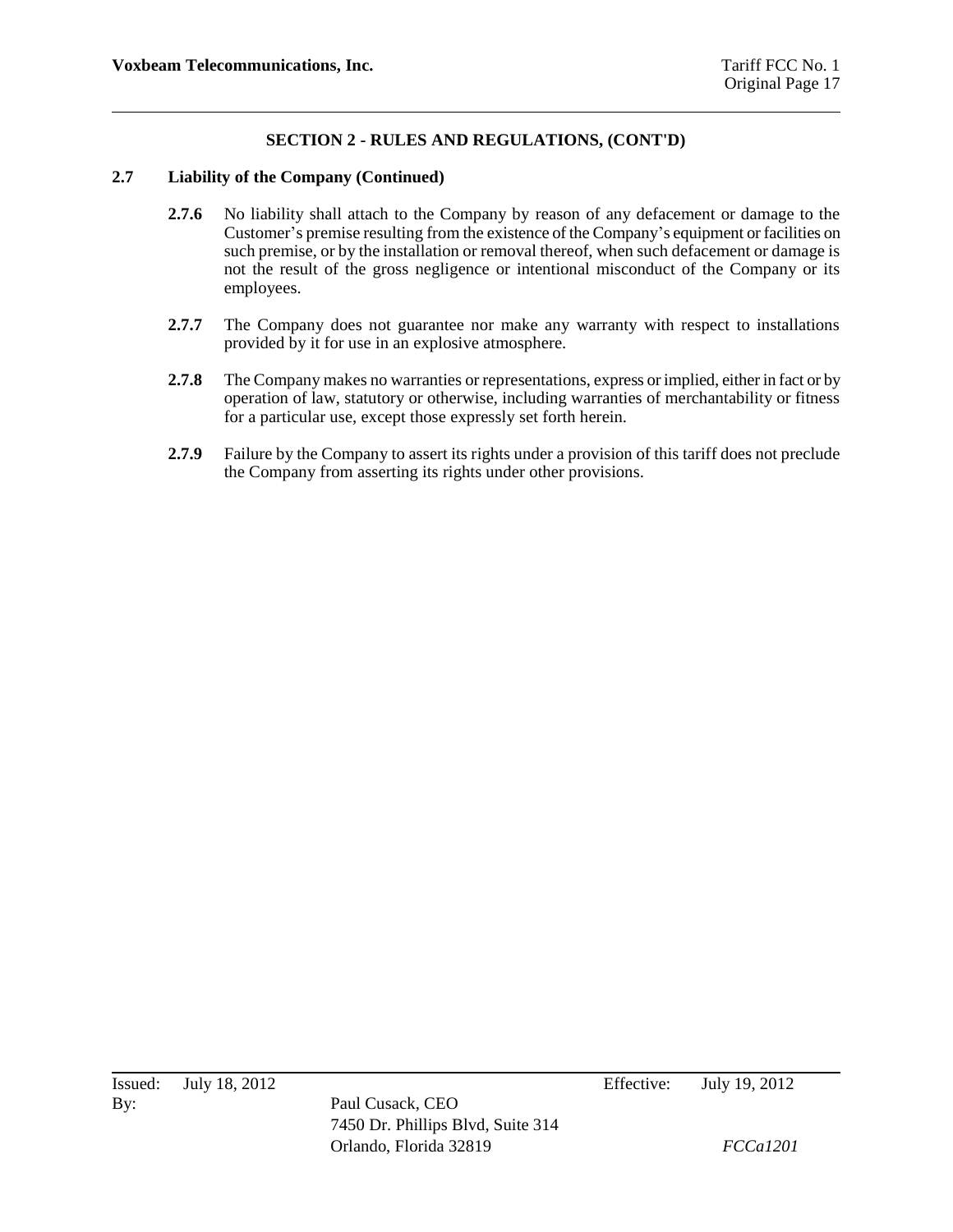## SECTION 2 - RULES AND REGULATIONS, (CONT'D)

### 2.7 Liability of the Company (Continued)

**2.7.6** No liability shall attach to the Company by reason of any defacement or damage to the Customer's premise resulting from the existence of the Company's equipment or facilities on such premise, or by the installation or removal thereof, when such defacement or damage is not the result of the gross negligence or intentional misconduct of the Company or its employees.

**2.7.7** The Company does not guarantee nor make any warranty with respect to installations provided by it for use in an explosive atmosphere.

**2.7.8** The Company makes no warranties or representations, express or implied, either in fact or by operation of law, statutory or otherwise, including warranties of merchantability or fitness for a particular use, except those expressly set forth herein.

**2.7.9** Failure by the Company to assert its rights under a provision of this tariff does not preclude the Company from asserting its rights under other provisions.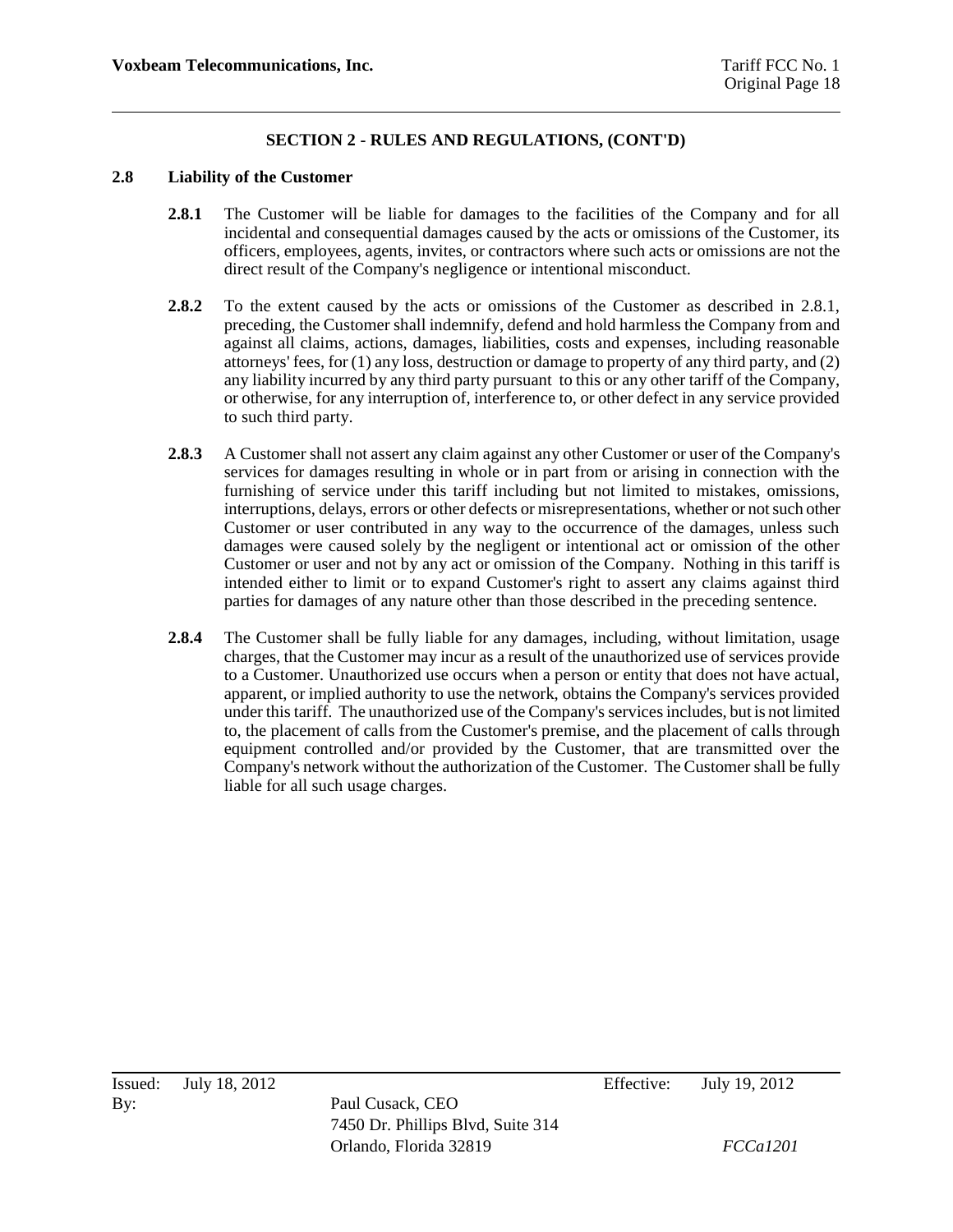## SECTION 2 - RULES AND REGULATIONS, (CONT'D)

### 2.8 Liability of the Customer

**2.8.1** The Customer will be liable for damages to the facilities of the Company and for all incidental and consequential damages caused by the acts or omissions of the Customer, its officers, employees, agents, invites, or contractors where such acts or omissions are not the direct result of the Company's negligence or intentional misconduct.

**2.8.2** To the extent caused by the acts or omissions of the Customer as described in 2.8.1, preceding, the Customer shall indemnify, defend and hold harmless the Company from and against all claims, actions, damages, liabilities, costs and expenses, including reasonable attorneys' fees, for (1) any loss, destruction or damage to property of any third party, and (2) any liability incurred by any third party pursuant to this or any other tariff of the Company, or otherwise, for any interruption of, interference to, or other defect in any service provided to such third party.

**2.8.3** A Customer shall not assert any claim against any other Customer or user of the Company's services for damages resulting in whole or in part from or arising in connection with the furnishing of service under this tariff including but not limited to mistakes, omissions, interruptions, delays, errors or other defects or misrepresentations, whether or not such other Customer or user contributed in any way to the occurrence of the damages, unless such damages were caused solely by the negligent or intentional act or omission of the other Customer or user and not by any act or omission of the Company. Nothing in this tariff is intended either to limit or to expand Customer's right to assert any claims against third parties for damages of any nature other than those described in the preceding sentence.

**2.8.4** The Customer shall be fully liable for any damages, including, without limitation, usage charges, that the Customer may incur as a result of the unauthorized use of services provide to a Customer. Unauthorized use occurs when a person or entity that does not have actual, apparent, or implied authority to use the network, obtains the Company's services provided under this tariff. The unauthorized use of the Company's services includes, but is not limited to, the placement of calls from the Customer's premise, and the placement of calls through equipment controlled and/or provided by the Customer, that are transmitted over the Company's network without the authorization of the Customer. The Customer shall be fully liable for all such usage charges.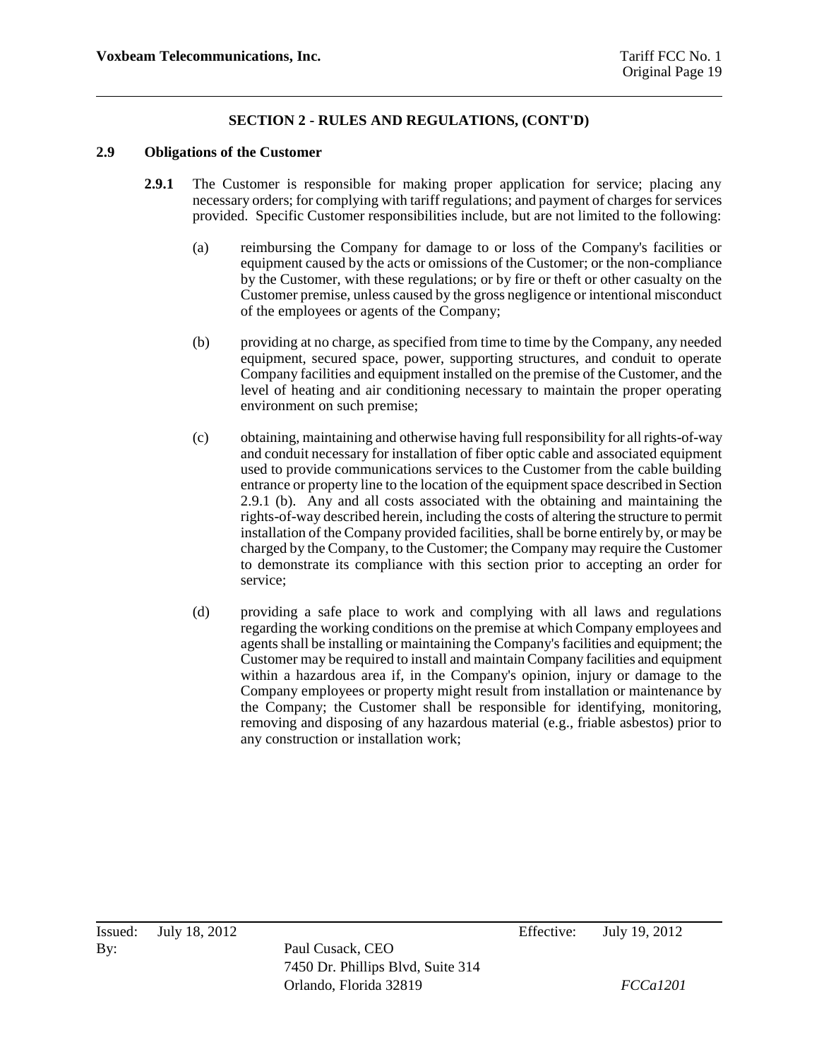## SECTION 2 - RULES AND REGULATIONS, (CONT'D)

### 2.9 Obligations of the Customer

**2.9.1** The Customer is responsible for making proper application for service; placing any necessary orders; for complying with tariff regulations; and payment of charges for services provided. Specific Customer responsibilities include, but are not limited to the following:

(a) reimbursing the Company for damage to or loss of the Company's facilities or equipment caused by the acts or omissions of the Customer; or the non-compliance by the Customer, with these regulations; or by fire or theft or other casualty on the Customer premise, unless caused by the gross negligence or intentional misconduct of the employees or agents of the Company;

(b) providing at no charge, as specified from time to time by the Company, any needed equipment, secured space, power, supporting structures, and conduit to operate Company facilities and equipment installed on the premise of the Customer, and the level of heating and air conditioning necessary to maintain the proper operating environment on such premise;

(c) obtaining, maintaining and otherwise having full responsibility for all rights-of-way and conduit necessary for installation of fiber optic cable and associated equipment used to provide communications services to the Customer from the cable building entrance or property line to the location of the equipment space described in Section 2.9.1 (b). Any and all costs associated with the obtaining and maintaining the rights-of-way described herein, including the costs of altering the structure to permit installation of the Company provided facilities, shall be borne entirely by, or may be charged by the Company, to the Customer; the Company may require the Customer to demonstrate its compliance with this section prior to accepting an order for service;

(d) providing a safe place to work and complying with all laws and regulations regarding the working conditions on the premise at which Company employees and agents shall be installing or maintaining the Company's facilities and equipment; the Customer may be required to install and maintain Company facilities and equipment within a hazardous area if, in the Company's opinion, injury or damage to the Company employees or property might result from installation or maintenance by the Company; the Customer shall be responsible for identifying, monitoring, removing and disposing of any hazardous material (e.g., friable asbestos) prior to any construction or installation work;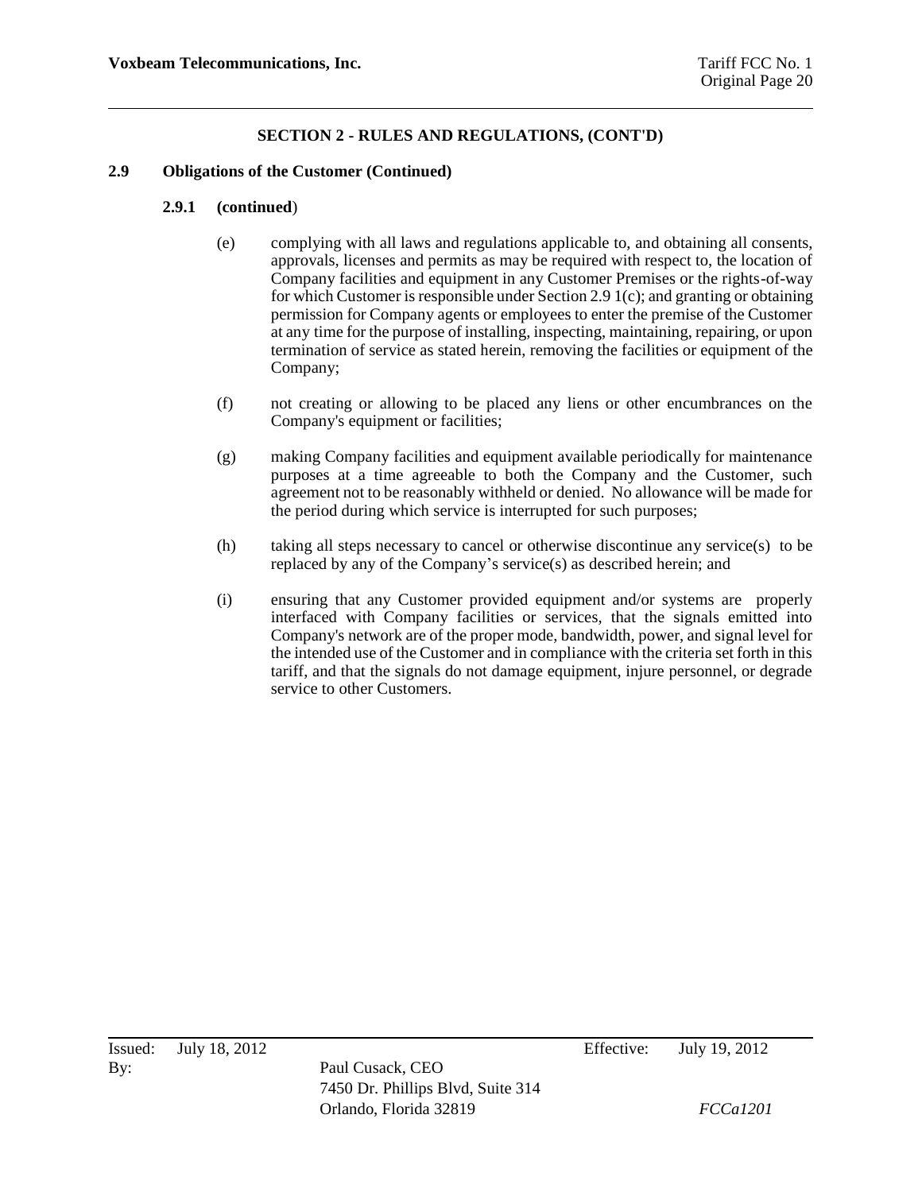## SECTION 2 - RULES AND REGULATIONS, (CONT'D)

### 2.9 Obligations of the Customer (Continued)

#### 2.9.1 (continued)

(e) complying with all laws and regulations applicable to, and obtaining all consents, approvals, licenses and permits as may be required with respect to, the location of Company facilities and equipment in any Customer Premises or the rights-of-way for which Customer is responsible under Section 2.9 1(c); and granting or obtaining permission for Company agents or employees to enter the premise of the Customer at any time for the purpose of installing, inspecting, maintaining, repairing, or upon termination of service as stated herein, removing the facilities or equipment of the Company;

(f) not creating or allowing to be placed any liens or other encumbrances on the Company's equipment or facilities;

(g) making Company facilities and equipment available periodically for maintenance purposes at a time agreeable to both the Company and the Customer, such agreement not to be reasonably withheld or denied. No allowance will be made for the period during which service is interrupted for such purposes;

(h) taking all steps necessary to cancel or otherwise discontinue any service(s) to be replaced by any of the Company's service(s) as described herein; and

(i) ensuring that any Customer provided equipment and/or systems are properly interfaced with Company facilities or services, that the signals emitted into Company's network are of the proper mode, bandwidth, power, and signal level for the intended use of the Customer and in compliance with the criteria set forth in this tariff, and that the signals do not damage equipment, injure personnel, or degrade service to other Customers.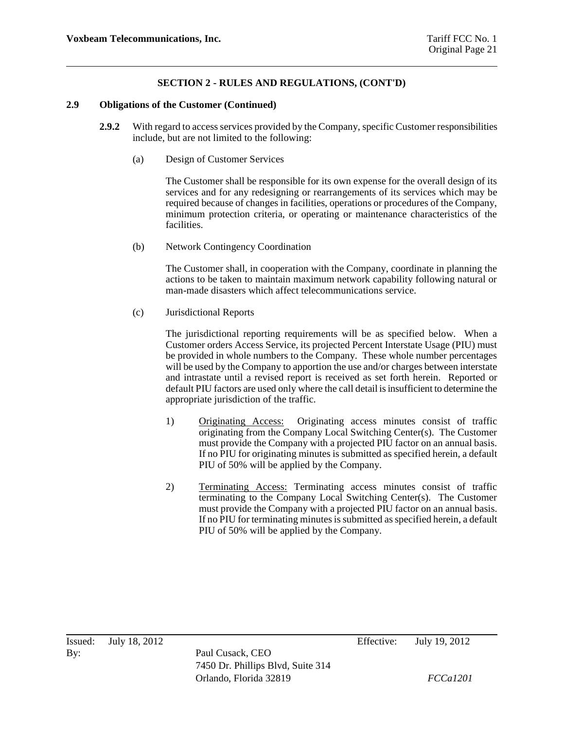## SECTION 2 - RULES AND REGULATIONS, (CONT'D)

### 2.9 Obligations of the Customer (Continued)

**2.9.2** With regard to access services provided by the Company, specific Customer responsibilities include, but are not limited to the following:

(a) Design of Customer Services

The Customer shall be responsible for its own expense for the overall design of its services and for any redesigning or rearrangements of its services which may be required because of changes in facilities, operations or procedures of the Company, minimum protection criteria, or operating or maintenance characteristics of the facilities.

(b) Network Contingency Coordination

The Customer shall, in cooperation with the Company, coordinate in planning the actions to be taken to maintain maximum network capability following natural or man-made disasters which affect telecommunications service.

(c) Jurisdictional Reports

The jurisdictional reporting requirements will be as specified below. When a Customer orders Access Service, its projected Percent Interstate Usage (PIU) must be provided in whole numbers to the Company. These whole number percentages will be used by the Company to apportion the use and/or charges between interstate and intrastate until a revised report is received as set forth herein. Reported or default PIU factors are used only where the call detail is insufficient to determine the appropriate jurisdiction of the traffic.

1) Originating Access: Originating access minutes consist of traffic originating from the Company Local Switching Center(s). The Customer must provide the Company with a projected PIU factor on an annual basis. If no PIU for originating minutes is submitted as specified herein, a default PIU of 50% will be applied by the Company.

2) Terminating Access: Terminating access minutes consist of traffic terminating to the Company Local Switching Center(s). The Customer must provide the Company with a projected PIU factor on an annual basis. If no PIU for terminating minutes is submitted as specified herein, a default PIU of 50% will be applied by the Company.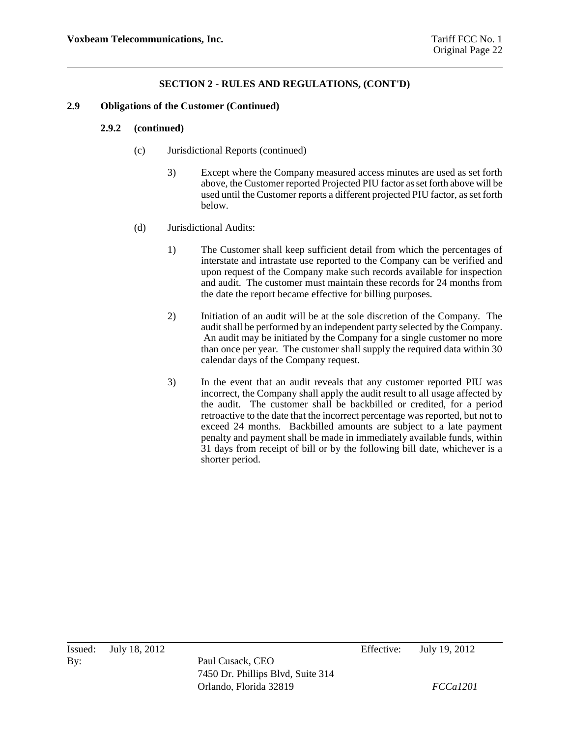## SECTION 2 - RULES AND REGULATIONS, (CONT'D)

### 2.9 Obligations of the Customer (Continued)

#### 2.9.2 (continued)

(c) Jurisdictional Reports (continued)

3) Except where the Company measured access minutes are used as set forth above, the Customer reported Projected PIU factor as set forth above will be used until the Customer reports a different projected PIU factor, as set forth below.

(d) Jurisdictional Audits:

1) The Customer shall keep sufficient detail from which the percentages of interstate and intrastate use reported to the Company can be verified and upon request of the Company make such records available for inspection and audit. The customer must maintain these records for 24 months from the date the report became effective for billing purposes.

2) Initiation of an audit will be at the sole discretion of the Company. The audit shall be performed by an independent party selected by the Company. An audit may be initiated by the Company for a single customer no more than once per year. The customer shall supply the required data within 30 calendar days of the Company request.

3) In the event that an audit reveals that any customer reported PIU was incorrect, the Company shall apply the audit result to all usage affected by the audit. The customer shall be backbilled or credited, for a period retroactive to the date that the incorrect percentage was reported, but not to exceed 24 months. Backbilled amounts are subject to a late payment penalty and payment shall be made in immediately available funds, within 31 days from receipt of bill or by the following bill date, whichever is a shorter period.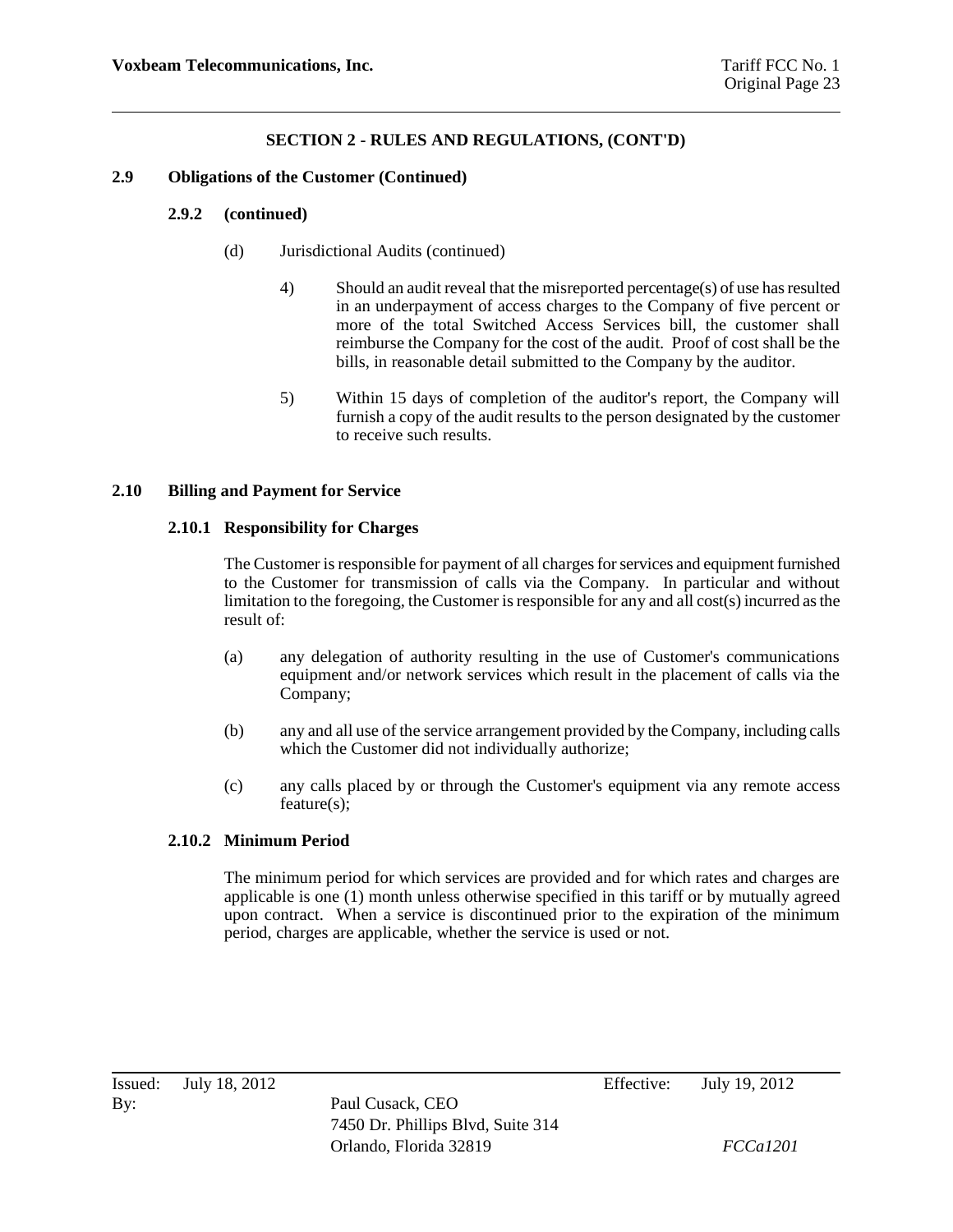## SECTION 2 - RULES AND REGULATIONS, (CONT'D)

### 2.9 Obligations of the Customer (Continued)

#### 2.9.2 (continued)

(d) Jurisdictional Audits (continued)

4) Should an audit reveal that the misreported percentage(s) of use has resulted in an underpayment of access charges to the Company of five percent or more of the total Switched Access Services bill, the customer shall reimburse the Company for the cost of the audit. Proof of cost shall be the bills, in reasonable detail submitted to the Company by the auditor.

5) Within 15 days of completion of the auditor's report, the Company will furnish a copy of the audit results to the person designated by the customer to receive such results.

### 2.10 Billing and Payment for Service

#### 2.10.1 Responsibility for Charges

The Customer is responsible for payment of all charges for services and equipment furnished to the Customer for transmission of calls via the Company. In particular and without limitation to the foregoing, the Customer is responsible for any and all cost(s) incurred as the result of:

(a) any delegation of authority resulting in the use of Customer's communications equipment and/or network services which result in the placement of calls via the Company;

(b) any and all use of the service arrangement provided by the Company, including calls which the Customer did not individually authorize;

(c) any calls placed by or through the Customer's equipment via any remote access feature(s);

#### 2.10.2 Minimum Period

The minimum period for which services are provided and for which rates and charges are applicable is one (1) month unless otherwise specified in this tariff or by mutually agreed upon contract. When a service is discontinued prior to the expiration of the minimum period, charges are applicable, whether the service is used or not.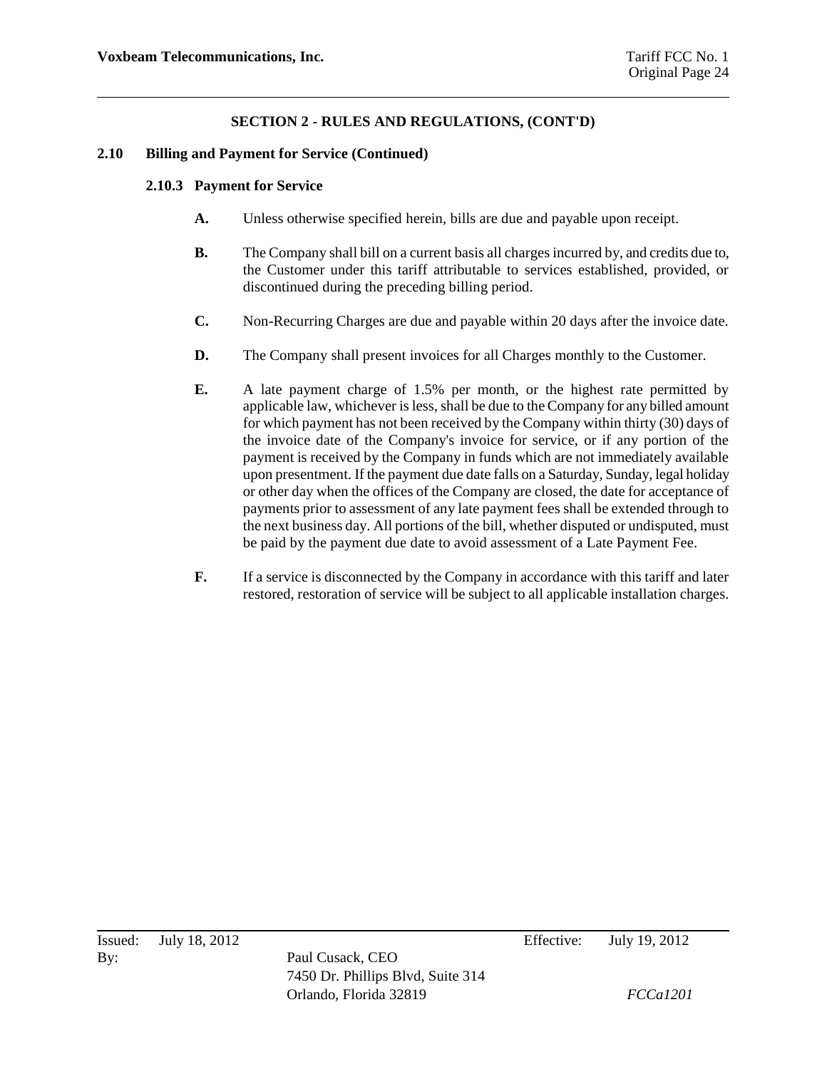## SECTION 2 - RULES AND REGULATIONS, (CONT'D)

### 2.10 Billing and Payment for Service (Continued)

#### 2.10.3 Payment for Service

**A.** Unless otherwise specified herein, bills are due and payable upon receipt.

**B.** The Company shall bill on a current basis all charges incurred by, and credits due to, the Customer under this tariff attributable to services established, provided, or discontinued during the preceding billing period.

**C.** Non-Recurring Charges are due and payable within 20 days after the invoice date.

**D.** The Company shall present invoices for all Charges monthly to the Customer.

**E.** A late payment charge of 1.5% per month, or the highest rate permitted by applicable law, whichever is less, shall be due to the Company for any billed amount for which payment has not been received by the Company within thirty (30) days of the invoice date of the Company's invoice for service, or if any portion of the payment is received by the Company in funds which are not immediately available upon presentment. If the payment due date falls on a Saturday, Sunday, legal holiday or other day when the offices of the Company are closed, the date for acceptance of payments prior to assessment of any late payment fees shall be extended through to the next business day. All portions of the bill, whether disputed or undisputed, must be paid by the payment due date to avoid assessment of a Late Payment Fee.

**F.** If a service is disconnected by the Company in accordance with this tariff and later restored, restoration of service will be subject to all applicable installation charges.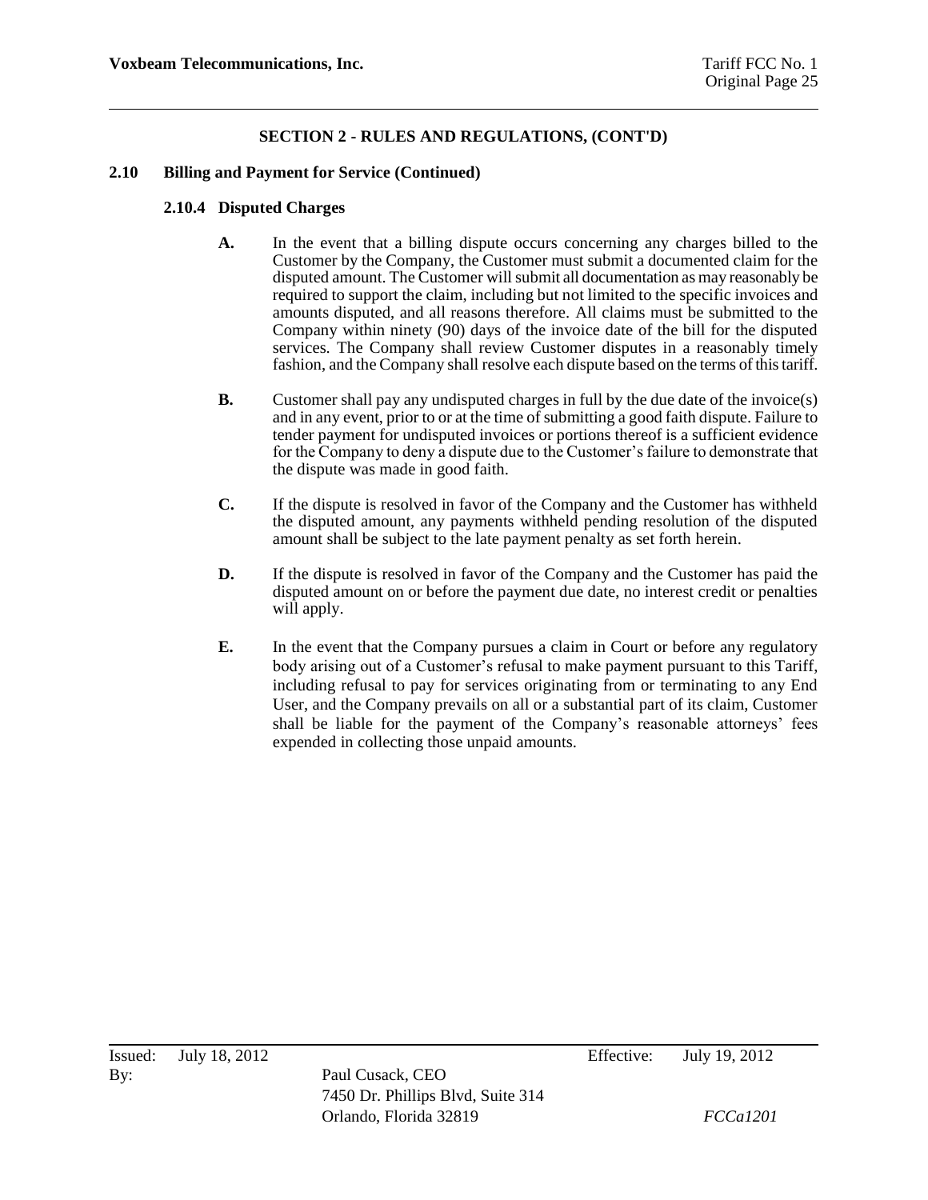## SECTION 2 - RULES AND REGULATIONS, (CONT'D)

### 2.10 Billing and Payment for Service (Continued)

#### 2.10.4 Disputed Charges

**A.** In the event that a billing dispute occurs concerning any charges billed to the Customer by the Company, the Customer must submit a documented claim for the disputed amount. The Customer will submit all documentation as may reasonably be required to support the claim, including but not limited to the specific invoices and amounts disputed, and all reasons therefore. All claims must be submitted to the Company within ninety (90) days of the invoice date of the bill for the disputed services. The Company shall review Customer disputes in a reasonably timely fashion, and the Company shall resolve each dispute based on the terms of this tariff.

**B.** Customer shall pay any undisputed charges in full by the due date of the invoice(s) and in any event, prior to or at the time of submitting a good faith dispute. Failure to tender payment for undisputed invoices or portions thereof is a sufficient evidence for the Company to deny a dispute due to the Customer's failure to demonstrate that the dispute was made in good faith.

**C.** If the dispute is resolved in favor of the Company and the Customer has withheld the disputed amount, any payments withheld pending resolution of the disputed amount shall be subject to the late payment penalty as set forth herein.

**D.** If the dispute is resolved in favor of the Company and the Customer has paid the disputed amount on or before the payment due date, no interest credit or penalties will apply.

**E.** In the event that the Company pursues a claim in Court or before any regulatory body arising out of a Customer's refusal to make payment pursuant to this Tariff, including refusal to pay for services originating from or terminating to any End User, and the Company prevails on all or a substantial part of its claim, Customer shall be liable for the payment of the Company's reasonable attorneys' fees expended in collecting those unpaid amounts.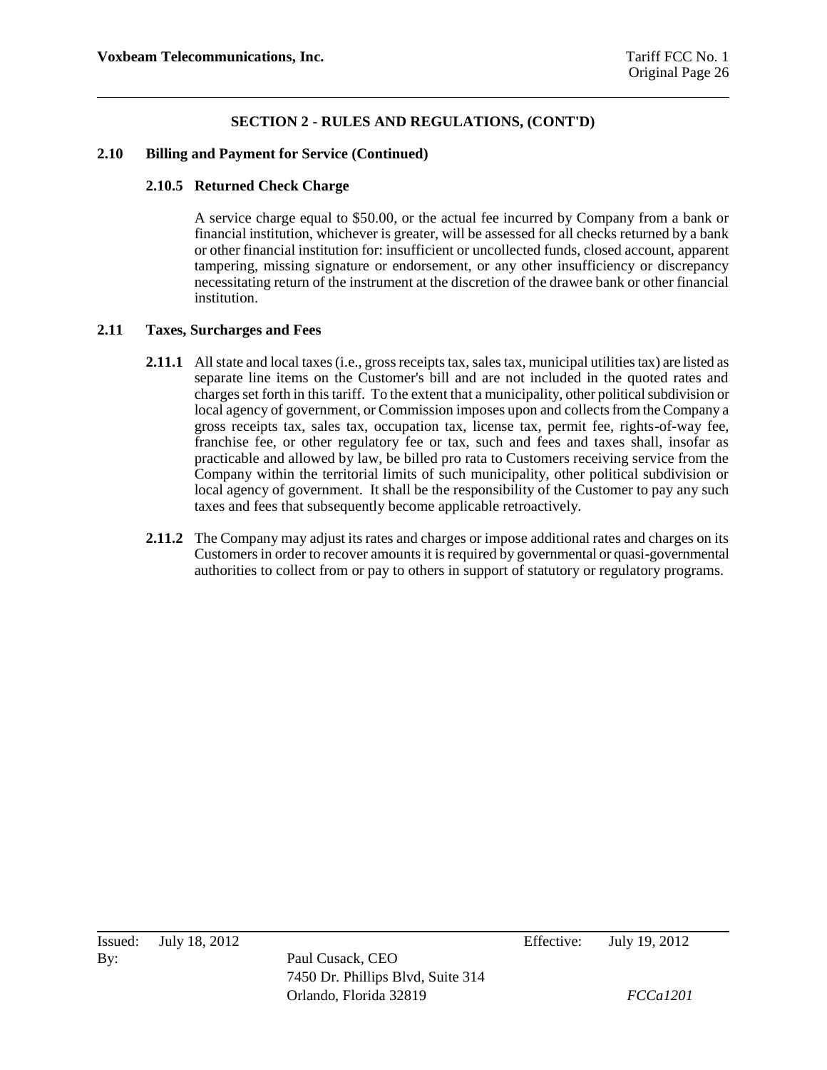## SECTION 2 - RULES AND REGULATIONS, (CONT'D)

### 2.10 Billing and Payment for Service (Continued)

#### 2.10.5 Returned Check Charge

A service charge equal to $50.00, or the actual fee incurred by Company from a bank or financial institution, whichever is greater, will be assessed for all checks returned by a bank or other financial institution for: insufficient or uncollected funds, closed account, apparent tampering, missing signature or endorsement, or any other insufficiency or discrepancy necessitating return of the instrument at the discretion of the drawee bank or other financial institution.

### 2.11 Taxes, Surcharges and Fees

**2.11.1** All state and local taxes (i.e., gross receipts tax, sales tax, municipal utilities tax) are listed as separate line items on the Customer's bill and are not included in the quoted rates and charges set forth in this tariff. To the extent that a municipality, other political subdivision or local agency of government, or Commission imposes upon and collects from the Company a gross receipts tax, sales tax, occupation tax, license tax, permit fee, rights-of-way fee, franchise fee, or other regulatory fee or tax, such and fees and taxes shall, insofar as practicable and allowed by law, be billed pro rata to Customers receiving service from the Company within the territorial limits of such municipality, other political subdivision or local agency of government. It shall be the responsibility of the Customer to pay any such taxes and fees that subsequently become applicable retroactively.

**2.11.2** The Company may adjust its rates and charges or impose additional rates and charges on its Customers in order to recover amounts it is required by governmental or quasi-governmental authorities to collect from or pay to others in support of statutory or regulatory programs.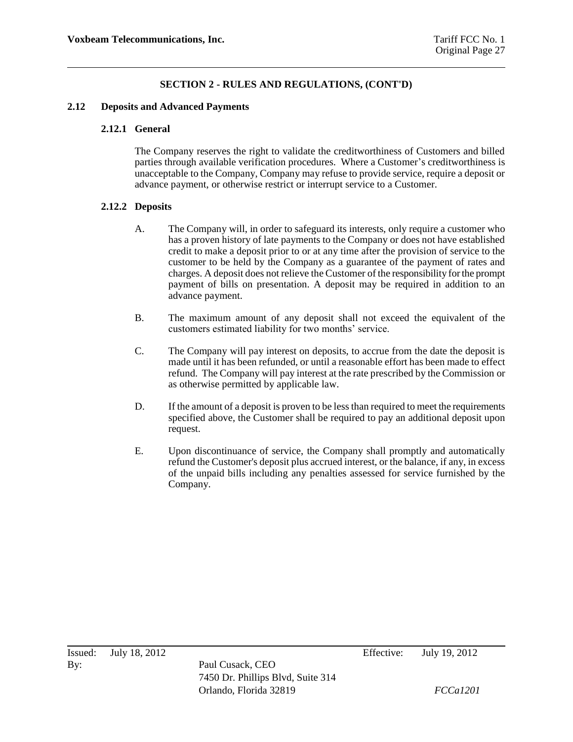## SECTION 2 - RULES AND REGULATIONS, (CONT'D)

### 2.12 Deposits and Advanced Payments

#### 2.12.1 General

The Company reserves the right to validate the creditworthiness of Customers and billed parties through available verification procedures. Where a Customer's creditworthiness is unacceptable to the Company, Company may refuse to provide service, require a deposit or advance payment, or otherwise restrict or interrupt service to a Customer.

#### 2.12.2 Deposits

A. The Company will, in order to safeguard its interests, only require a customer who has a proven history of late payments to the Company or does not have established credit to make a deposit prior to or at any time after the provision of service to the customer to be held by the Company as a guarantee of the payment of rates and charges. A deposit does not relieve the Customer of the responsibility for the prompt payment of bills on presentation. A deposit may be required in addition to an advance payment.

B. The maximum amount of any deposit shall not exceed the equivalent of the customers estimated liability for two months' service.

C. The Company will pay interest on deposits, to accrue from the date the deposit is made until it has been refunded, or until a reasonable effort has been made to effect refund. The Company will pay interest at the rate prescribed by the Commission or as otherwise permitted by applicable law.

D. If the amount of a deposit is proven to be less than required to meet the requirements specified above, the Customer shall be required to pay an additional deposit upon request.

E. Upon discontinuance of service, the Company shall promptly and automatically refund the Customer's deposit plus accrued interest, or the balance, if any, in excess of the unpaid bills including any penalties assessed for service furnished by the Company.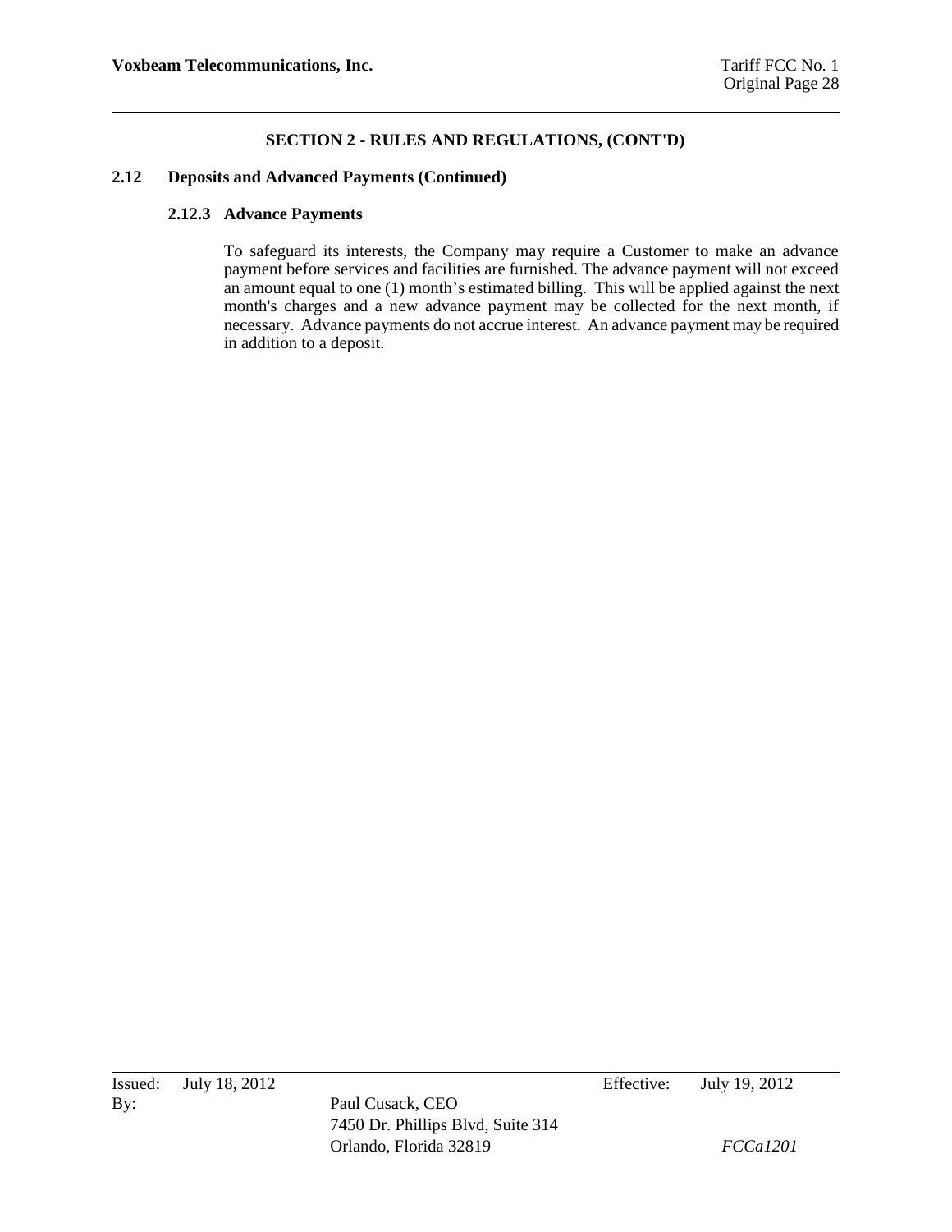## SECTION 2 - RULES AND REGULATIONS, (CONT'D)

### 2.12 Deposits and Advanced Payments (Continued)

#### 2.12.3 Advance Payments

To safeguard its interests, the Company may require a Customer to make an advance payment before services and facilities are furnished. The advance payment will not exceed an amount equal to one (1) month's estimated billing. This will be applied against the next month's charges and a new advance payment may be collected for the next month, if necessary. Advance payments do not accrue interest. An advance payment may be required in addition to a deposit.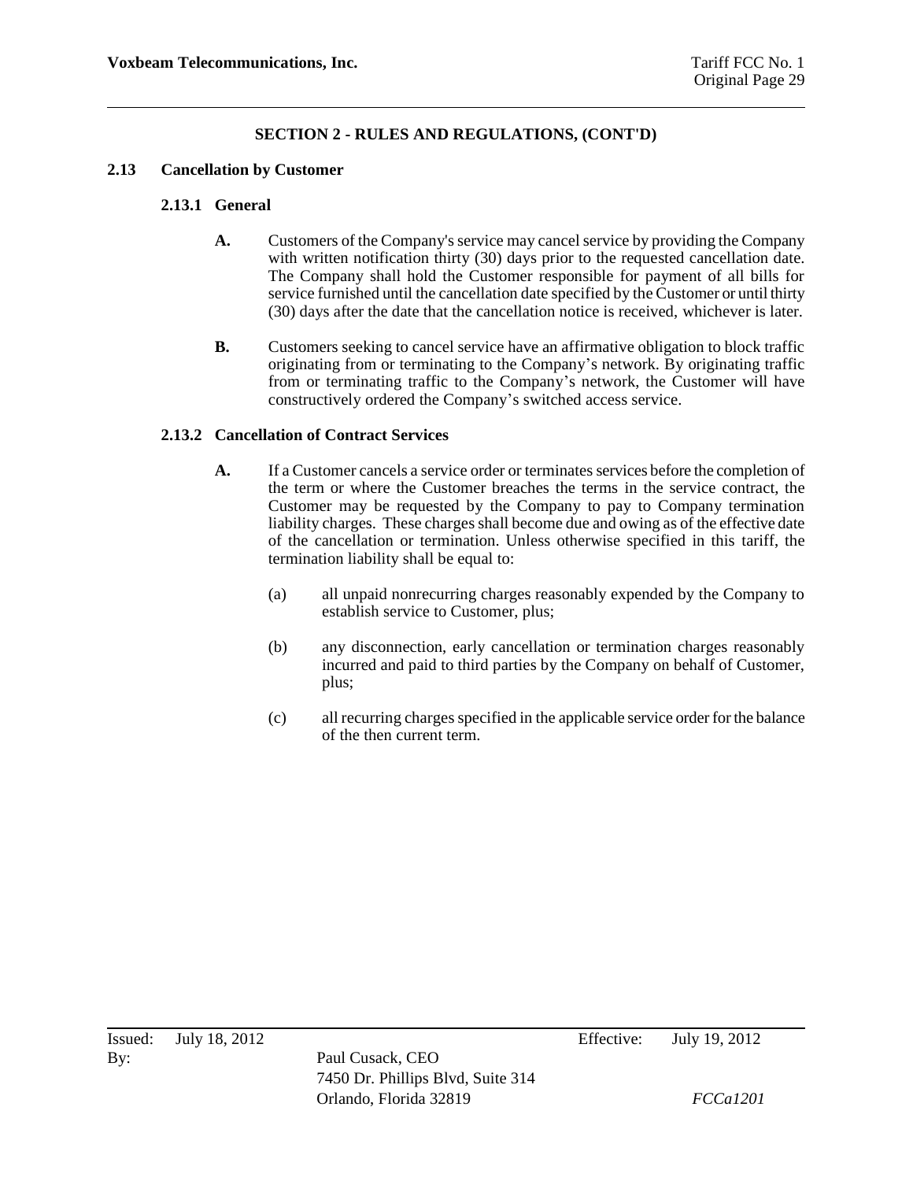## SECTION 2 - RULES AND REGULATIONS, (CONT'D)

### 2.13 Cancellation by Customer

#### 2.13.1 General

**A.** Customers of the Company's service may cancel service by providing the Company with written notification thirty (30) days prior to the requested cancellation date. The Company shall hold the Customer responsible for payment of all bills for service furnished until the cancellation date specified by the Customer or until thirty (30) days after the date that the cancellation notice is received, whichever is later.

**B.** Customers seeking to cancel service have an affirmative obligation to block traffic originating from or terminating to the Company's network. By originating traffic from or terminating traffic to the Company's network, the Customer will have constructively ordered the Company's switched access service.

#### 2.13.2 Cancellation of Contract Services

**A.** If a Customer cancels a service order or terminates services before the completion of the term or where the Customer breaches the terms in the service contract, the Customer may be requested by the Company to pay to Company termination liability charges. These charges shall become due and owing as of the effective date of the cancellation or termination. Unless otherwise specified in this tariff, the termination liability shall be equal to:

(a) all unpaid nonrecurring charges reasonably expended by the Company to establish service to Customer, plus;

(b) any disconnection, early cancellation or termination charges reasonably incurred and paid to third parties by the Company on behalf of Customer, plus;

(c) all recurring charges specified in the applicable service order for the balance of the then current term.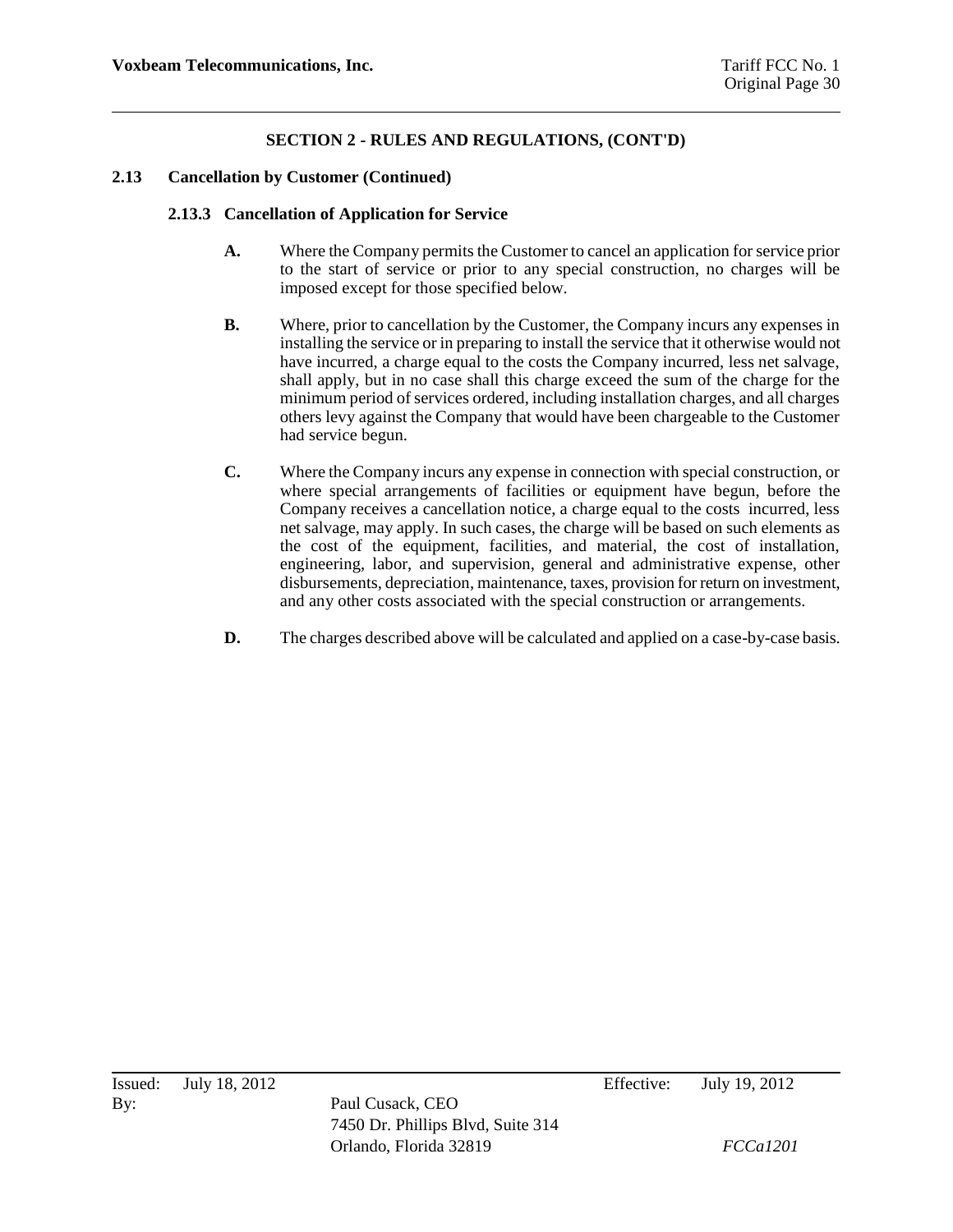## SECTION 2 - RULES AND REGULATIONS, (CONT'D)

### 2.13 Cancellation by Customer (Continued)

#### 2.13.3 Cancellation of Application for Service

**A.** Where the Company permits the Customer to cancel an application for service prior to the start of service or prior to any special construction, no charges will be imposed except for those specified below.

**B.** Where, prior to cancellation by the Customer, the Company incurs any expenses in installing the service or in preparing to install the service that it otherwise would not have incurred, a charge equal to the costs the Company incurred, less net salvage, shall apply, but in no case shall this charge exceed the sum of the charge for the minimum period of services ordered, including installation charges, and all charges others levy against the Company that would have been chargeable to the Customer had service begun.

**C.** Where the Company incurs any expense in connection with special construction, or where special arrangements of facilities or equipment have begun, before the Company receives a cancellation notice, a charge equal to the costs incurred, less net salvage, may apply. In such cases, the charge will be based on such elements as the cost of the equipment, facilities, and material, the cost of installation, engineering, labor, and supervision, general and administrative expense, other disbursements, depreciation, maintenance, taxes, provision for return on investment, and any other costs associated with the special construction or arrangements.

**D.** The charges described above will be calculated and applied on a case-by-case basis.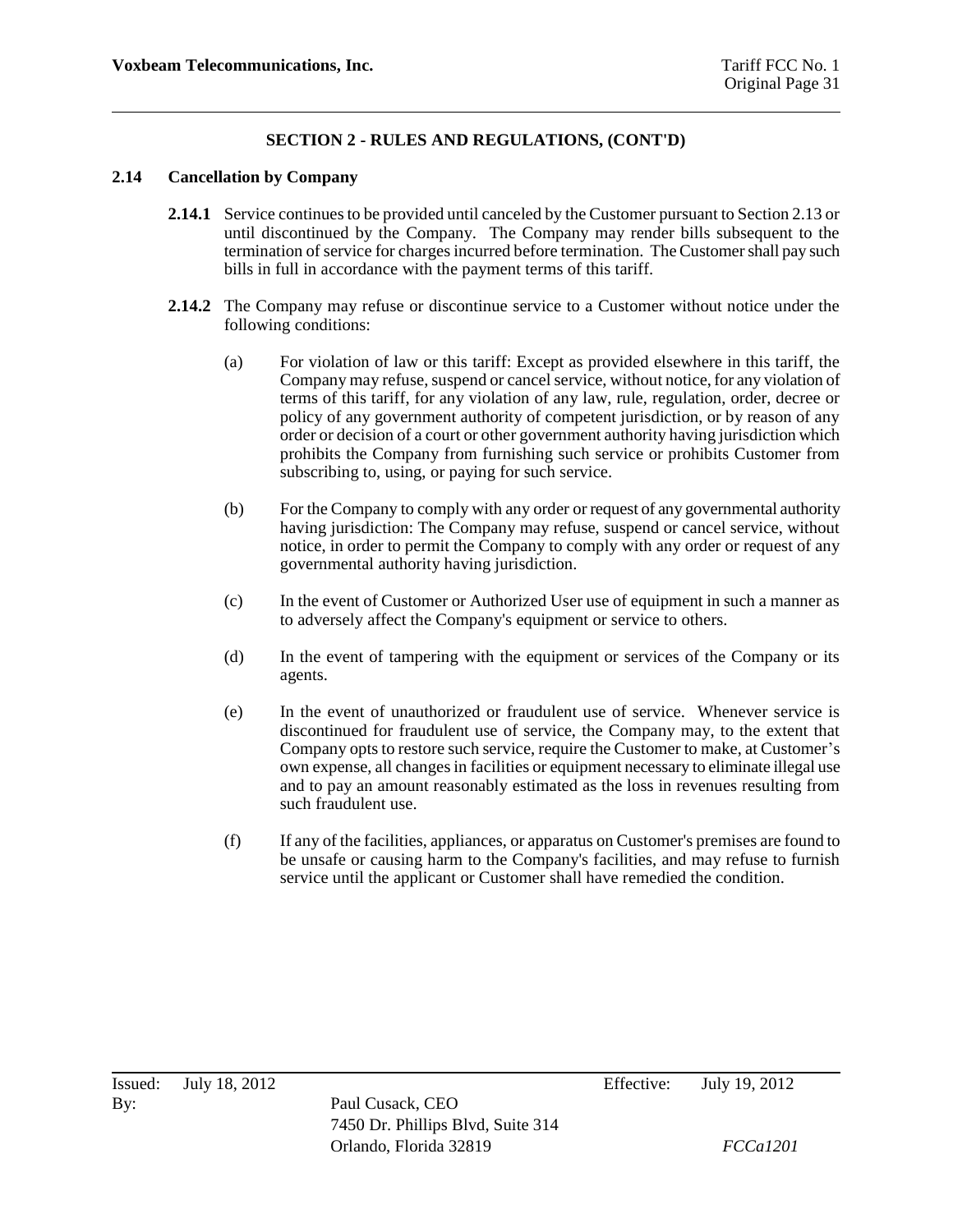## SECTION 2 - RULES AND REGULATIONS, (CONT'D)

### 2.14 Cancellation by Company

**2.14.1** Service continues to be provided until canceled by the Customer pursuant to Section 2.13 or until discontinued by the Company. The Company may render bills subsequent to the termination of service for charges incurred before termination. The Customer shall pay such bills in full in accordance with the payment terms of this tariff.

**2.14.2** The Company may refuse or discontinue service to a Customer without notice under the following conditions:

(a) For violation of law or this tariff: Except as provided elsewhere in this tariff, the Company may refuse, suspend or cancel service, without notice, for any violation of terms of this tariff, for any violation of any law, rule, regulation, order, decree or policy of any government authority of competent jurisdiction, or by reason of any order or decision of a court or other government authority having jurisdiction which prohibits the Company from furnishing such service or prohibits Customer from subscribing to, using, or paying for such service.

(b) For the Company to comply with any order or request of any governmental authority having jurisdiction: The Company may refuse, suspend or cancel service, without notice, in order to permit the Company to comply with any order or request of any governmental authority having jurisdiction.

(c) In the event of Customer or Authorized User use of equipment in such a manner as to adversely affect the Company's equipment or service to others.

(d) In the event of tampering with the equipment or services of the Company or its agents.

(e) In the event of unauthorized or fraudulent use of service. Whenever service is discontinued for fraudulent use of service, the Company may, to the extent that Company opts to restore such service, require the Customer to make, at Customer's own expense, all changes in facilities or equipment necessary to eliminate illegal use and to pay an amount reasonably estimated as the loss in revenues resulting from such fraudulent use.

(f) If any of the facilities, appliances, or apparatus on Customer's premises are found to be unsafe or causing harm to the Company's facilities, and may refuse to furnish service until the applicant or Customer shall have remedied the condition.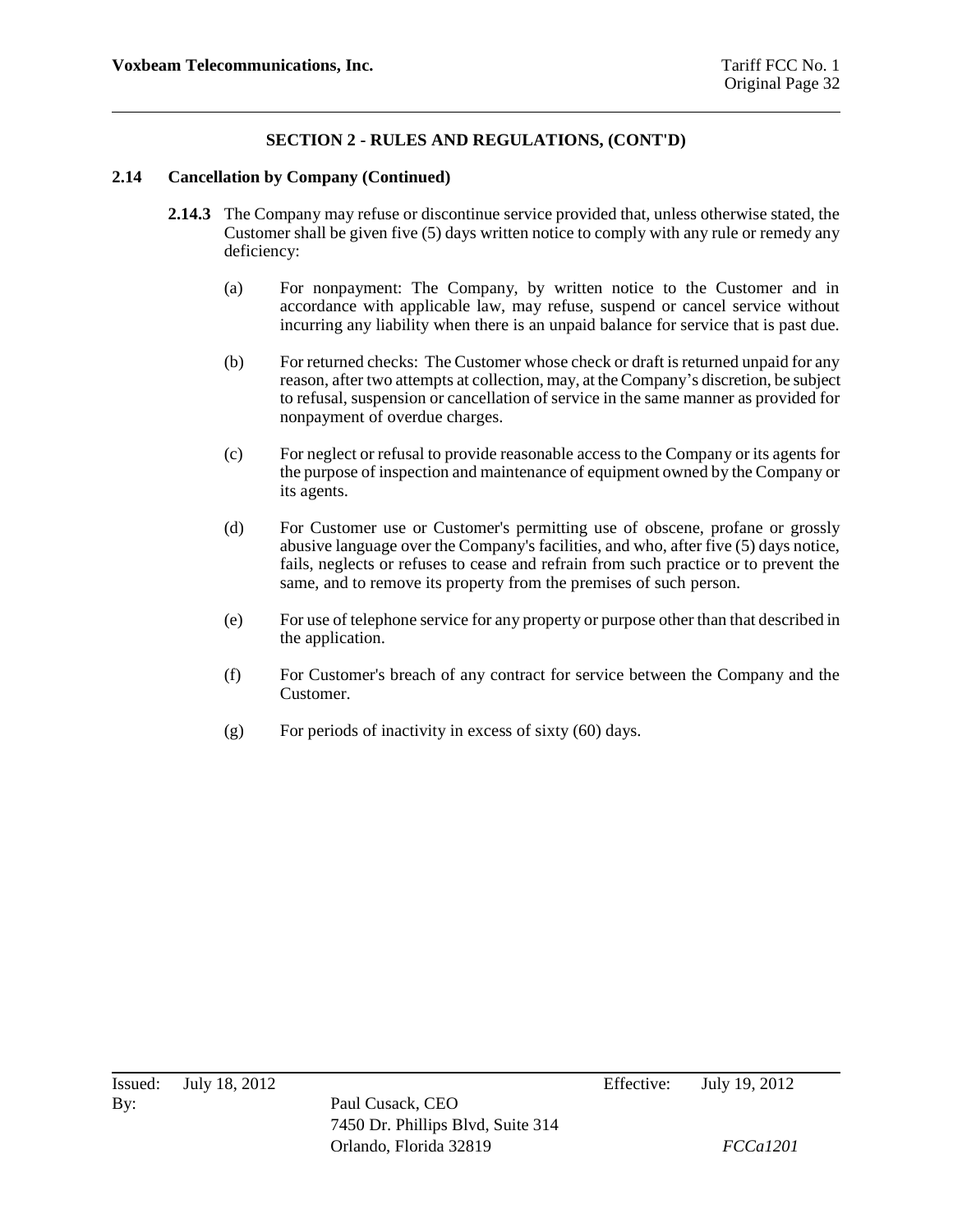## SECTION 2 - RULES AND REGULATIONS, (CONT'D)

### 2.14 Cancellation by Company (Continued)

**2.14.3** The Company may refuse or discontinue service provided that, unless otherwise stated, the Customer shall be given five (5) days written notice to comply with any rule or remedy any deficiency:

(a) For nonpayment: The Company, by written notice to the Customer and in accordance with applicable law, may refuse, suspend or cancel service without incurring any liability when there is an unpaid balance for service that is past due.

(b) For returned checks: The Customer whose check or draft is returned unpaid for any reason, after two attempts at collection, may, at the Company's discretion, be subject to refusal, suspension or cancellation of service in the same manner as provided for nonpayment of overdue charges.

(c) For neglect or refusal to provide reasonable access to the Company or its agents for the purpose of inspection and maintenance of equipment owned by the Company or its agents.

(d) For Customer use or Customer's permitting use of obscene, profane or grossly abusive language over the Company's facilities, and who, after five (5) days notice, fails, neglects or refuses to cease and refrain from such practice or to prevent the same, and to remove its property from the premises of such person.

(e) For use of telephone service for any property or purpose other than that described in the application.

(f) For Customer's breach of any contract for service between the Company and the Customer.

(g) For periods of inactivity in excess of sixty (60) days.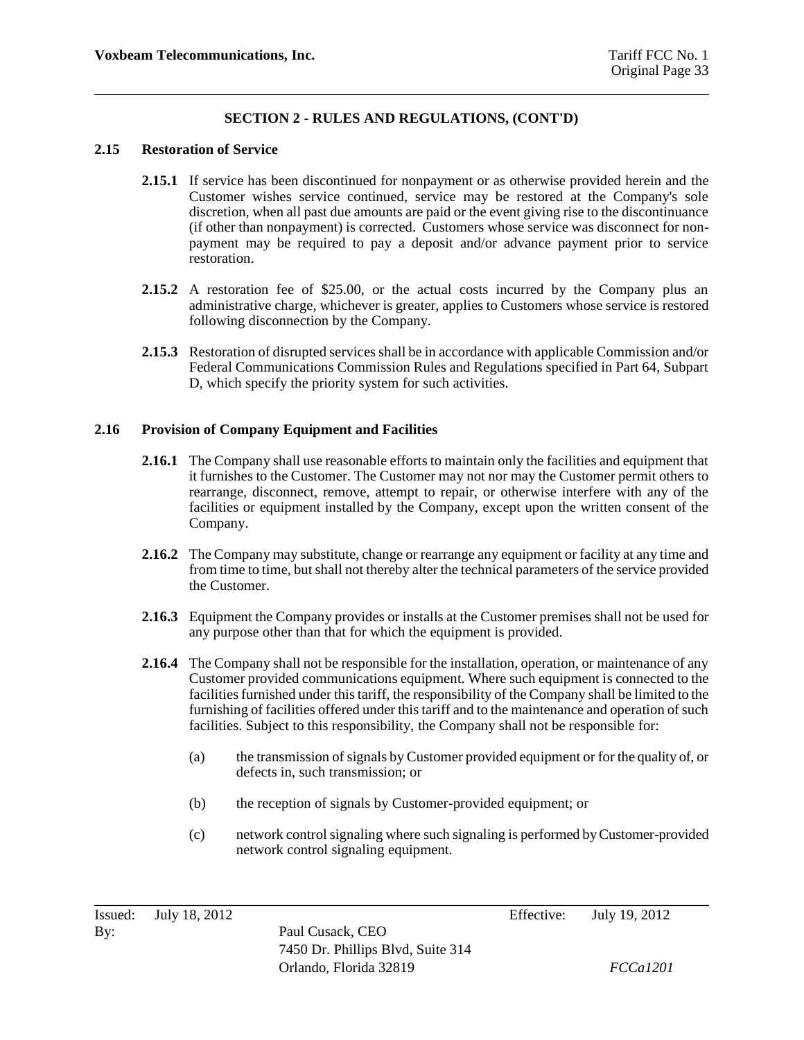## SECTION 2 - RULES AND REGULATIONS, (CONT'D)

### 2.15 Restoration of Service

**2.15.1** If service has been discontinued for nonpayment or as otherwise provided herein and the Customer wishes service continued, service may be restored at the Company's sole discretion, when all past due amounts are paid or the event giving rise to the discontinuance (if other than nonpayment) is corrected. Customers whose service was disconnect for non-payment may be required to pay a deposit and/or advance payment prior to service restoration.

**2.15.2** A restoration fee of $25.00, or the actual costs incurred by the Company plus an administrative charge, whichever is greater, applies to Customers whose service is restored following disconnection by the Company.

**2.15.3** Restoration of disrupted services shall be in accordance with applicable Commission and/or Federal Communications Commission Rules and Regulations specified in Part 64, Subpart D, which specify the priority system for such activities.

### 2.16 Provision of Company Equipment and Facilities

**2.16.1** The Company shall use reasonable efforts to maintain only the facilities and equipment that it furnishes to the Customer. The Customer may not nor may the Customer permit others to rearrange, disconnect, remove, attempt to repair, or otherwise interfere with any of the facilities or equipment installed by the Company, except upon the written consent of the Company.

**2.16.2** The Company may substitute, change or rearrange any equipment or facility at any time and from time to time, but shall not thereby alter the technical parameters of the service provided the Customer.

**2.16.3** Equipment the Company provides or installs at the Customer premises shall not be used for any purpose other than that for which the equipment is provided.

**2.16.4** The Company shall not be responsible for the installation, operation, or maintenance of any Customer provided communications equipment. Where such equipment is connected to the facilities furnished under this tariff, the responsibility of the Company shall be limited to the furnishing of facilities offered under this tariff and to the maintenance and operation of such facilities. Subject to this responsibility, the Company shall not be responsible for:

(a) the transmission of signals by Customer provided equipment or for the quality of, or defects in, such transmission; or

(b) the reception of signals by Customer-provided equipment; or

(c) network control signaling where such signaling is performed by Customer-provided network control signaling equipment.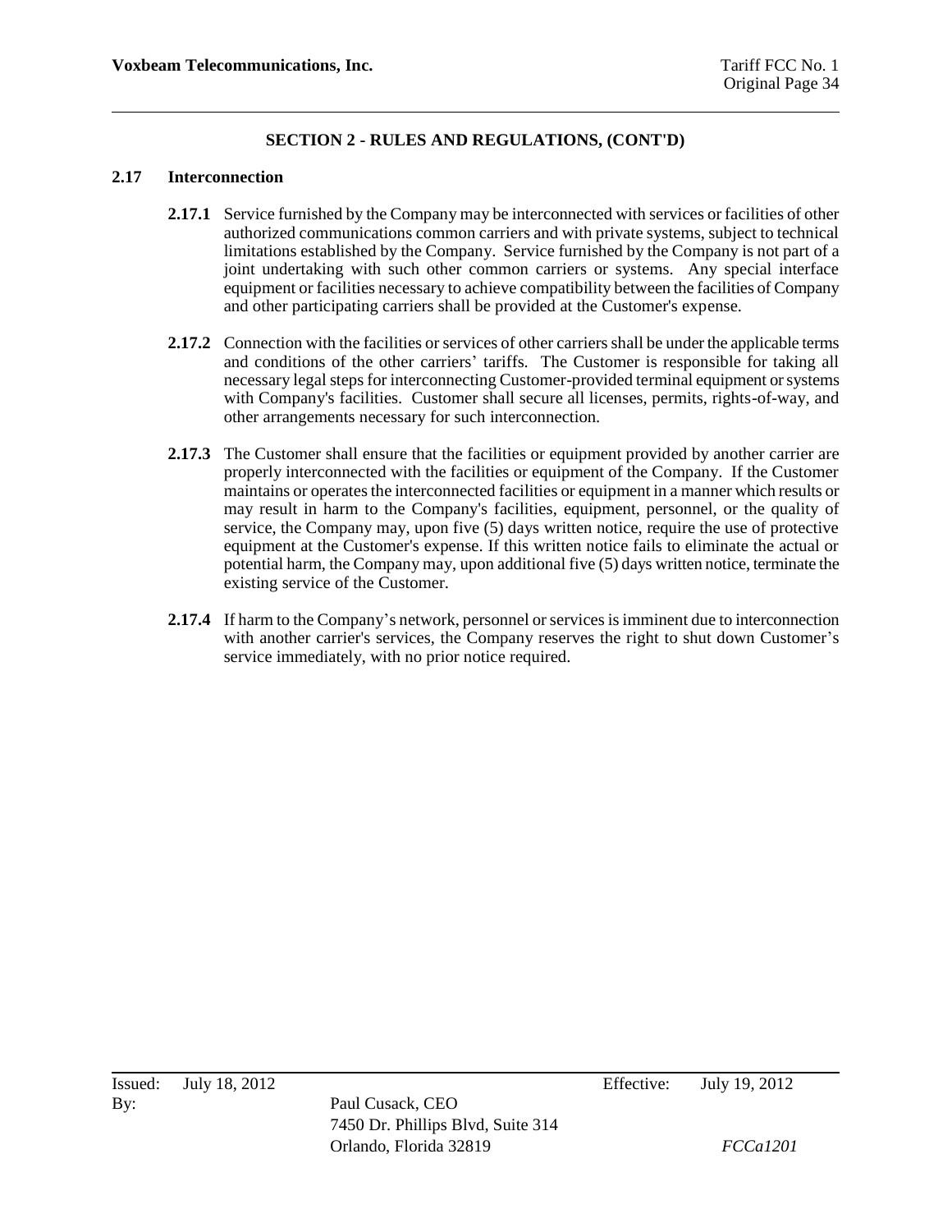## SECTION 2 - RULES AND REGULATIONS, (CONT'D)

### 2.17 Interconnection

**2.17.1** Service furnished by the Company may be interconnected with services or facilities of other authorized communications common carriers and with private systems, subject to technical limitations established by the Company. Service furnished by the Company is not part of a joint undertaking with such other common carriers or systems. Any special interface equipment or facilities necessary to achieve compatibility between the facilities of Company and other participating carriers shall be provided at the Customer's expense.

**2.17.2** Connection with the facilities or services of other carriers shall be under the applicable terms and conditions of the other carriers' tariffs. The Customer is responsible for taking all necessary legal steps for interconnecting Customer-provided terminal equipment or systems with Company's facilities. Customer shall secure all licenses, permits, rights-of-way, and other arrangements necessary for such interconnection.

**2.17.3** The Customer shall ensure that the facilities or equipment provided by another carrier are properly interconnected with the facilities or equipment of the Company. If the Customer maintains or operates the interconnected facilities or equipment in a manner which results or may result in harm to the Company's facilities, equipment, personnel, or the quality of service, the Company may, upon five (5) days written notice, require the use of protective equipment at the Customer's expense. If this written notice fails to eliminate the actual or potential harm, the Company may, upon additional five (5) days written notice, terminate the existing service of the Customer.

**2.17.4** If harm to the Company's network, personnel or services is imminent due to interconnection with another carrier's services, the Company reserves the right to shut down Customer's service immediately, with no prior notice required.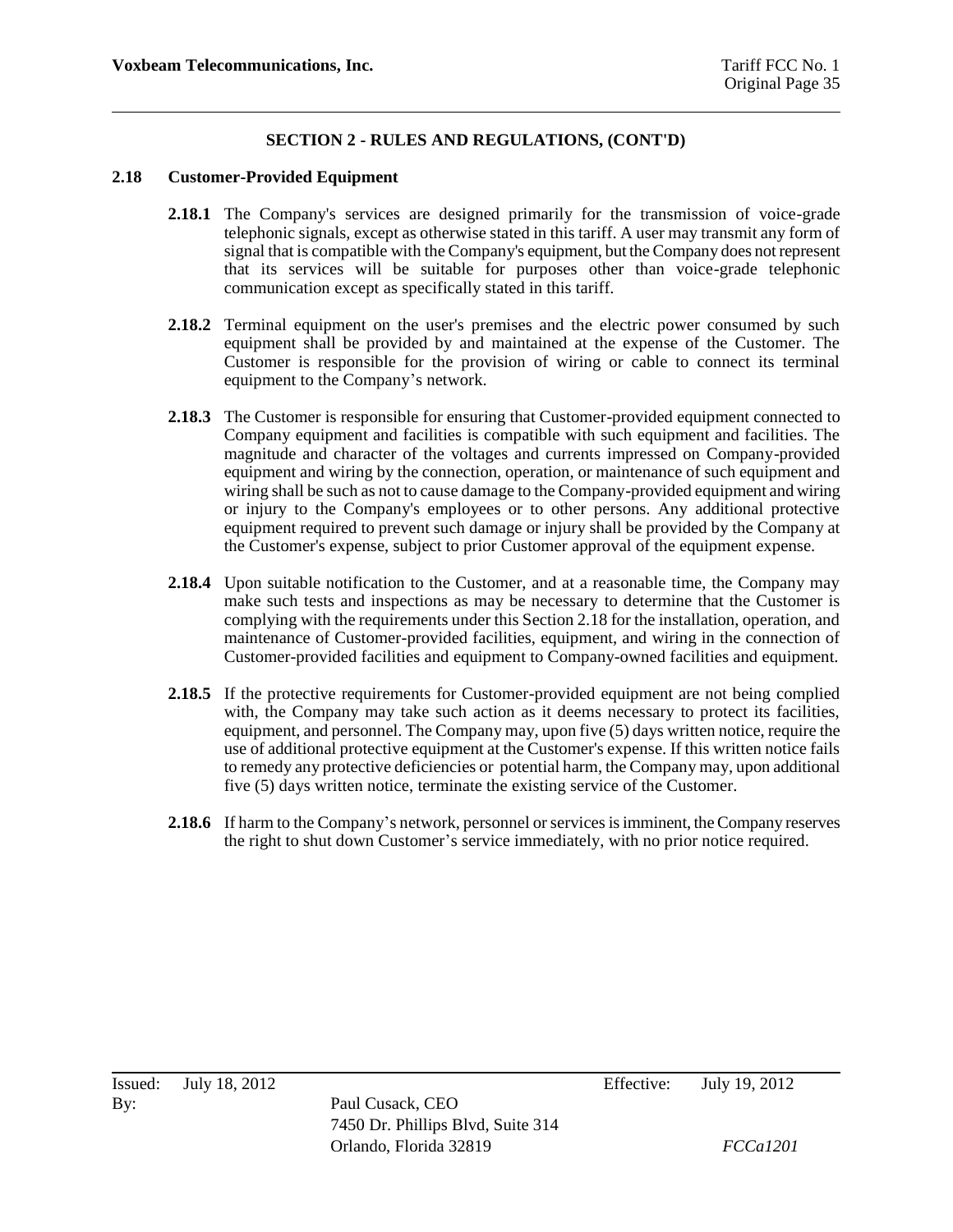## SECTION 2 - RULES AND REGULATIONS, (CONT'D)

### 2.18 Customer-Provided Equipment

**2.18.1** The Company's services are designed primarily for the transmission of voice-grade telephonic signals, except as otherwise stated in this tariff. A user may transmit any form of signal that is compatible with the Company's equipment, but the Company does not represent that its services will be suitable for purposes other than voice-grade telephonic communication except as specifically stated in this tariff.

**2.18.2** Terminal equipment on the user's premises and the electric power consumed by such equipment shall be provided by and maintained at the expense of the Customer. The Customer is responsible for the provision of wiring or cable to connect its terminal equipment to the Company's network.

**2.18.3** The Customer is responsible for ensuring that Customer-provided equipment connected to Company equipment and facilities is compatible with such equipment and facilities. The magnitude and character of the voltages and currents impressed on Company-provided equipment and wiring by the connection, operation, or maintenance of such equipment and wiring shall be such as not to cause damage to the Company-provided equipment and wiring or injury to the Company's employees or to other persons. Any additional protective equipment required to prevent such damage or injury shall be provided by the Company at the Customer's expense, subject to prior Customer approval of the equipment expense.

**2.18.4** Upon suitable notification to the Customer, and at a reasonable time, the Company may make such tests and inspections as may be necessary to determine that the Customer is complying with the requirements under this Section 2.18 for the installation, operation, and maintenance of Customer-provided facilities, equipment, and wiring in the connection of Customer-provided facilities and equipment to Company-owned facilities and equipment.

**2.18.5** If the protective requirements for Customer-provided equipment are not being complied with, the Company may take such action as it deems necessary to protect its facilities, equipment, and personnel. The Company may, upon five (5) days written notice, require the use of additional protective equipment at the Customer's expense. If this written notice fails to remedy any protective deficiencies or potential harm, the Company may, upon additional five (5) days written notice, terminate the existing service of the Customer.

**2.18.6** If harm to the Company's network, personnel or services is imminent, the Company reserves the right to shut down Customer's service immediately, with no prior notice required.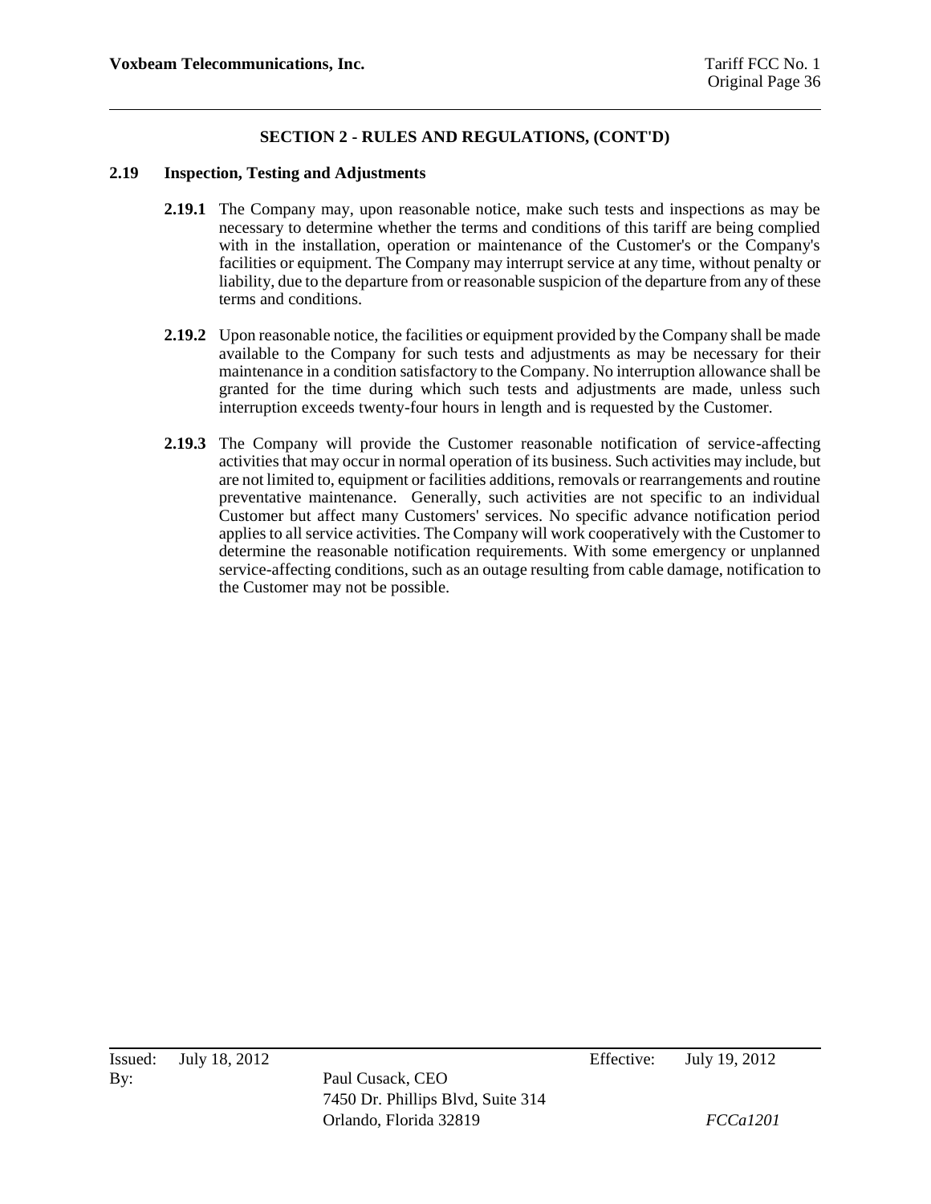## SECTION 2 - RULES AND REGULATIONS, (CONT'D)

### 2.19 Inspection, Testing and Adjustments

**2.19.1** The Company may, upon reasonable notice, make such tests and inspections as may be necessary to determine whether the terms and conditions of this tariff are being complied with in the installation, operation or maintenance of the Customer's or the Company's facilities or equipment. The Company may interrupt service at any time, without penalty or liability, due to the departure from or reasonable suspicion of the departure from any of these terms and conditions.

**2.19.2** Upon reasonable notice, the facilities or equipment provided by the Company shall be made available to the Company for such tests and adjustments as may be necessary for their maintenance in a condition satisfactory to the Company. No interruption allowance shall be granted for the time during which such tests and adjustments are made, unless such interruption exceeds twenty-four hours in length and is requested by the Customer.

**2.19.3** The Company will provide the Customer reasonable notification of service-affecting activities that may occur in normal operation of its business. Such activities may include, but are not limited to, equipment or facilities additions, removals or rearrangements and routine preventative maintenance. Generally, such activities are not specific to an individual Customer but affect many Customers' services. No specific advance notification period applies to all service activities. The Company will work cooperatively with the Customer to determine the reasonable notification requirements. With some emergency or unplanned service-affecting conditions, such as an outage resulting from cable damage, notification to the Customer may not be possible.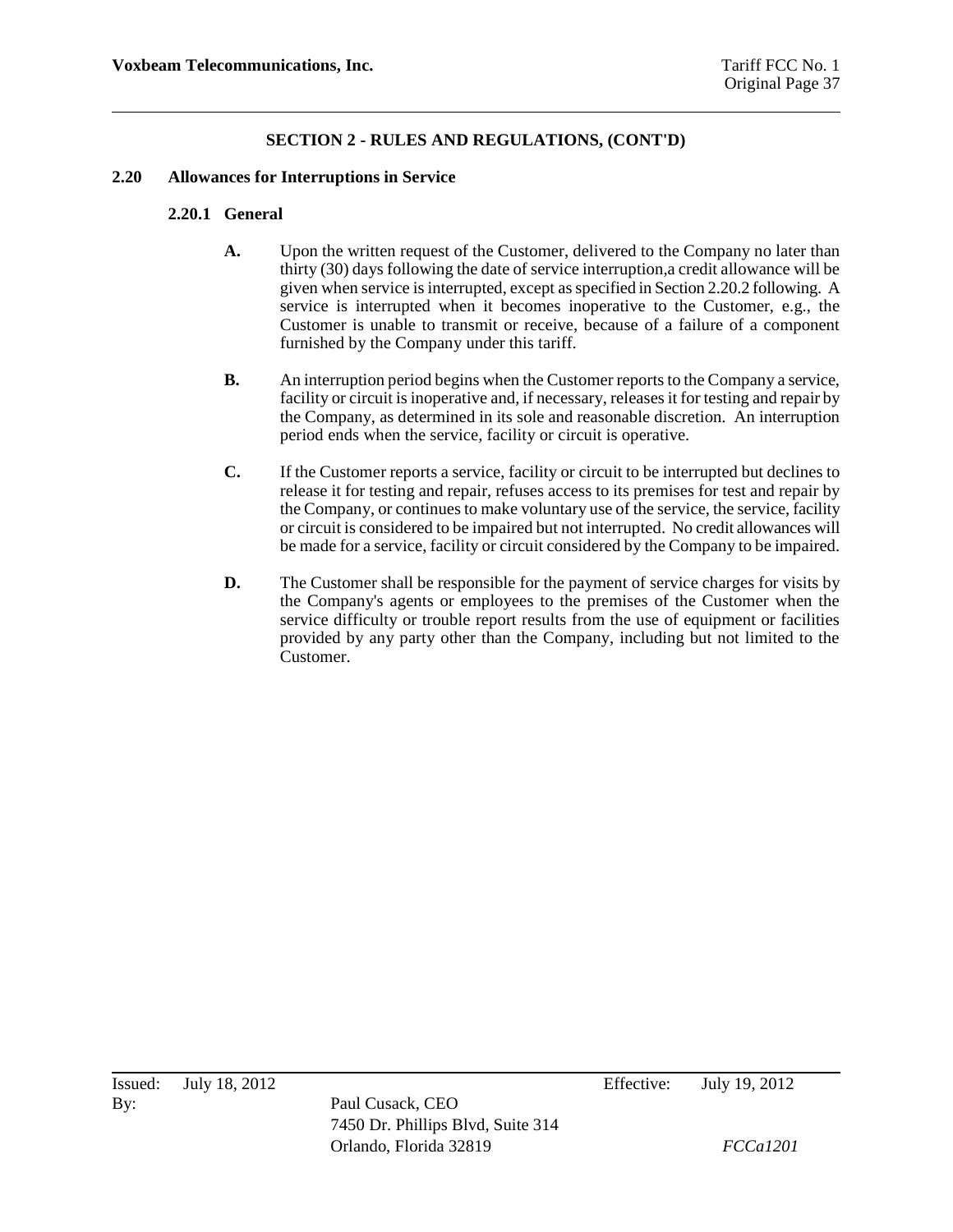## SECTION 2 - RULES AND REGULATIONS, (CONT'D)

### 2.20 Allowances for Interruptions in Service

#### 2.20.1 General

**A.** Upon the written request of the Customer, delivered to the Company no later than thirty (30) days following the date of service interruption,a credit allowance will be given when service is interrupted, except as specified in Section 2.20.2 following. A service is interrupted when it becomes inoperative to the Customer, e.g., the Customer is unable to transmit or receive, because of a failure of a component furnished by the Company under this tariff.

**B.** An interruption period begins when the Customer reports to the Company a service, facility or circuit is inoperative and, if necessary, releases it for testing and repair by the Company, as determined in its sole and reasonable discretion. An interruption period ends when the service, facility or circuit is operative.

**C.** If the Customer reports a service, facility or circuit to be interrupted but declines to release it for testing and repair, refuses access to its premises for test and repair by the Company, or continues to make voluntary use of the service, the service, facility or circuit is considered to be impaired but not interrupted. No credit allowances will be made for a service, facility or circuit considered by the Company to be impaired.

**D.** The Customer shall be responsible for the payment of service charges for visits by the Company's agents or employees to the premises of the Customer when the service difficulty or trouble report results from the use of equipment or facilities provided by any party other than the Company, including but not limited to the Customer.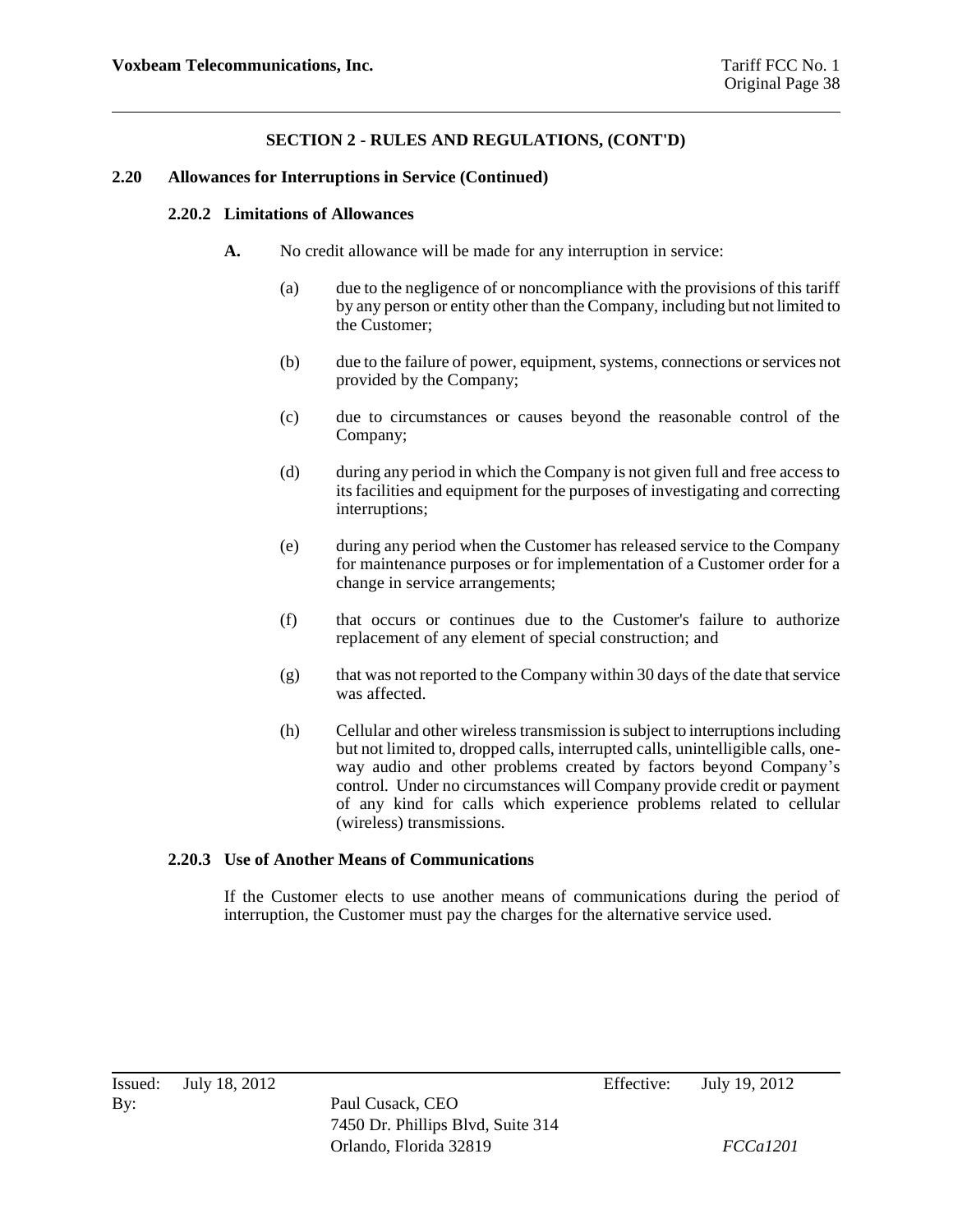## SECTION 2 - RULES AND REGULATIONS, (CONT'D)

### 2.20 Allowances for Interruptions in Service (Continued)

#### 2.20.2 Limitations of Allowances

**A.** No credit allowance will be made for any interruption in service:

(a) due to the negligence of or noncompliance with the provisions of this tariff by any person or entity other than the Company, including but not limited to the Customer;

(b) due to the failure of power, equipment, systems, connections or services not provided by the Company;

(c) due to circumstances or causes beyond the reasonable control of the Company;

(d) during any period in which the Company is not given full and free access to its facilities and equipment for the purposes of investigating and correcting interruptions;

(e) during any period when the Customer has released service to the Company for maintenance purposes or for implementation of a Customer order for a change in service arrangements;

(f) that occurs or continues due to the Customer's failure to authorize replacement of any element of special construction; and

(g) that was not reported to the Company within 30 days of the date that service was affected.

(h) Cellular and other wireless transmission is subject to interruptions including but not limited to, dropped calls, interrupted calls, unintelligible calls, one-way audio and other problems created by factors beyond Company's control. Under no circumstances will Company provide credit or payment of any kind for calls which experience problems related to cellular (wireless) transmissions.

#### 2.20.3 Use of Another Means of Communications

If the Customer elects to use another means of communications during the period of interruption, the Customer must pay the charges for the alternative service used.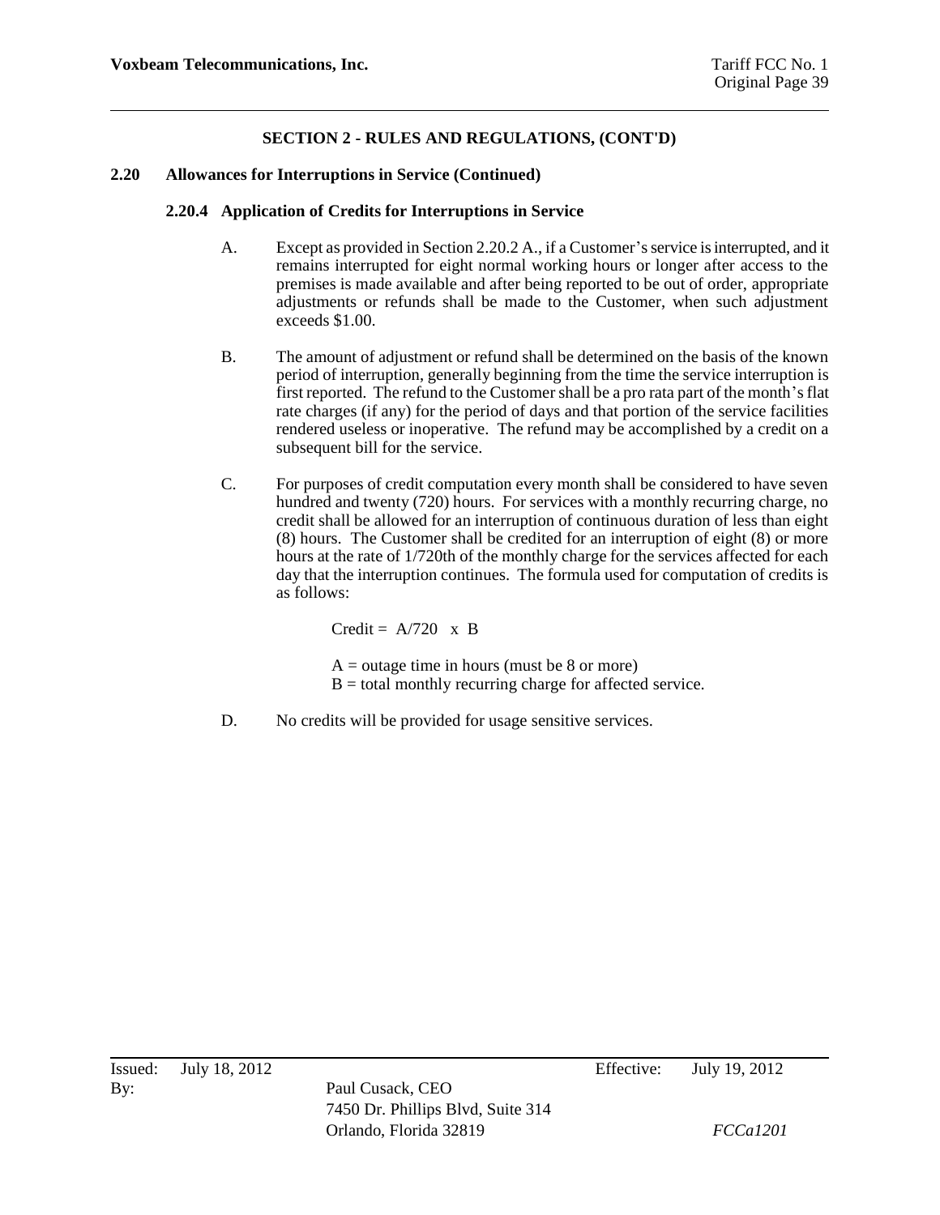## SECTION 2 - RULES AND REGULATIONS, (CONT'D)

### 2.20 Allowances for Interruptions in Service (Continued)

#### 2.20.4 Application of Credits for Interruptions in Service

A. Except as provided in Section 2.20.2 A., if a Customer's service is interrupted, and it remains interrupted for eight normal working hours or longer after access to the premises is made available and after being reported to be out of order, appropriate adjustments or refunds shall be made to the Customer, when such adjustment exceeds $1.00.

B. The amount of adjustment or refund shall be determined on the basis of the known period of interruption, generally beginning from the time the service interruption is first reported. The refund to the Customer shall be a pro rata part of the month's flat rate charges (if any) for the period of days and that portion of the service facilities rendered useless or inoperative. The refund may be accomplished by a credit on a subsequent bill for the service.

C. For purposes of credit computation every month shall be considered to have seven hundred and twenty (720) hours. For services with a monthly recurring charge, no credit shall be allowed for an interruption of continuous duration of less than eight (8) hours. The Customer shall be credited for an interruption of eight (8) or more hours at the rate of 1/720th of the monthly charge for the services affected for each day that the interruption continues. The formula used for computation of credits is as follows:

$$\text{Credit} = A/720 \times B$$

A = outage time in hours (must be 8 or more)
B = total monthly recurring charge for affected service.

D. No credits will be provided for usage sensitive services.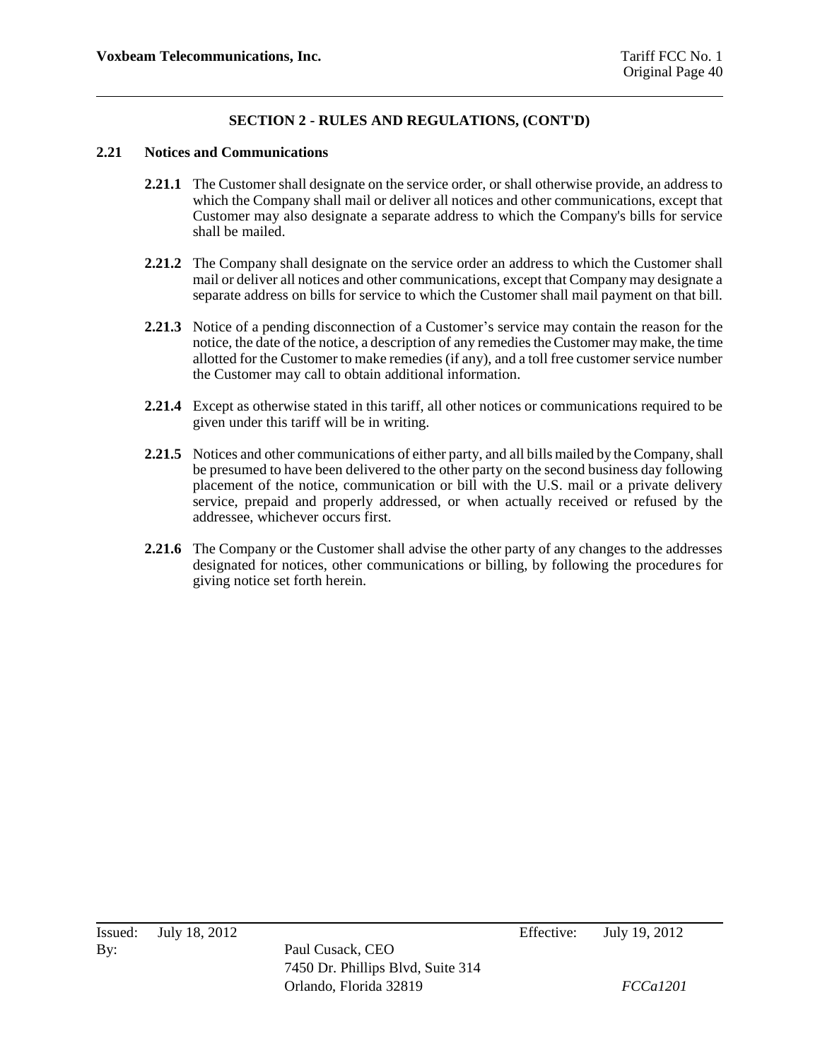## SECTION 2 - RULES AND REGULATIONS, (CONT'D)

### 2.21 Notices and Communications

**2.21.1** The Customer shall designate on the service order, or shall otherwise provide, an address to which the Company shall mail or deliver all notices and other communications, except that Customer may also designate a separate address to which the Company's bills for service shall be mailed.

**2.21.2** The Company shall designate on the service order an address to which the Customer shall mail or deliver all notices and other communications, except that Company may designate a separate address on bills for service to which the Customer shall mail payment on that bill.

**2.21.3** Notice of a pending disconnection of a Customer's service may contain the reason for the notice, the date of the notice, a description of any remedies the Customer may make, the time allotted for the Customer to make remedies (if any), and a toll free customer service number the Customer may call to obtain additional information.

**2.21.4** Except as otherwise stated in this tariff, all other notices or communications required to be given under this tariff will be in writing.

**2.21.5** Notices and other communications of either party, and all bills mailed by the Company, shall be presumed to have been delivered to the other party on the second business day following placement of the notice, communication or bill with the U.S. mail or a private delivery service, prepaid and properly addressed, or when actually received or refused by the addressee, whichever occurs first.

**2.21.6** The Company or the Customer shall advise the other party of any changes to the addresses designated for notices, other communications or billing, by following the procedures for giving notice set forth herein.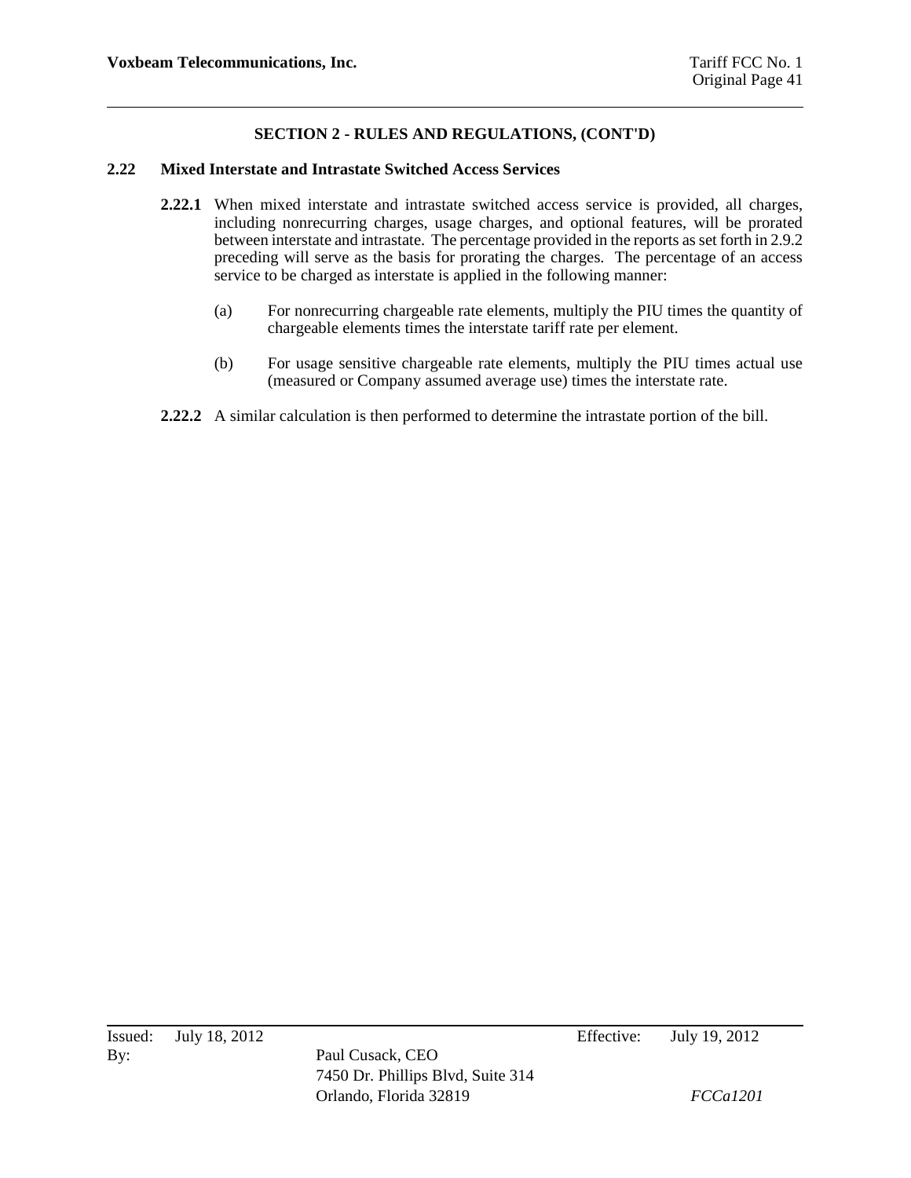## SECTION 2 - RULES AND REGULATIONS, (CONT'D)

### 2.22 Mixed Interstate and Intrastate Switched Access Services

**2.22.1** When mixed interstate and intrastate switched access service is provided, all charges, including nonrecurring charges, usage charges, and optional features, will be prorated between interstate and intrastate. The percentage provided in the reports as set forth in 2.9.2 preceding will serve as the basis for prorating the charges. The percentage of an access service to be charged as interstate is applied in the following manner:

(a) For nonrecurring chargeable rate elements, multiply the PIU times the quantity of chargeable elements times the interstate tariff rate per element.

(b) For usage sensitive chargeable rate elements, multiply the PIU times actual use (measured or Company assumed average use) times the interstate rate.

**2.22.2** A similar calculation is then performed to determine the intrastate portion of the bill.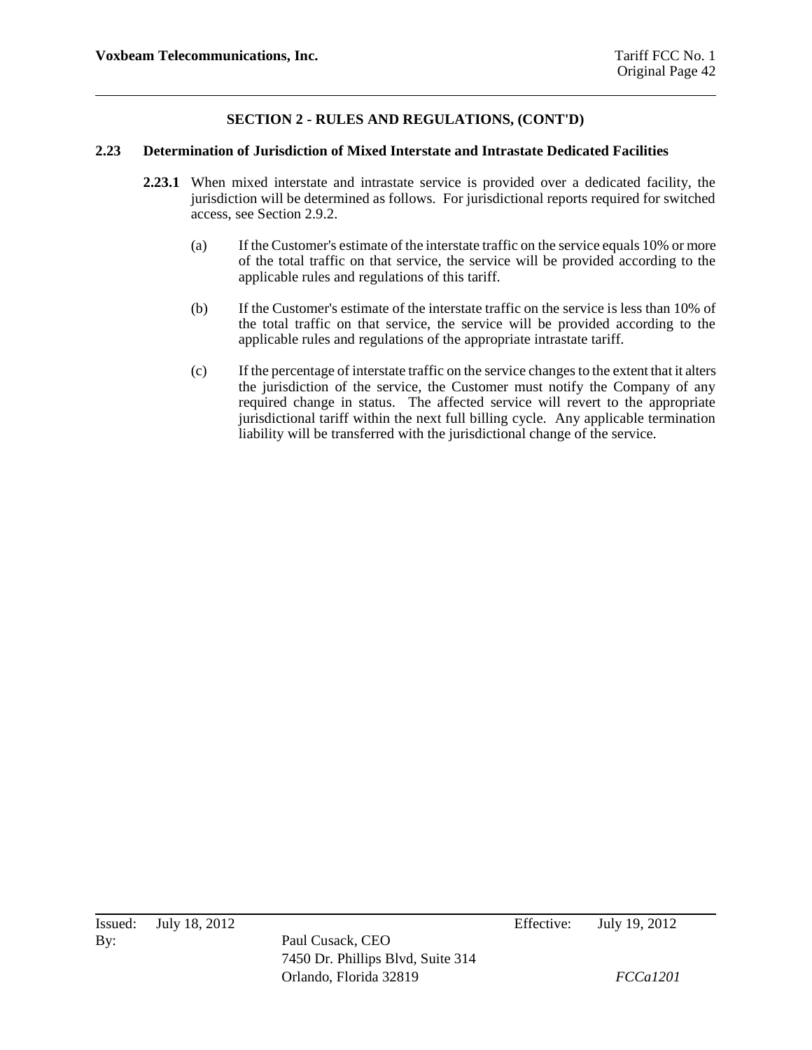## SECTION 2 - RULES AND REGULATIONS, (CONT'D)

### 2.23 Determination of Jurisdiction of Mixed Interstate and Intrastate Dedicated Facilities

**2.23.1** When mixed interstate and intrastate service is provided over a dedicated facility, the jurisdiction will be determined as follows. For jurisdictional reports required for switched access, see Section 2.9.2.

(a) If the Customer's estimate of the interstate traffic on the service equals 10% or more of the total traffic on that service, the service will be provided according to the applicable rules and regulations of this tariff.

(b) If the Customer's estimate of the interstate traffic on the service is less than 10% of the total traffic on that service, the service will be provided according to the applicable rules and regulations of the appropriate intrastate tariff.

(c) If the percentage of interstate traffic on the service changes to the extent that it alters the jurisdiction of the service, the Customer must notify the Company of any required change in status. The affected service will revert to the appropriate jurisdictional tariff within the next full billing cycle. Any applicable termination liability will be transferred with the jurisdictional change of the service.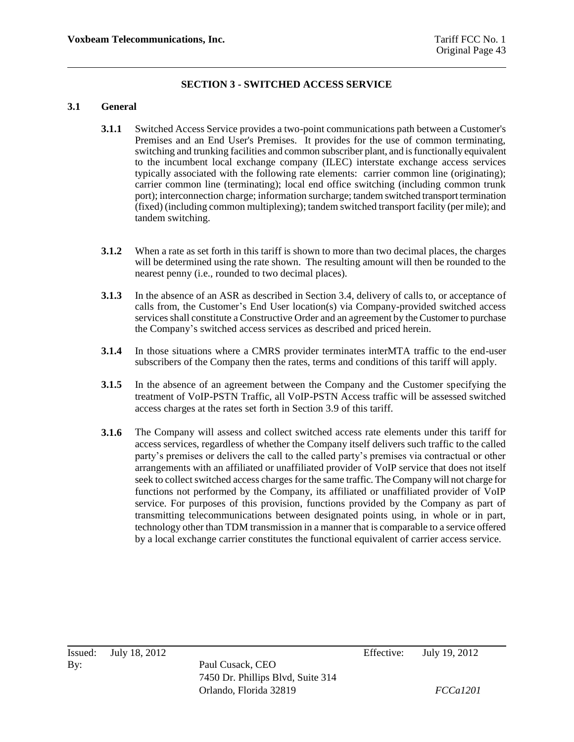## SECTION 3 - SWITCHED ACCESS SERVICE

### 3.1 General

**3.1.1** Switched Access Service provides a two-point communications path between a Customer's Premises and an End User's Premises. It provides for the use of common terminating, switching and trunking facilities and common subscriber plant, and is functionally equivalent to the incumbent local exchange company (ILEC) interstate exchange access services typically associated with the following rate elements: carrier common line (originating); carrier common line (terminating); local end office switching (including common trunk port); interconnection charge; information surcharge; tandem switched transport termination (fixed) (including common multiplexing); tandem switched transport facility (per mile); and tandem switching.

**3.1.2** When a rate as set forth in this tariff is shown to more than two decimal places, the charges will be determined using the rate shown. The resulting amount will then be rounded to the nearest penny (i.e., rounded to two decimal places).

**3.1.3** In the absence of an ASR as described in Section 3.4, delivery of calls to, or acceptance of calls from, the Customer's End User location(s) via Company-provided switched access services shall constitute a Constructive Order and an agreement by the Customer to purchase the Company's switched access services as described and priced herein.

**3.1.4** In those situations where a CMRS provider terminates interMTA traffic to the end-user subscribers of the Company then the rates, terms and conditions of this tariff will apply.

**3.1.5** In the absence of an agreement between the Company and the Customer specifying the treatment of VoIP-PSTN Traffic, all VoIP-PSTN Access traffic will be assessed switched access charges at the rates set forth in Section 3.9 of this tariff.

**3.1.6** The Company will assess and collect switched access rate elements under this tariff for access services, regardless of whether the Company itself delivers such traffic to the called party's premises or delivers the call to the called party's premises via contractual or other arrangements with an affiliated or unaffiliated provider of VoIP service that does not itself seek to collect switched access charges for the same traffic. The Company will not charge for functions not performed by the Company, its affiliated or unaffiliated provider of VoIP service. For purposes of this provision, functions provided by the Company as part of transmitting telecommunications between designated points using, in whole or in part, technology other than TDM transmission in a manner that is comparable to a service offered by a local exchange carrier constitutes the functional equivalent of carrier access service.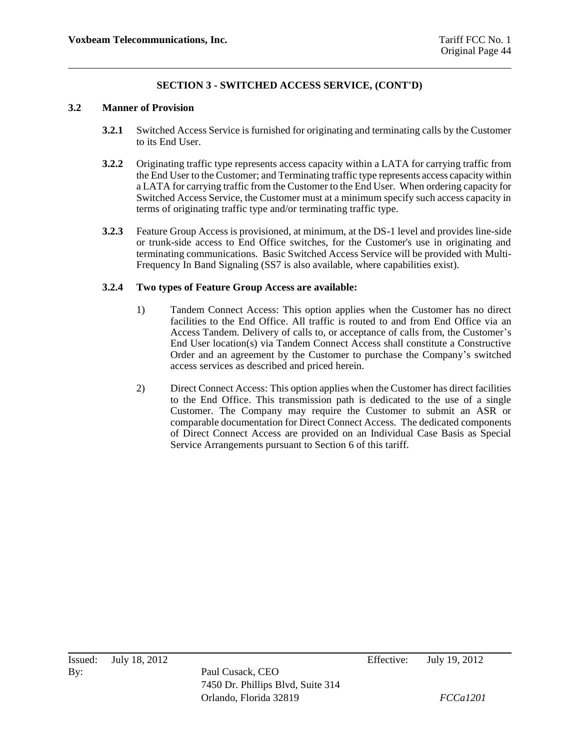## SECTION 3 - SWITCHED ACCESS SERVICE, (CONT'D)

### 3.2 Manner of Provision

**3.2.1** Switched Access Service is furnished for originating and terminating calls by the Customer to its End User.

**3.2.2** Originating traffic type represents access capacity within a LATA for carrying traffic from the End User to the Customer; and Terminating traffic type represents access capacity within a LATA for carrying traffic from the Customer to the End User. When ordering capacity for Switched Access Service, the Customer must at a minimum specify such access capacity in terms of originating traffic type and/or terminating traffic type.

**3.2.3** Feature Group Access is provisioned, at minimum, at the DS-1 level and provides line-side or trunk-side access to End Office switches, for the Customer's use in originating and terminating communications. Basic Switched Access Service will be provided with Multi-Frequency In Band Signaling (SS7 is also available, where capabilities exist).

**3.2.4 Two types of Feature Group Access are available:**

1) Tandem Connect Access: This option applies when the Customer has no direct facilities to the End Office. All traffic is routed to and from End Office via an Access Tandem. Delivery of calls to, or acceptance of calls from, the Customer's End User location(s) via Tandem Connect Access shall constitute a Constructive Order and an agreement by the Customer to purchase the Company's switched access services as described and priced herein.

2) Direct Connect Access: This option applies when the Customer has direct facilities to the End Office. This transmission path is dedicated to the use of a single Customer. The Company may require the Customer to submit an ASR or comparable documentation for Direct Connect Access. The dedicated components of Direct Connect Access are provided on an Individual Case Basis as Special Service Arrangements pursuant to Section 6 of this tariff.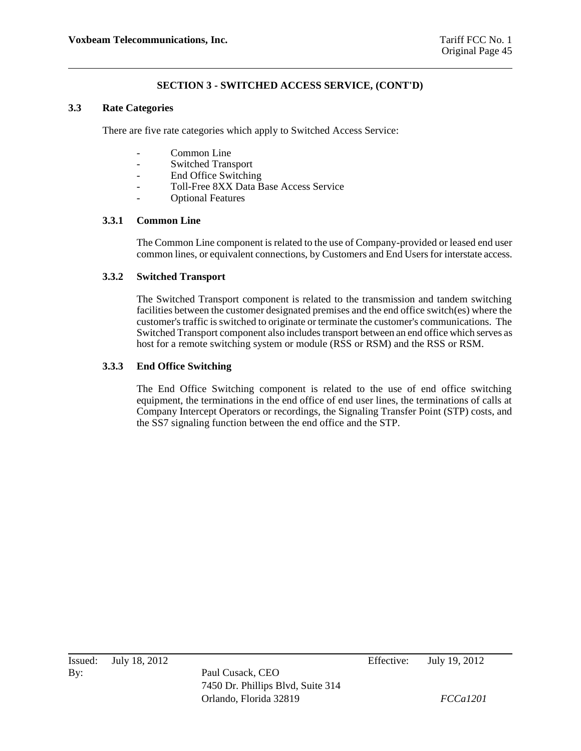## SECTION 3 - SWITCHED ACCESS SERVICE, (CONT'D)

### 3.3 Rate Categories

There are five rate categories which apply to Switched Access Service:

- Common Line
- Switched Transport
- End Office Switching
- Toll-Free 8XX Data Base Access Service
- Optional Features

#### 3.3.1 Common Line

The Common Line component is related to the use of Company-provided or leased end user common lines, or equivalent connections, by Customers and End Users for interstate access.

#### 3.3.2 Switched Transport

The Switched Transport component is related to the transmission and tandem switching facilities between the customer designated premises and the end office switch(es) where the customer's traffic is switched to originate or terminate the customer's communications. The Switched Transport component also includes transport between an end office which serves as host for a remote switching system or module (RSS or RSM) and the RSS or RSM.

#### 3.3.3 End Office Switching

The End Office Switching component is related to the use of end office switching equipment, the terminations in the end office of end user lines, the terminations of calls at Company Intercept Operators or recordings, the Signaling Transfer Point (STP) costs, and the SS7 signaling function between the end office and the STP.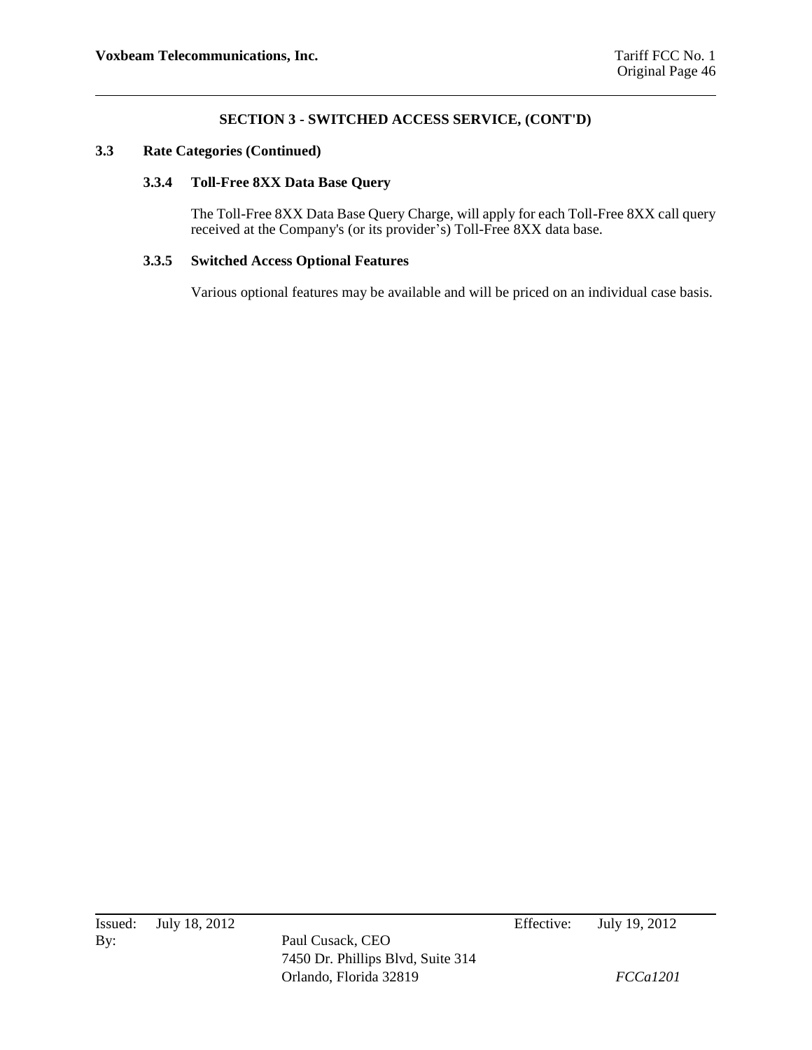## SECTION 3 - SWITCHED ACCESS SERVICE, (CONT'D)

### 3.3 Rate Categories (Continued)

#### 3.3.4 Toll-Free 8XX Data Base Query

The Toll-Free 8XX Data Base Query Charge, will apply for each Toll-Free 8XX call query received at the Company's (or its provider's) Toll-Free 8XX data base.

#### 3.3.5 Switched Access Optional Features

Various optional features may be available and will be priced on an individual case basis.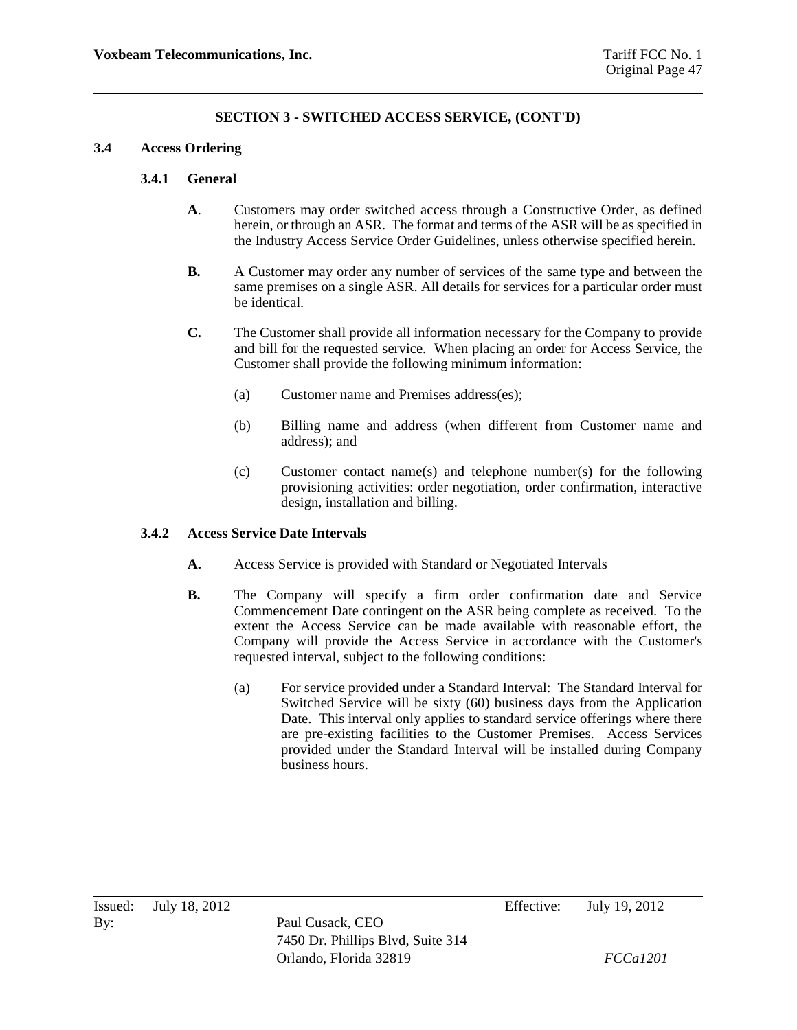## SECTION 3 - SWITCHED ACCESS SERVICE, (CONT'D)

### 3.4 Access Ordering

#### 3.4.1 General

**A.** Customers may order switched access through a Constructive Order, as defined herein, or through an ASR. The format and terms of the ASR will be as specified in the Industry Access Service Order Guidelines, unless otherwise specified herein.

**B.** A Customer may order any number of services of the same type and between the same premises on a single ASR. All details for services for a particular order must be identical.

**C.** The Customer shall provide all information necessary for the Company to provide and bill for the requested service. When placing an order for Access Service, the Customer shall provide the following minimum information:

(a) Customer name and Premises address(es);

(b) Billing name and address (when different from Customer name and address); and

(c) Customer contact name(s) and telephone number(s) for the following provisioning activities: order negotiation, order confirmation, interactive design, installation and billing.

#### 3.4.2 Access Service Date Intervals

**A.** Access Service is provided with Standard or Negotiated Intervals

**B.** The Company will specify a firm order confirmation date and Service Commencement Date contingent on the ASR being complete as received. To the extent the Access Service can be made available with reasonable effort, the Company will provide the Access Service in accordance with the Customer's requested interval, subject to the following conditions:

(a) For service provided under a Standard Interval: The Standard Interval for Switched Service will be sixty (60) business days from the Application Date. This interval only applies to standard service offerings where there are pre-existing facilities to the Customer Premises. Access Services provided under the Standard Interval will be installed during Company business hours.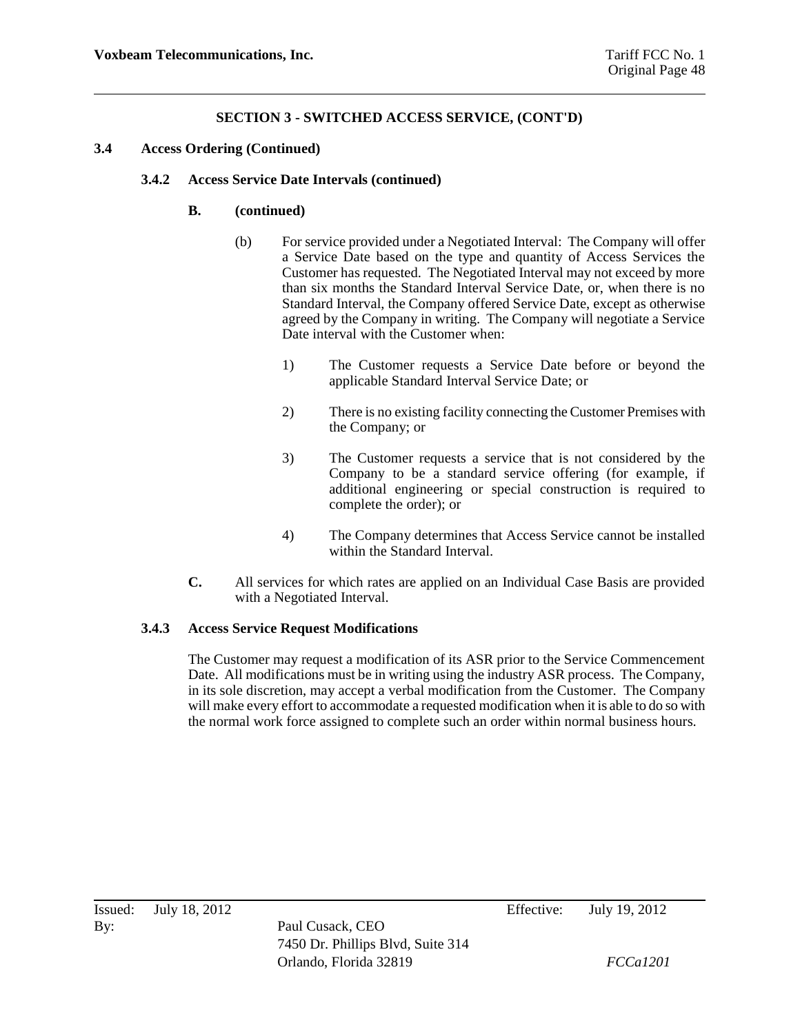## SECTION 3 - SWITCHED ACCESS SERVICE, (CONT'D)

### 3.4 Access Ordering (Continued)

#### 3.4.2 Access Service Date Intervals (continued)

**B. (continued)**

(b) For service provided under a Negotiated Interval: The Company will offer a Service Date based on the type and quantity of Access Services the Customer has requested. The Negotiated Interval may not exceed by more than six months the Standard Interval Service Date, or, when there is no Standard Interval, the Company offered Service Date, except as otherwise agreed by the Company in writing. The Company will negotiate a Service Date interval with the Customer when:

1) The Customer requests a Service Date before or beyond the applicable Standard Interval Service Date; or

2) There is no existing facility connecting the Customer Premises with the Company; or

3) The Customer requests a service that is not considered by the Company to be a standard service offering (for example, if additional engineering or special construction is required to complete the order); or

4) The Company determines that Access Service cannot be installed within the Standard Interval.

**C.** All services for which rates are applied on an Individual Case Basis are provided with a Negotiated Interval.

#### 3.4.3 Access Service Request Modifications

The Customer may request a modification of its ASR prior to the Service Commencement Date. All modifications must be in writing using the industry ASR process. The Company, in its sole discretion, may accept a verbal modification from the Customer. The Company will make every effort to accommodate a requested modification when it is able to do so with the normal work force assigned to complete such an order within normal business hours.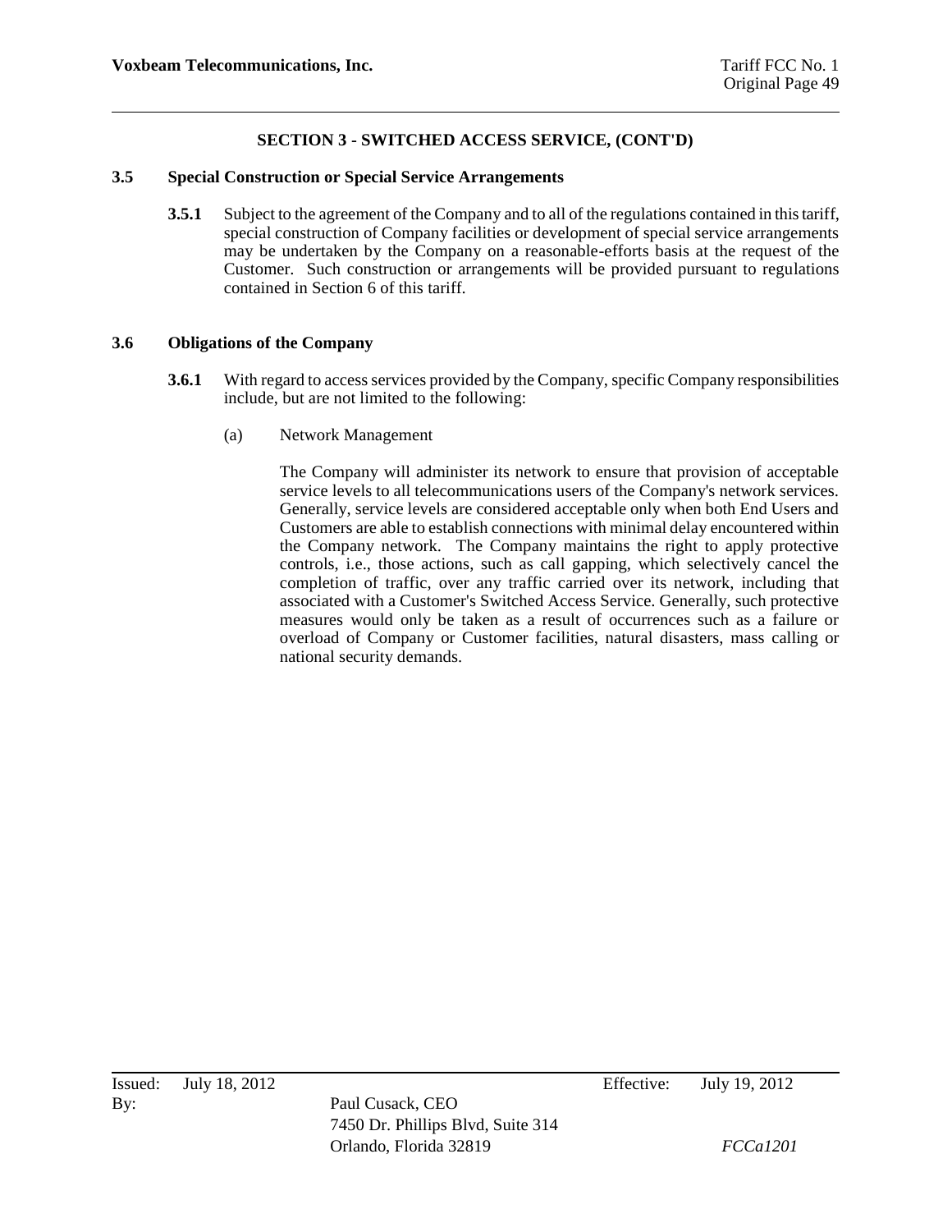**SECTION 3 - SWITCHED ACCESS SERVICE, (CONT'D)**

## 3.5 Special Construction or Special Service Arrangements

**3.5.1** Subject to the agreement of the Company and to all of the regulations contained in this tariff, special construction of Company facilities or development of special service arrangements may be undertaken by the Company on a reasonable-efforts basis at the request of the Customer. Such construction or arrangements will be provided pursuant to regulations contained in Section 6 of this tariff.

## 3.6 Obligations of the Company

**3.6.1** With regard to access services provided by the Company, specific Company responsibilities include, but are not limited to the following:

(a) Network Management

The Company will administer its network to ensure that provision of acceptable service levels to all telecommunications users of the Company's network services. Generally, service levels are considered acceptable only when both End Users and Customers are able to establish connections with minimal delay encountered within the Company network. The Company maintains the right to apply protective controls, i.e., those actions, such as call gapping, which selectively cancel the completion of traffic, over any traffic carried over its network, including that associated with a Customer's Switched Access Service. Generally, such protective measures would only be taken as a result of occurrences such as a failure or overload of Company or Customer facilities, natural disasters, mass calling or national security demands.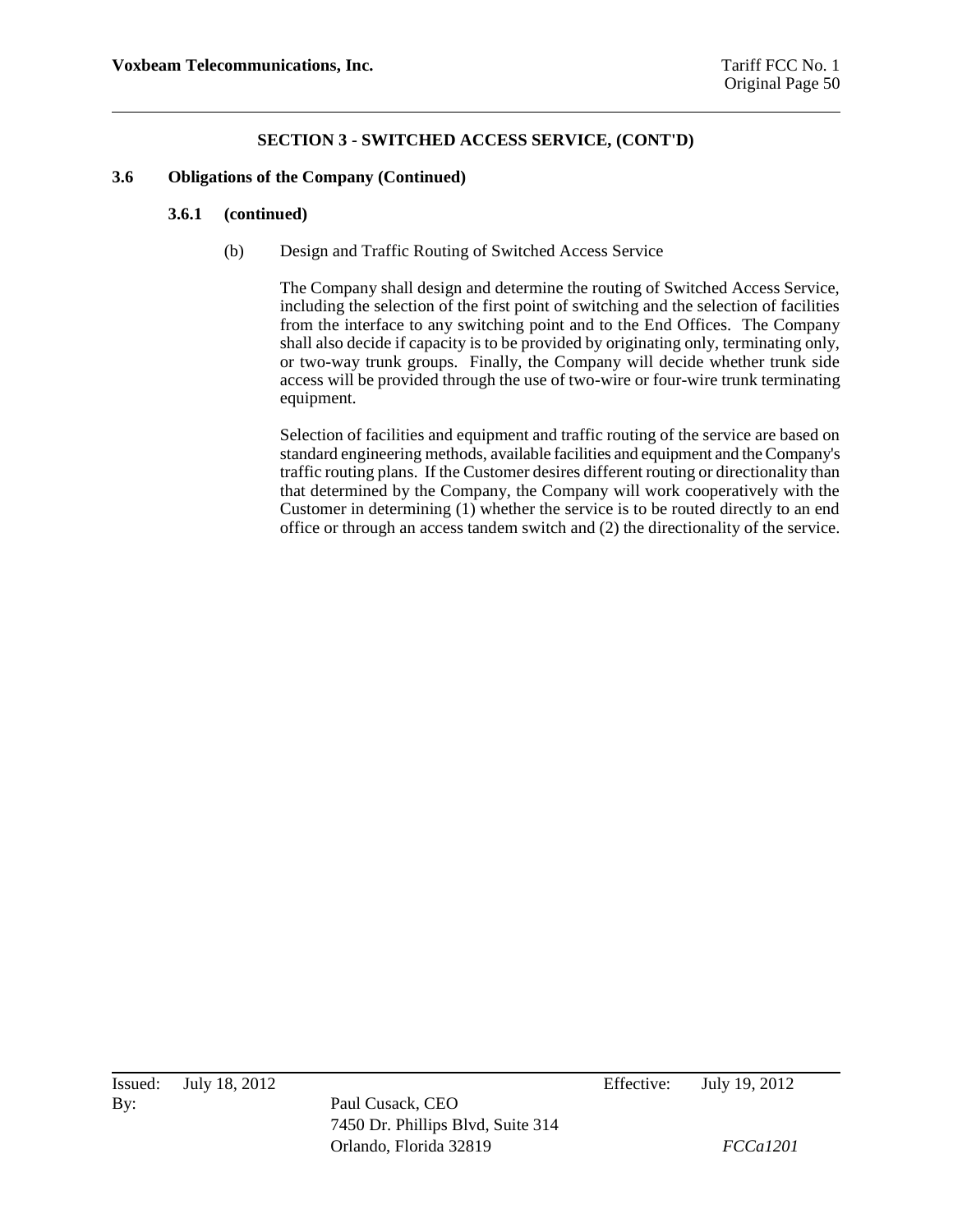## SECTION 3 - SWITCHED ACCESS SERVICE, (CONT'D)

### 3.6 Obligations of the Company (Continued)

#### 3.6.1 (continued)

(b) Design and Traffic Routing of Switched Access Service

The Company shall design and determine the routing of Switched Access Service, including the selection of the first point of switching and the selection of facilities from the interface to any switching point and to the End Offices. The Company shall also decide if capacity is to be provided by originating only, terminating only, or two-way trunk groups. Finally, the Company will decide whether trunk side access will be provided through the use of two-wire or four-wire trunk terminating equipment.

Selection of facilities and equipment and traffic routing of the service are based on standard engineering methods, available facilities and equipment and the Company's traffic routing plans. If the Customer desires different routing or directionality than that determined by the Company, the Company will work cooperatively with the Customer in determining (1) whether the service is to be routed directly to an end office or through an access tandem switch and (2) the directionality of the service.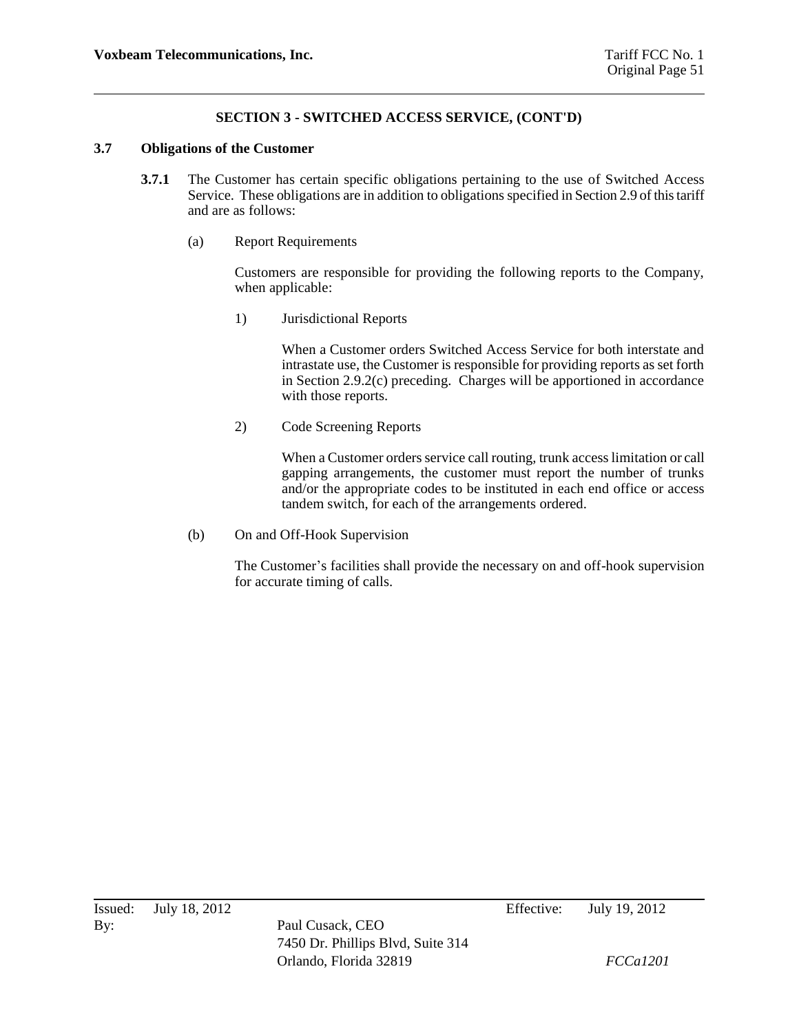## SECTION 3 - SWITCHED ACCESS SERVICE, (CONT'D)

### 3.7 Obligations of the Customer

**3.7.1** The Customer has certain specific obligations pertaining to the use of Switched Access Service. These obligations are in addition to obligations specified in Section 2.9 of this tariff and are as follows:

(a) Report Requirements

Customers are responsible for providing the following reports to the Company, when applicable:

1) Jurisdictional Reports

When a Customer orders Switched Access Service for both interstate and intrastate use, the Customer is responsible for providing reports as set forth in Section 2.9.2(c) preceding. Charges will be apportioned in accordance with those reports.

2) Code Screening Reports

When a Customer orders service call routing, trunk access limitation or call gapping arrangements, the customer must report the number of trunks and/or the appropriate codes to be instituted in each end office or access tandem switch, for each of the arrangements ordered.

(b) On and Off-Hook Supervision

The Customer's facilities shall provide the necessary on and off-hook supervision for accurate timing of calls.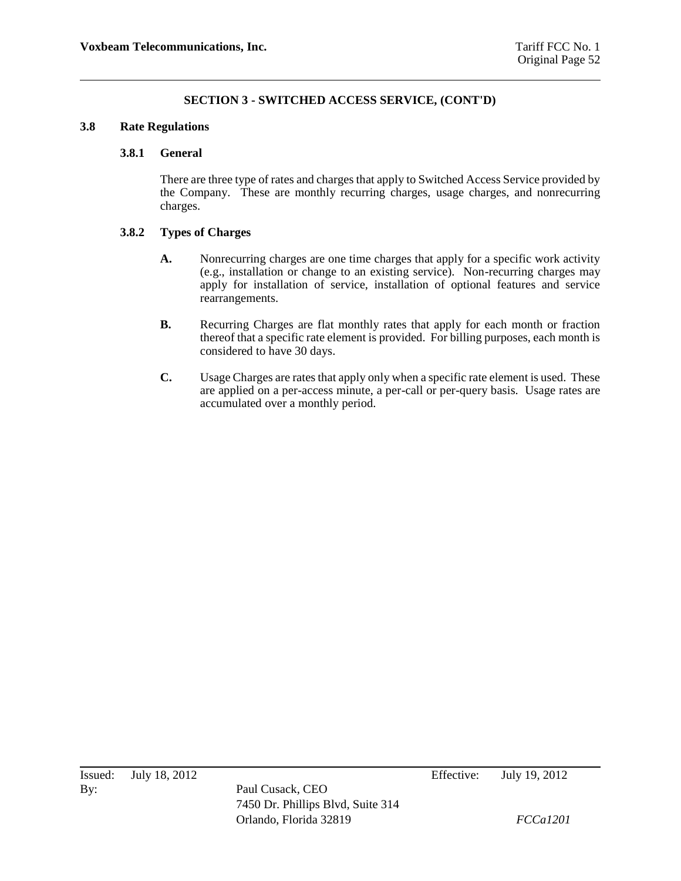## SECTION 3 - SWITCHED ACCESS SERVICE, (CONT'D)

### 3.8 Rate Regulations

#### 3.8.1 General

There are three type of rates and charges that apply to Switched Access Service provided by the Company. These are monthly recurring charges, usage charges, and nonrecurring charges.

#### 3.8.2 Types of Charges

**A.** Nonrecurring charges are one time charges that apply for a specific work activity (e.g., installation or change to an existing service). Non-recurring charges may apply for installation of service, installation of optional features and service rearrangements.

**B.** Recurring Charges are flat monthly rates that apply for each month or fraction thereof that a specific rate element is provided. For billing purposes, each month is considered to have 30 days.

**C.** Usage Charges are rates that apply only when a specific rate element is used. These are applied on a per-access minute, a per-call or per-query basis. Usage rates are accumulated over a monthly period.

Issued: July 18, 2012 Effective: July 19, 2012

By: Paul Cusack, CEO
7450 Dr. Phillips Blvd, Suite 314
Orlando, Florida 32819

*FCCa1201*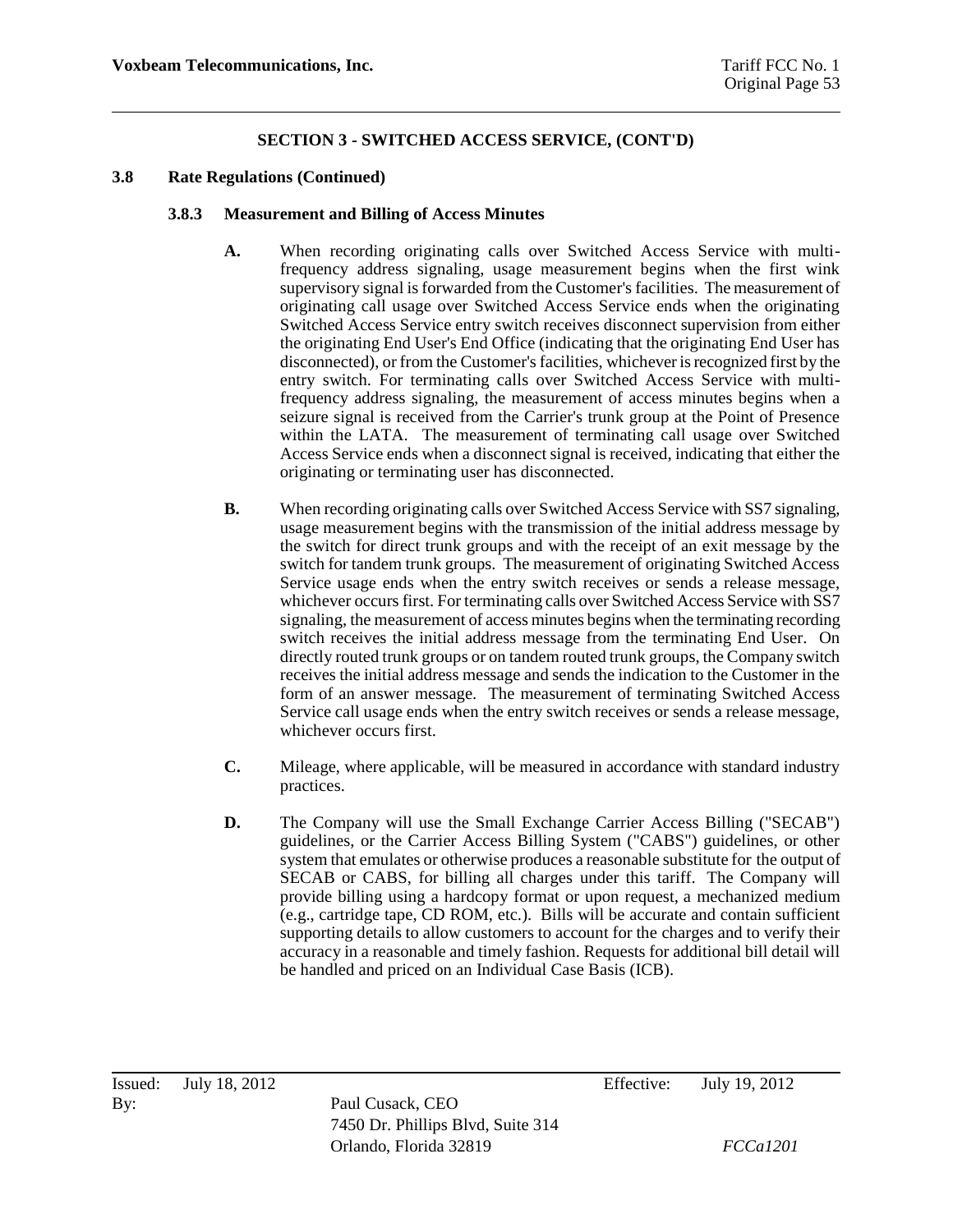## SECTION 3 - SWITCHED ACCESS SERVICE, (CONT'D)

### 3.8 Rate Regulations (Continued)

#### 3.8.3 Measurement and Billing of Access Minutes

**A.** When recording originating calls over Switched Access Service with multi-frequency address signaling, usage measurement begins when the first wink supervisory signal is forwarded from the Customer's facilities. The measurement of originating call usage over Switched Access Service ends when the originating Switched Access Service entry switch receives disconnect supervision from either the originating End User's End Office (indicating that the originating End User has disconnected), or from the Customer's facilities, whichever is recognized first by the entry switch. For terminating calls over Switched Access Service with multi-frequency address signaling, the measurement of access minutes begins when a seizure signal is received from the Carrier's trunk group at the Point of Presence within the LATA. The measurement of terminating call usage over Switched Access Service ends when a disconnect signal is received, indicating that either the originating or terminating user has disconnected.

**B.** When recording originating calls over Switched Access Service with SS7 signaling, usage measurement begins with the transmission of the initial address message by the switch for direct trunk groups and with the receipt of an exit message by the switch for tandem trunk groups. The measurement of originating Switched Access Service usage ends when the entry switch receives or sends a release message, whichever occurs first. For terminating calls over Switched Access Service with SS7 signaling, the measurement of access minutes begins when the terminating recording switch receives the initial address message from the terminating End User. On directly routed trunk groups or on tandem routed trunk groups, the Company switch receives the initial address message and sends the indication to the Customer in the form of an answer message. The measurement of terminating Switched Access Service call usage ends when the entry switch receives or sends a release message, whichever occurs first.

**C.** Mileage, where applicable, will be measured in accordance with standard industry practices.

**D.** The Company will use the Small Exchange Carrier Access Billing ("SECAB") guidelines, or the Carrier Access Billing System ("CABS") guidelines, or other system that emulates or otherwise produces a reasonable substitute for the output of SECAB or CABS, for billing all charges under this tariff. The Company will provide billing using a hardcopy format or upon request, a mechanized medium (e.g., cartridge tape, CD ROM, etc.). Bills will be accurate and contain sufficient supporting details to allow customers to account for the charges and to verify their accuracy in a reasonable and timely fashion. Requests for additional bill detail will be handled and priced on an Individual Case Basis (ICB).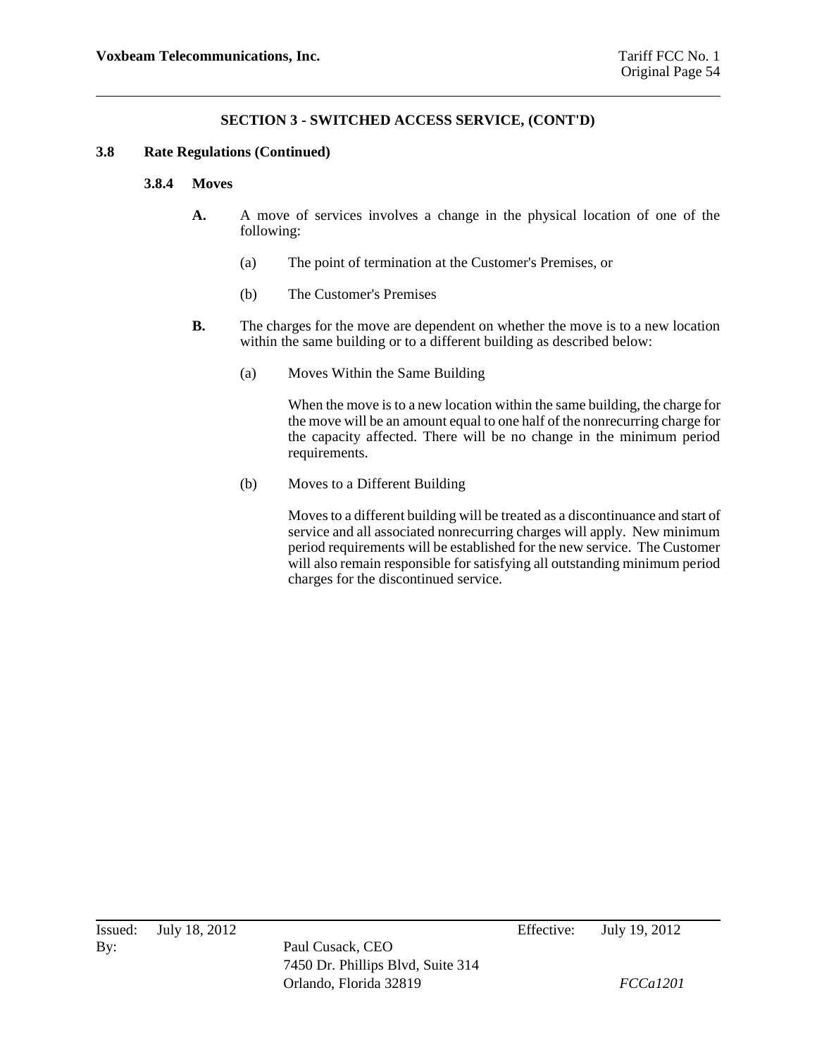## SECTION 3 - SWITCHED ACCESS SERVICE, (CONT'D)

### 3.8 Rate Regulations (Continued)

#### 3.8.4 Moves

**A.** A move of services involves a change in the physical location of one of the following:

(a) The point of termination at the Customer's Premises, or

(b) The Customer's Premises

**B.** The charges for the move are dependent on whether the move is to a new location within the same building or to a different building as described below:

(a) Moves Within the Same Building

When the move is to a new location within the same building, the charge for the move will be an amount equal to one half of the nonrecurring charge for the capacity affected. There will be no change in the minimum period requirements.

(b) Moves to a Different Building

Moves to a different building will be treated as a discontinuance and start of service and all associated nonrecurring charges will apply. New minimum period requirements will be established for the new service. The Customer will also remain responsible for satisfying all outstanding minimum period charges for the discontinued service.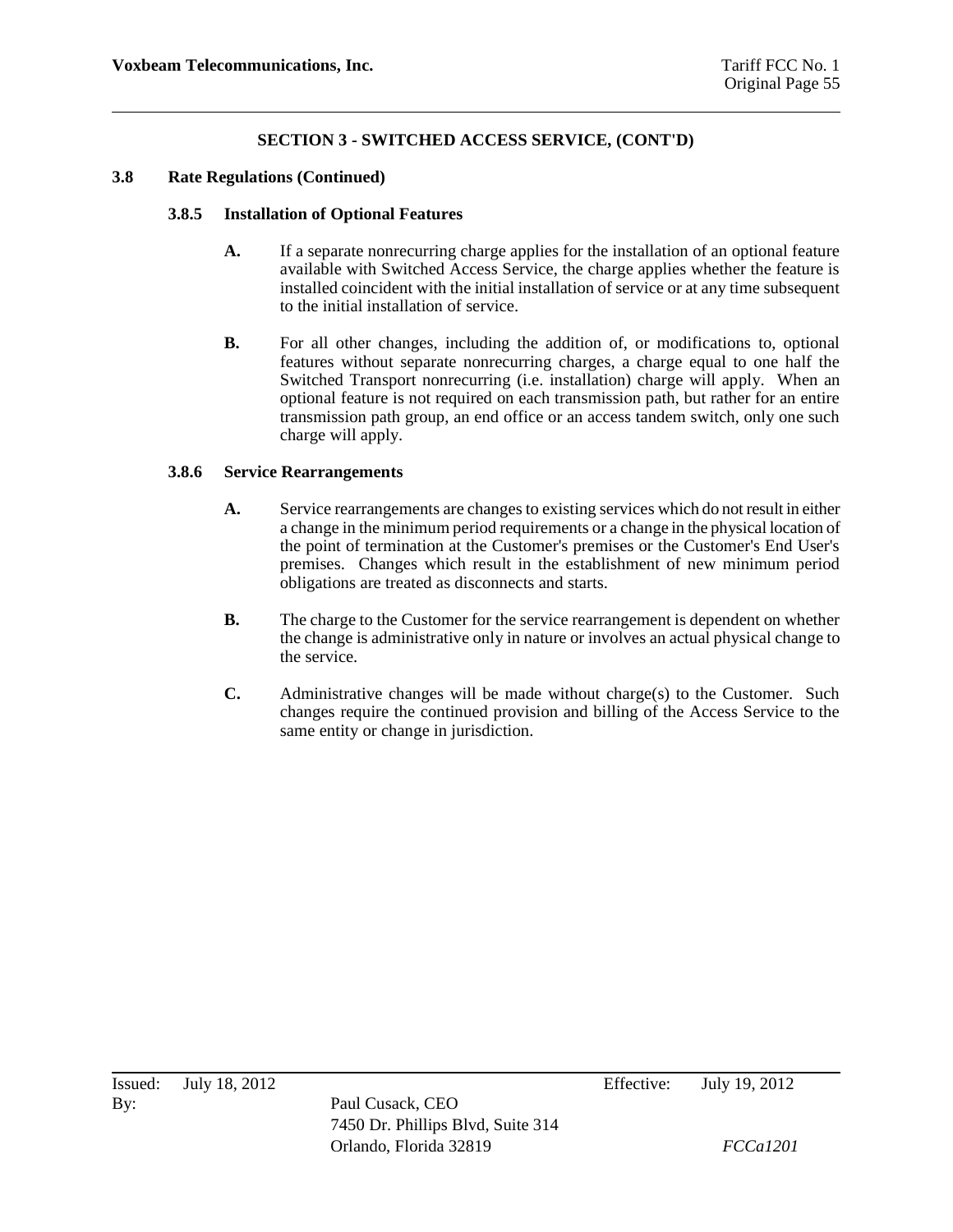## SECTION 3 - SWITCHED ACCESS SERVICE, (CONT'D)

### 3.8 Rate Regulations (Continued)

#### 3.8.5 Installation of Optional Features

**A.** If a separate nonrecurring charge applies for the installation of an optional feature available with Switched Access Service, the charge applies whether the feature is installed coincident with the initial installation of service or at any time subsequent to the initial installation of service.

**B.** For all other changes, including the addition of, or modifications to, optional features without separate nonrecurring charges, a charge equal to one half the Switched Transport nonrecurring (i.e. installation) charge will apply. When an optional feature is not required on each transmission path, but rather for an entire transmission path group, an end office or an access tandem switch, only one such charge will apply.

#### 3.8.6 Service Rearrangements

**A.** Service rearrangements are changes to existing services which do not result in either a change in the minimum period requirements or a change in the physical location of the point of termination at the Customer's premises or the Customer's End User's premises. Changes which result in the establishment of new minimum period obligations are treated as disconnects and starts.

**B.** The charge to the Customer for the service rearrangement is dependent on whether the change is administrative only in nature or involves an actual physical change to the service.

**C.** Administrative changes will be made without charge(s) to the Customer. Such changes require the continued provision and billing of the Access Service to the same entity or change in jurisdiction.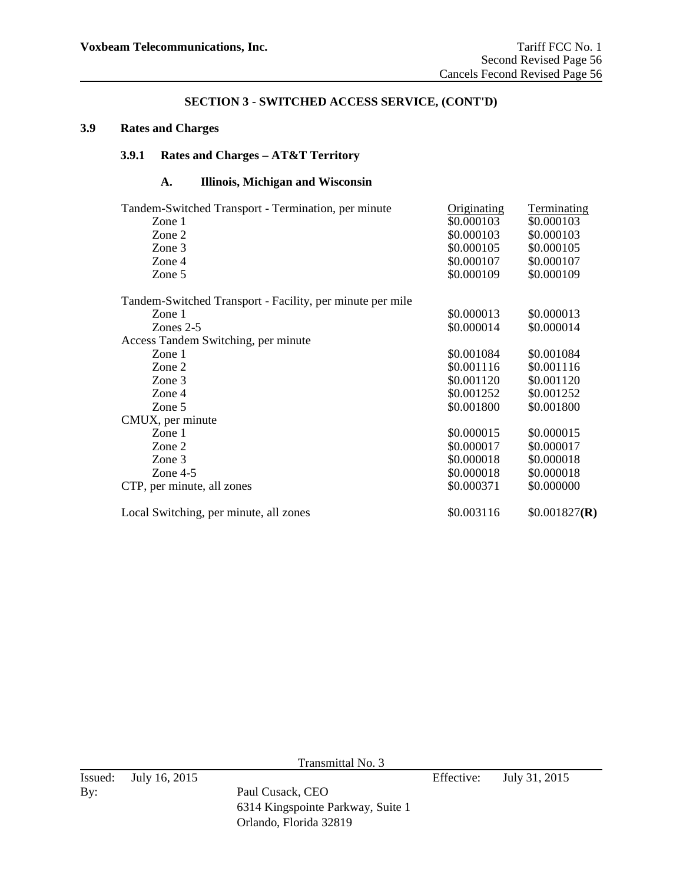## SECTION 3 - SWITCHED ACCESS SERVICE, (CONT'D)

### 3.9 Rates and Charges

#### 3.9.1 Rates and Charges – AT&T Territory

##### A. Illinois, Michigan and Wisconsin

| | Originating | Terminating |
|---|---|---|
| Tandem-Switched Transport - Termination, per minute | | |
| Zone 1 | $0.000103 | $0.000103 |
| Zone 2 | $0.000103 | $0.000103 |
| Zone 3 | $0.000105 | $0.000105 |
| Zone 4 | $0.000107 | $0.000107 |
| Zone 5 | $0.000109 | $0.000109 |
| Tandem-Switched Transport - Facility, per minute per mile | | |
| Zone 1 | $0.000013 | $0.000013 |
| Zones 2-5 | $0.000014 | $0.000014 |
| Access Tandem Switching, per minute | | |
| Zone 1 | $0.001084 | $0.001084 |
| Zone 2 | $0.001116 | $0.001116 |
| Zone 3 | $0.001120 | $0.001120 |
| Zone 4 | $0.001252 | $0.001252 |
| Zone 5 | $0.001800 | $0.001800 |
| CMUX, per minute | | |
| Zone 1 | $0.000015 | $0.000015 |
| Zone 2 | $0.000017 | $0.000017 |
| Zone 3 | $0.000018 | $0.000018 |
| Zone 4-5 | $0.000018 | $0.000018 |
| CTP, per minute, all zones | $0.000371 | $0.000000 |
| Local Switching, per minute, all zones | $0.003116 | $0.001827**(R)** |

Transmittal No. 3

Issued: July 16, 2015 Effective: July 31, 2015

By: Paul Cusack, CEO
6314 Kingspointe Parkway, Suite 1
Orlando, Florida 32819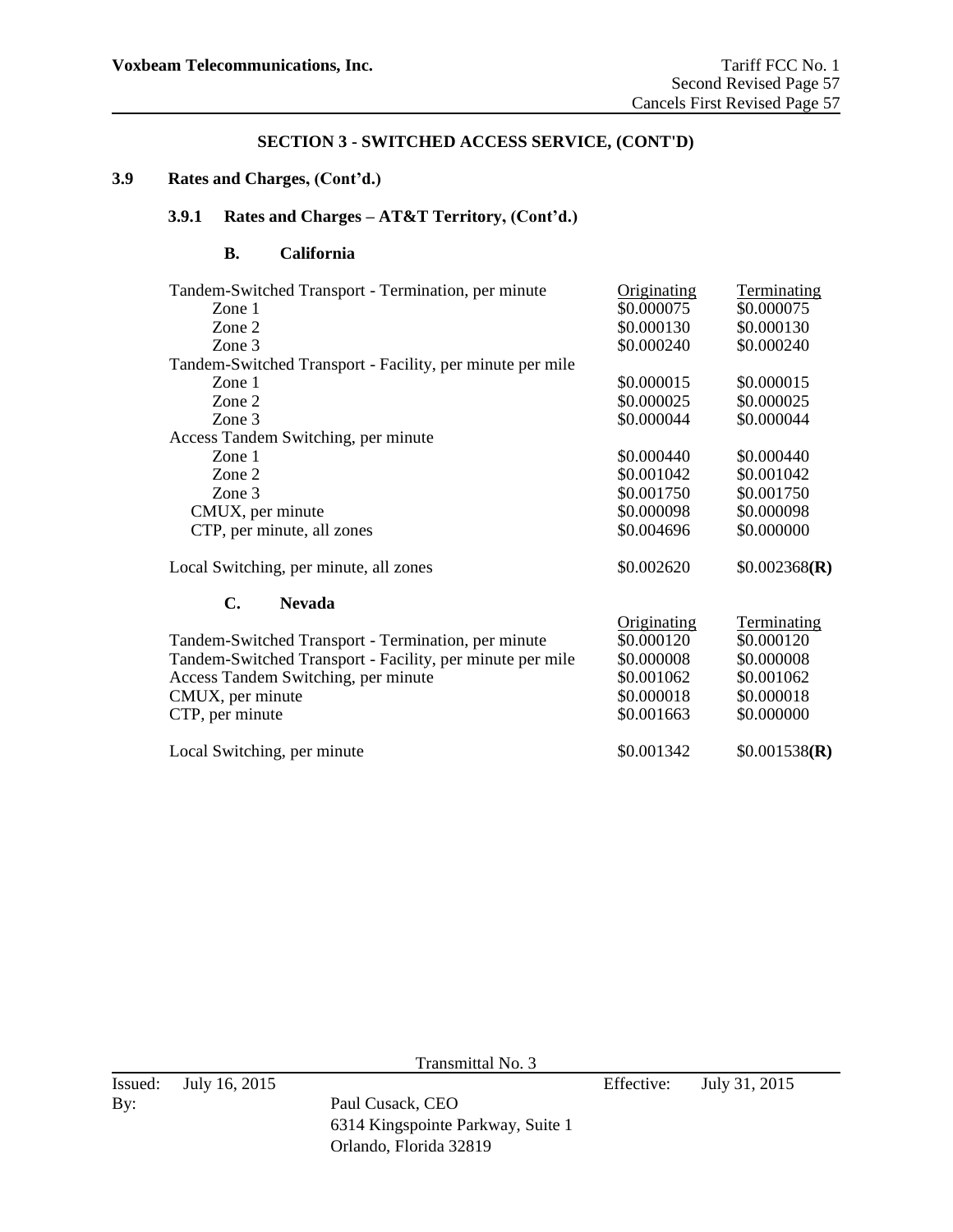**Voxbeam Telecommunications, Inc.**

Tariff FCC No. 1
Second Revised Page 57
Cancels First Revised Page 57

**SECTION 3 - SWITCHED ACCESS SERVICE, (CONT'D)**

**3.9 Rates and Charges, (Cont'd.)**

**3.9.1 Rates and Charges – AT&T Territory, (Cont'd.)**

**B. California**

| | Originating | Terminating |
|---|---|---|
| Tandem-Switched Transport - Termination, per minute | | |
| Zone 1 | \$0.000075 | \$0.000075 |
| Zone 2 | \$0.000130 | \$0.000130 |
| Zone 3 | \$0.000240 | \$0.000240 |
| Tandem-Switched Transport - Facility, per minute per mile | | |
| Zone 1 | \$0.000015 | \$0.000015 |
| Zone 2 | \$0.000025 | \$0.000025 |
| Zone 3 | \$0.000044 | \$0.000044 |
| Access Tandem Switching, per minute | | |
| Zone 1 | \$0.000440 | \$0.000440 |
| Zone 2 | \$0.001042 | \$0.001042 |
| Zone 3 | \$0.001750 | \$0.001750 |
| CMUX, per minute | \$0.000098 | \$0.000098 |
| CTP, per minute, all zones | \$0.004696 | \$0.000000 |
| Local Switching, per minute, all zones | \$0.002620 | \$0.002368**(R)** |

**C. Nevada**

| | Originating | Terminating |
|---|---|---|
| Tandem-Switched Transport - Termination, per minute | \$0.000120 | \$0.000120 |
| Tandem-Switched Transport - Facility, per minute per mile | \$0.000008 | \$0.000008 |
| Access Tandem Switching, per minute | \$0.001062 | \$0.001062 |
| CMUX, per minute | \$0.000018 | \$0.000018 |
| CTP, per minute | \$0.001663 | \$0.000000 |
| Local Switching, per minute | \$0.001342 | \$0.001538**(R)** |

Transmittal No. 3

Issued: July 16, 2015 Effective: July 31, 2015

By: Paul Cusack, CEO
6314 Kingspointe Parkway, Suite 1
Orlando, Florida 32819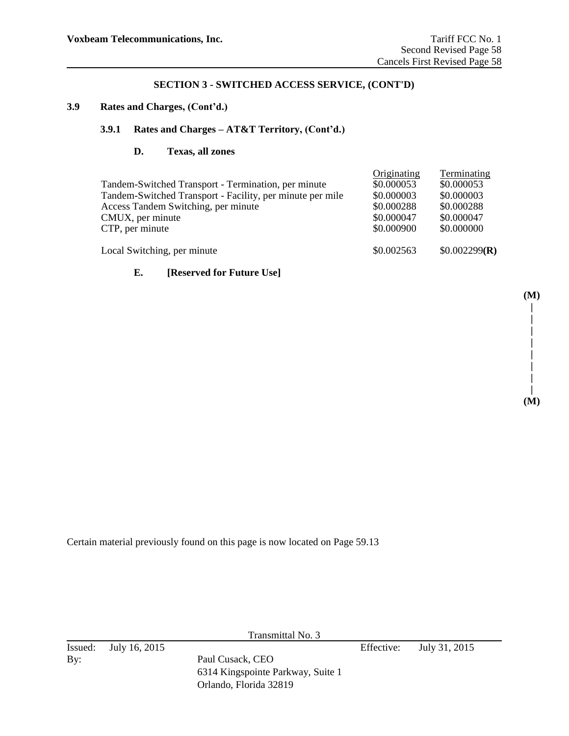## SECTION 3 - SWITCHED ACCESS SERVICE, (CONT'D)

### 3.9 Rates and Charges, (Cont'd.)

#### 3.9.1 Rates and Charges – AT&T Territory, (Cont'd.)

**D. Texas, all zones**

| | Originating | Terminating |
|---|---|---|
| Tandem-Switched Transport - Termination, per minute | $0.000053 | $0.000053 |
| Tandem-Switched Transport - Facility, per minute per mile | $0.000003 | $0.000003 |
| Access Tandem Switching, per minute | $0.000288 | $0.000288 |
| CMUX, per minute | $0.000047 | $0.000047 |
| CTP, per minute | $0.000900 | $0.000000 |
| Local Switching, per minute | $0.002563 | $0.002299**(R)** |

**E. [Reserved for Future Use]**

**(M)**

**(M)**

Certain material previously found on this page is now located on Page 59.13

Transmittal No. 3

Issued: July 16, 2015 Effective: July 31, 2015

By: Paul Cusack, CEO
6314 Kingspointe Parkway, Suite 1
Orlando, Florida 32819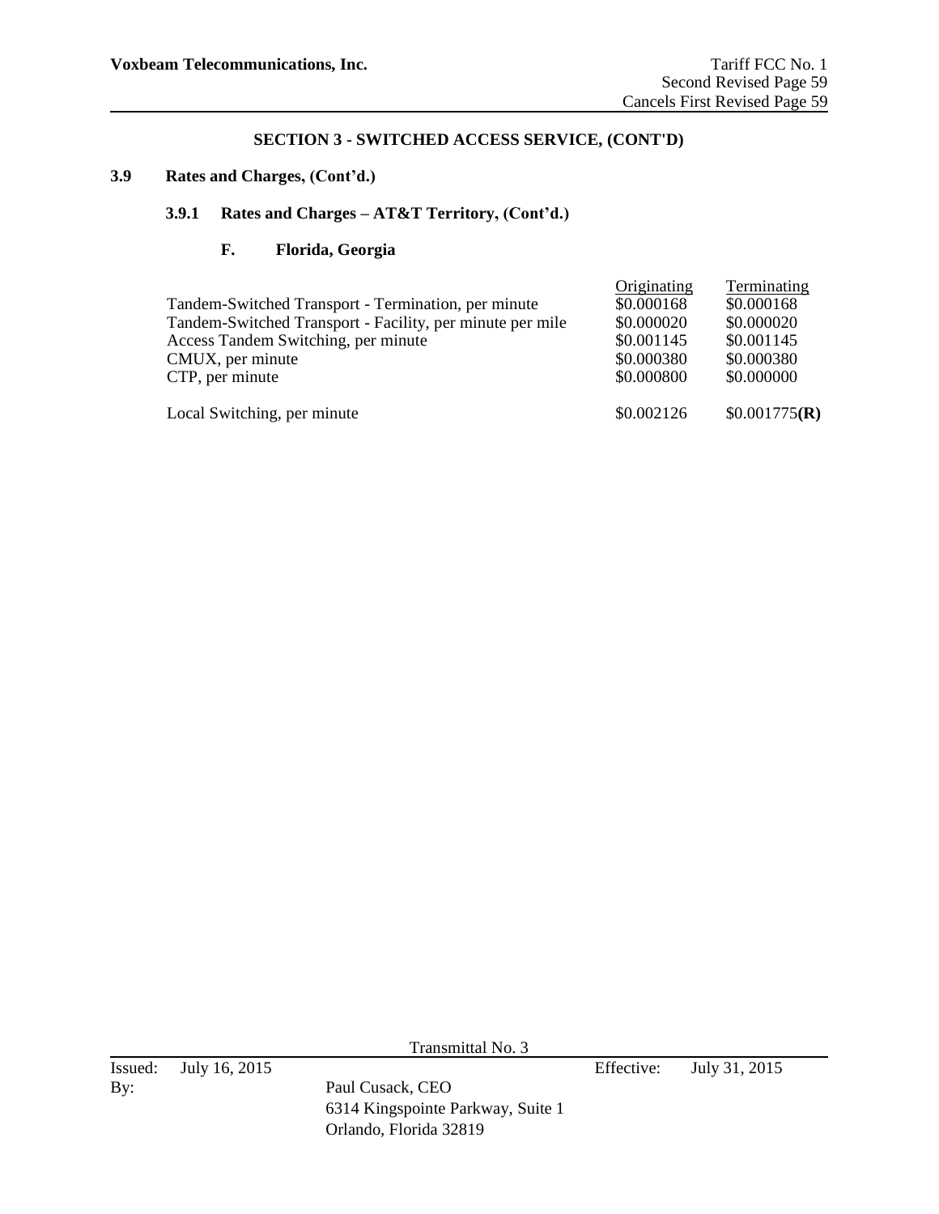## SECTION 3 - SWITCHED ACCESS SERVICE, (CONT'D)

### 3.9 Rates and Charges, (Cont'd.)

#### 3.9.1 Rates and Charges – AT&T Territory, (Cont'd.)

**F. Florida, Georgia**

| | Originating | Terminating |
|---|---|---|
| Tandem-Switched Transport - Termination, per minute | \$0.000168 | \$0.000168 |
| Tandem-Switched Transport - Facility, per minute per mile | \$0.000020 | \$0.000020 |
| Access Tandem Switching, per minute | \$0.001145 | \$0.001145 |
| CMUX, per minute | \$0.000380 | \$0.000380 |
| CTP, per minute | \$0.000800 | \$0.000000 |
| Local Switching, per minute | \$0.002126 | \$0.001775**(R)** |

Transmittal No. 3

Issued: July 16, 2015 Effective: July 31, 2015

By: Paul Cusack, CEO
6314 Kingspointe Parkway, Suite 1
Orlando, Florida 32819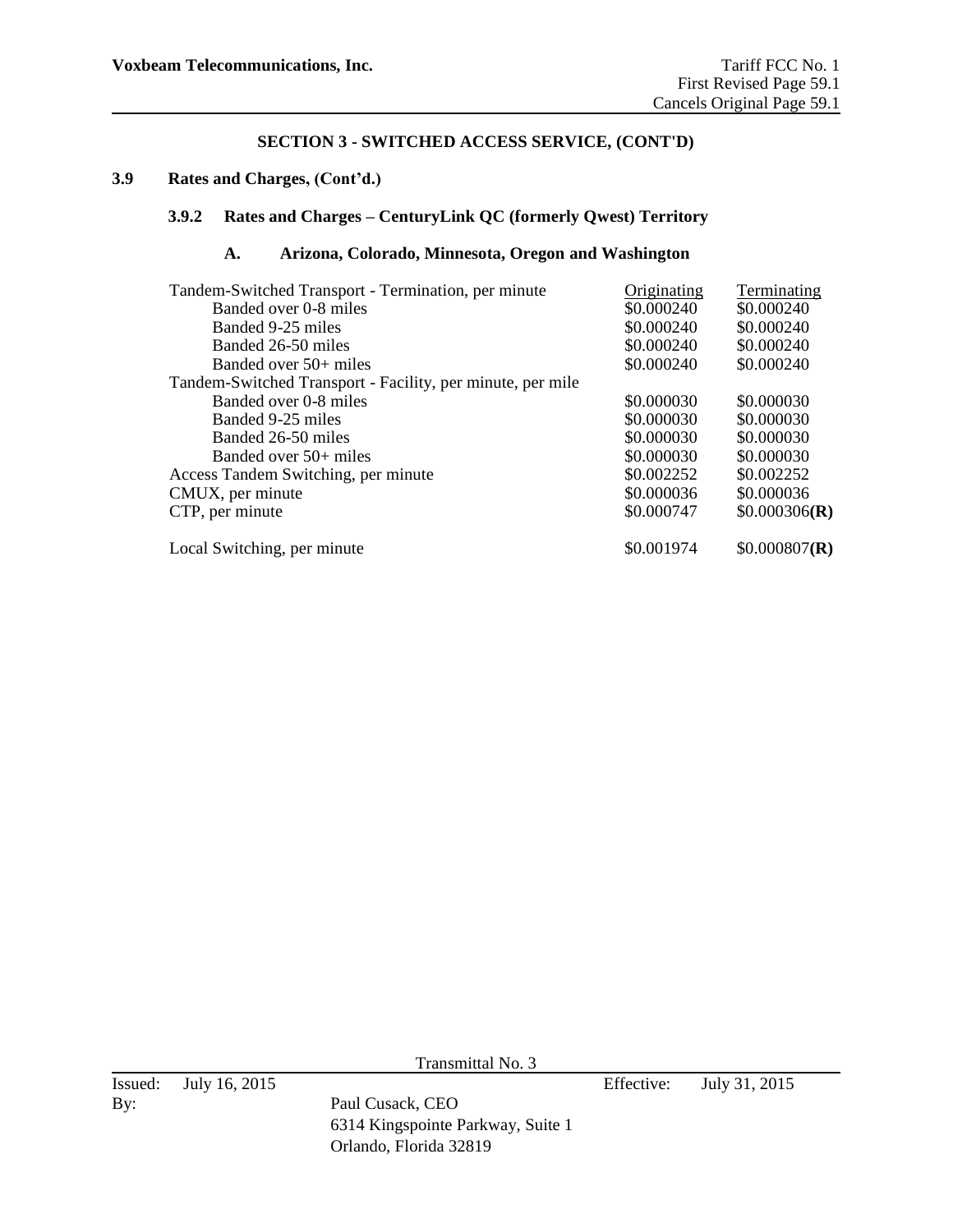**SECTION 3 - SWITCHED ACCESS SERVICE, (CONT'D)**

**3.9 Rates and Charges, (Cont'd.)**

**3.9.2 Rates and Charges – CenturyLink QC (formerly Qwest) Territory**

**A. Arizona, Colorado, Minnesota, Oregon and Washington**

| | Originating | Terminating |
|---|---|---|
| Tandem-Switched Transport - Termination, per minute | | |
| Banded over 0-8 miles | \$0.000240 | \$0.000240 |
| Banded 9-25 miles | \$0.000240 | \$0.000240 |
| Banded 26-50 miles | \$0.000240 | \$0.000240 |
| Banded over 50+ miles | \$0.000240 | \$0.000240 |
| Tandem-Switched Transport - Facility, per minute, per mile | | |
| Banded over 0-8 miles | \$0.000030 | \$0.000030 |
| Banded 9-25 miles | \$0.000030 | \$0.000030 |
| Banded 26-50 miles | \$0.000030 | \$0.000030 |
| Banded over 50+ miles | \$0.000030 | \$0.000030 |
| Access Tandem Switching, per minute | \$0.002252 | \$0.002252 |
| CMUX, per minute | \$0.000036 | \$0.000036 |
| CTP, per minute | \$0.000747 | \$0.000306**(R)** |
| Local Switching, per minute | \$0.001974 | \$0.000807**(R)** |

Transmittal No. 3

Issued: July 16, 2015 Effective: July 31, 2015

By: Paul Cusack, CEO
6314 Kingspointe Parkway, Suite 1
Orlando, Florida 32819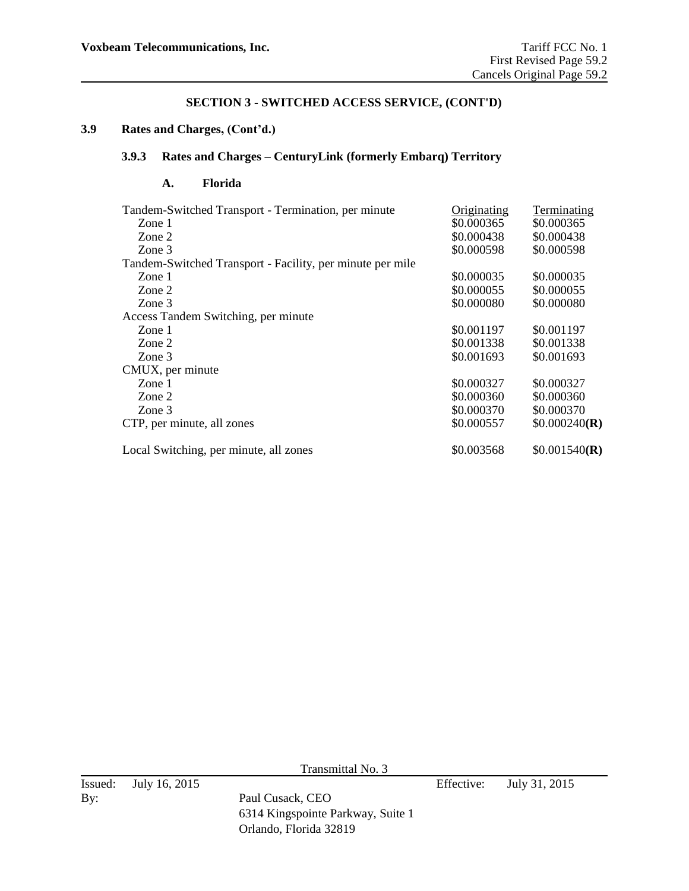## SECTION 3 - SWITCHED ACCESS SERVICE, (CONT'D)

### 3.9 Rates and Charges, (Cont'd.)

#### 3.9.3 Rates and Charges – CenturyLink (formerly Embarq) Territory

##### A. Florida

| | Originating | Terminating |
|---|---|---|
| Tandem-Switched Transport - Termination, per minute | | |
| Zone 1 | \$0.000365 | \$0.000365 |
| Zone 2 | \$0.000438 | \$0.000438 |
| Zone 3 | \$0.000598 | \$0.000598 |
| Tandem-Switched Transport - Facility, per minute per mile | | |
| Zone 1 | \$0.000035 | \$0.000035 |
| Zone 2 | \$0.000055 | \$0.000055 |
| Zone 3 | \$0.000080 | \$0.000080 |
| Access Tandem Switching, per minute | | |
| Zone 1 | \$0.001197 | \$0.001197 |
| Zone 2 | \$0.001338 | \$0.001338 |
| Zone 3 | \$0.001693 | \$0.001693 |
| CMUX, per minute | | |
| Zone 1 | \$0.000327 | \$0.000327 |
| Zone 2 | \$0.000360 | \$0.000360 |
| Zone 3 | \$0.000370 | \$0.000370 |
| CTP, per minute, all zones | \$0.000557 | \$0.000240**(R)** |
| Local Switching, per minute, all zones | \$0.003568 | \$0.001540**(R)** |

Transmittal No. 3

Issued: July 16, 2015 Effective: July 31, 2015

By: Paul Cusack, CEO
6314 Kingspointe Parkway, Suite 1
Orlando, Florida 32819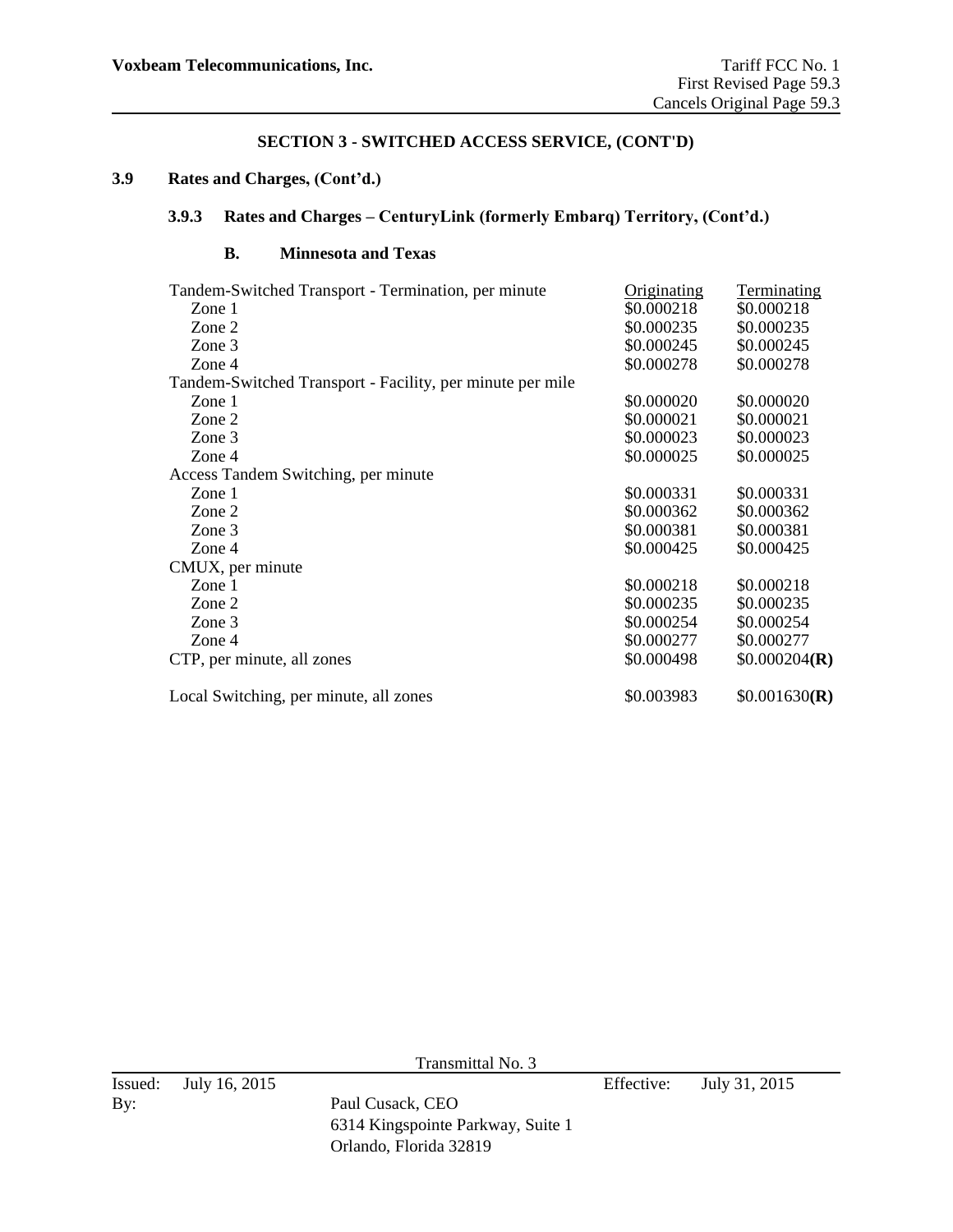## SECTION 3 - SWITCHED ACCESS SERVICE, (CONT'D)

### 3.9 Rates and Charges, (Cont'd.)

#### 3.9.3 Rates and Charges – CenturyLink (formerly Embarq) Territory, (Cont'd.)

##### B. Minnesota and Texas

| | Originating | Terminating |
|---|---|---|
| Tandem-Switched Transport - Termination, per minute | | |
| Zone 1 | $0.000218 | $0.000218 |
| Zone 2 | $0.000235 | $0.000235 |
| Zone 3 | $0.000245 | $0.000245 |
| Zone 4 | $0.000278 | $0.000278 |
| Tandem-Switched Transport - Facility, per minute per mile | | |
| Zone 1 | $0.000020 | $0.000020 |
| Zone 2 | $0.000021 | $0.000021 |
| Zone 3 | $0.000023 | $0.000023 |
| Zone 4 | $0.000025 | $0.000025 |
| Access Tandem Switching, per minute | | |
| Zone 1 | $0.000331 | $0.000331 |
| Zone 2 | $0.000362 | $0.000362 |
| Zone 3 | $0.000381 | $0.000381 |
| Zone 4 | $0.000425 | $0.000425 |
| CMUX, per minute | | |
| Zone 1 | $0.000218 | $0.000218 |
| Zone 2 | $0.000235 | $0.000235 |
| Zone 3 | $0.000254 | $0.000254 |
| Zone 4 | $0.000277 | $0.000277 |
| CTP, per minute, all zones | $0.000498 | $0.000204**(R)** |
| Local Switching, per minute, all zones | $0.003983 | $0.001630**(R)** |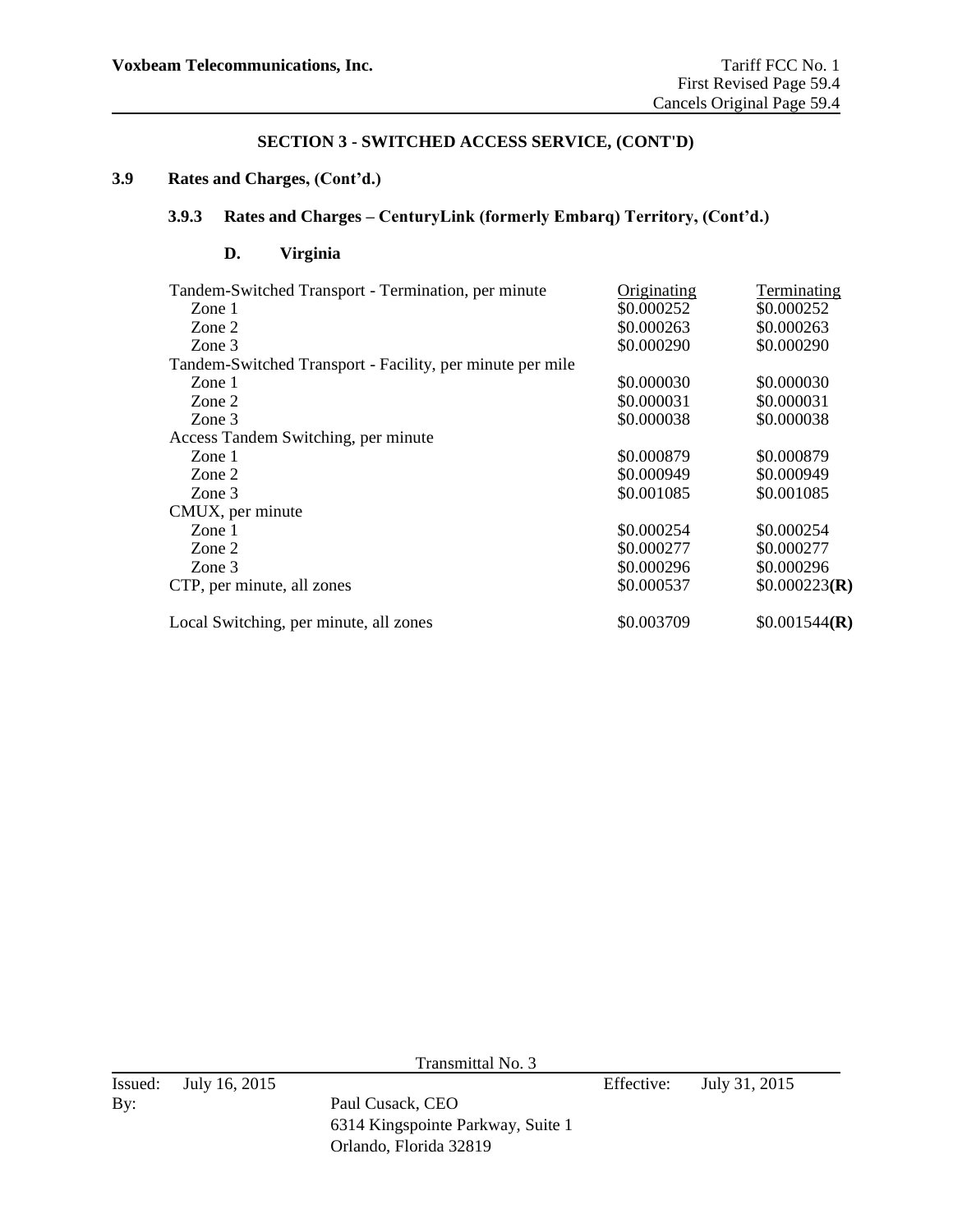## SECTION 3 - SWITCHED ACCESS SERVICE, (CONT'D)

### 3.9 Rates and Charges, (Cont'd.)

#### 3.9.3 Rates and Charges – CenturyLink (formerly Embarq) Territory, (Cont'd.)

**D. Virginia**

| | Originating | Terminating |
|---|---|---|
| Tandem-Switched Transport - Termination, per minute | | |
| Zone 1 | $0.000252 | $0.000252 |
| Zone 2 | $0.000263 | $0.000263 |
| Zone 3 | $0.000290 | $0.000290 |
| Tandem-Switched Transport - Facility, per minute per mile | | |
| Zone 1 | $0.000030 | $0.000030 |
| Zone 2 | $0.000031 | $0.000031 |
| Zone 3 | $0.000038 | $0.000038 |
| Access Tandem Switching, per minute | | |
| Zone 1 | $0.000879 | $0.000879 |
| Zone 2 | $0.000949 | $0.000949 |
| Zone 3 | $0.001085 | $0.001085 |
| CMUX, per minute | | |
| Zone 1 | $0.000254 | $0.000254 |
| Zone 2 | $0.000277 | $0.000277 |
| Zone 3 | $0.000296 | $0.000296 |
| CTP, per minute, all zones | $0.000537 | $0.000223**(R)** |
| Local Switching, per minute, all zones | $0.003709 | $0.001544**(R)** |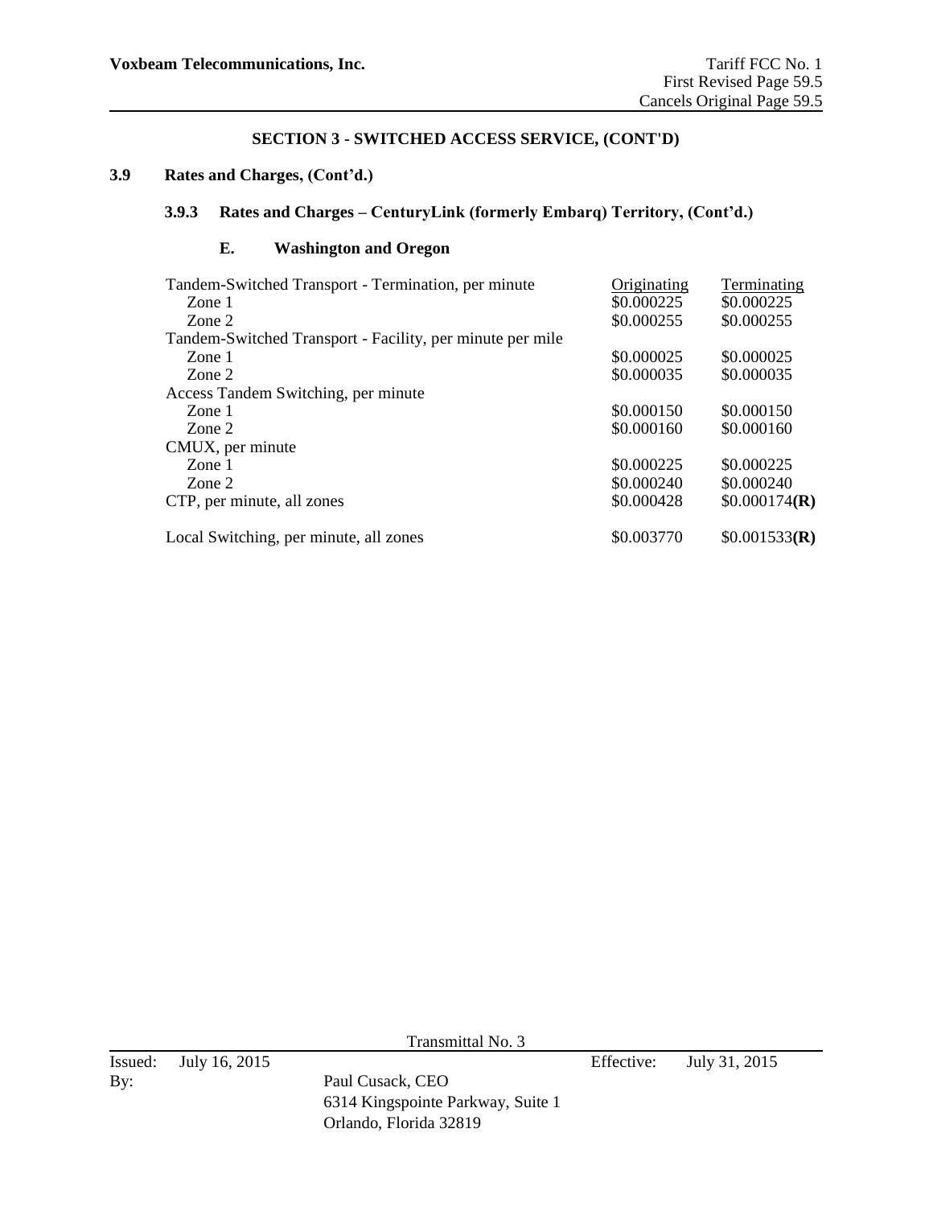## SECTION 3 - SWITCHED ACCESS SERVICE, (CONT'D)

### 3.9 Rates and Charges, (Cont'd.)

#### 3.9.3 Rates and Charges – CenturyLink (formerly Embarq) Territory, (Cont'd.)

##### E. Washington and Oregon

| | Originating | Terminating |
|---|---|---|
| Tandem-Switched Transport - Termination, per minute | | |
| Zone 1 | \$0.000225 | \$0.000225 |
| Zone 2 | \$0.000255 | \$0.000255 |
| Tandem-Switched Transport - Facility, per minute per mile | | |
| Zone 1 | \$0.000025 | \$0.000025 |
| Zone 2 | \$0.000035 | \$0.000035 |
| Access Tandem Switching, per minute | | |
| Zone 1 | \$0.000150 | \$0.000150 |
| Zone 2 | \$0.000160 | \$0.000160 |
| CMUX, per minute | | |
| Zone 1 | \$0.000225 | \$0.000225 |
| Zone 2 | \$0.000240 | \$0.000240 |
| CTP, per minute, all zones | \$0.000428 | \$0.000174**(R)** |
| Local Switching, per minute, all zones | \$0.003770 | \$0.001533**(R)** |

Transmittal No. 3

Issued: July 16, 2015 Effective: July 31, 2015

By: Paul Cusack, CEO
6314 Kingspointe Parkway, Suite 1
Orlando, Florida 32819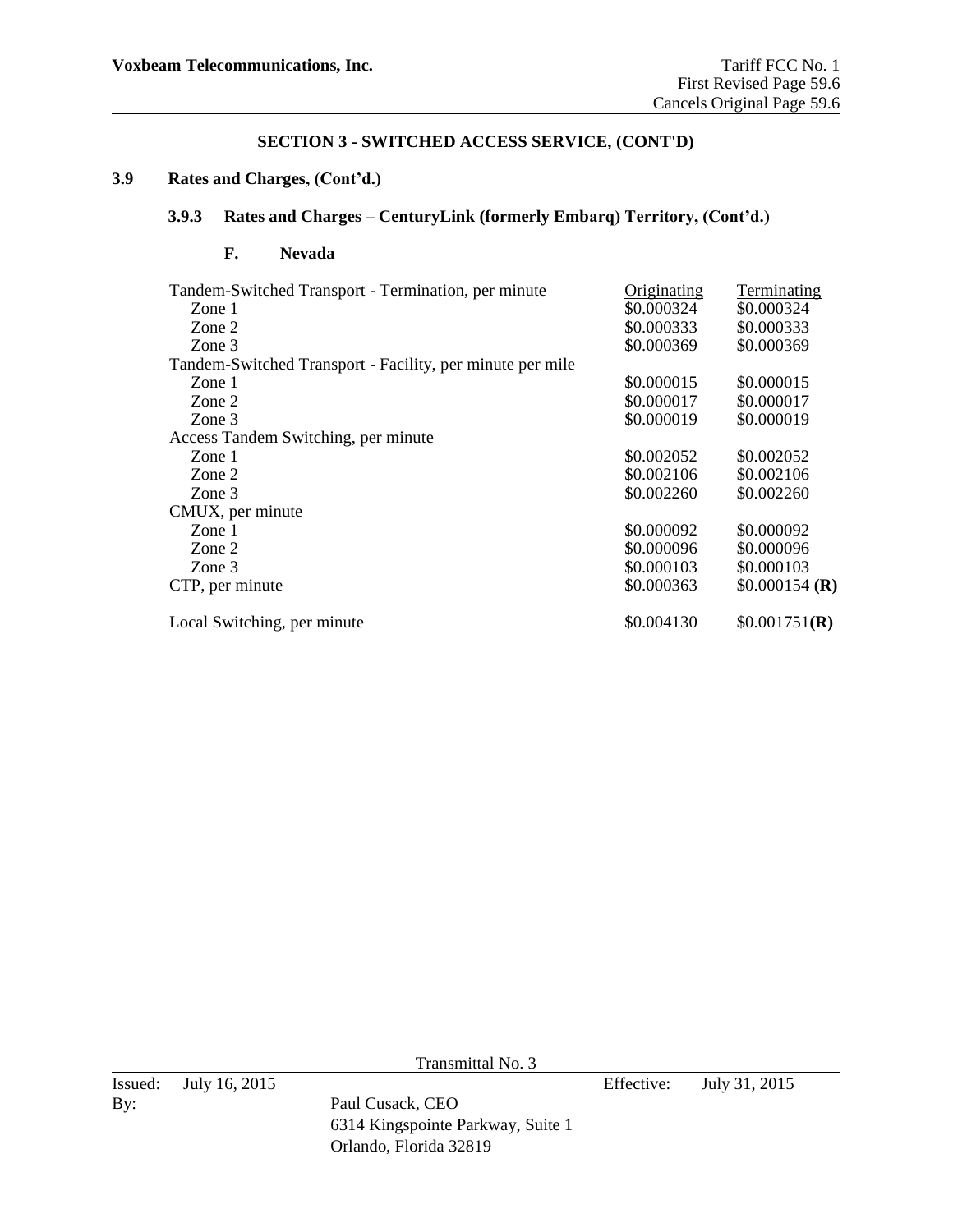**SECTION 3 - SWITCHED ACCESS SERVICE, (CONT'D)**

## 3.9 Rates and Charges, (Cont'd.)

### 3.9.3 Rates and Charges – CenturyLink (formerly Embarq) Territory, (Cont'd.)

#### F. Nevada

| | Originating | Terminating |
|---|---|---|
| Tandem-Switched Transport - Termination, per minute | | |
| Zone 1 | \$0.000324 | \$0.000324 |
| Zone 2 | \$0.000333 | \$0.000333 |
| Zone 3 | \$0.000369 | \$0.000369 |
| Tandem-Switched Transport - Facility, per minute per mile | | |
| Zone 1 | \$0.000015 | \$0.000015 |
| Zone 2 | \$0.000017 | \$0.000017 |
| Zone 3 | \$0.000019 | \$0.000019 |
| Access Tandem Switching, per minute | | |
| Zone 1 | \$0.002052 | \$0.002052 |
| Zone 2 | \$0.002106 | \$0.002106 |
| Zone 3 | \$0.002260 | \$0.002260 |
| CMUX, per minute | | |
| Zone 1 | \$0.000092 | \$0.000092 |
| Zone 2 | \$0.000096 | \$0.000096 |
| Zone 3 | \$0.000103 | \$0.000103 |
| CTP, per minute | \$0.000363 | \$0.000154 **(R)** |
| Local Switching, per minute | \$0.004130 | \$0.001751**(R)** |

Transmittal No. 3

Issued: July 16, 2015 Effective: July 31, 2015

By: Paul Cusack, CEO
6314 Kingspointe Parkway, Suite 1
Orlando, Florida 32819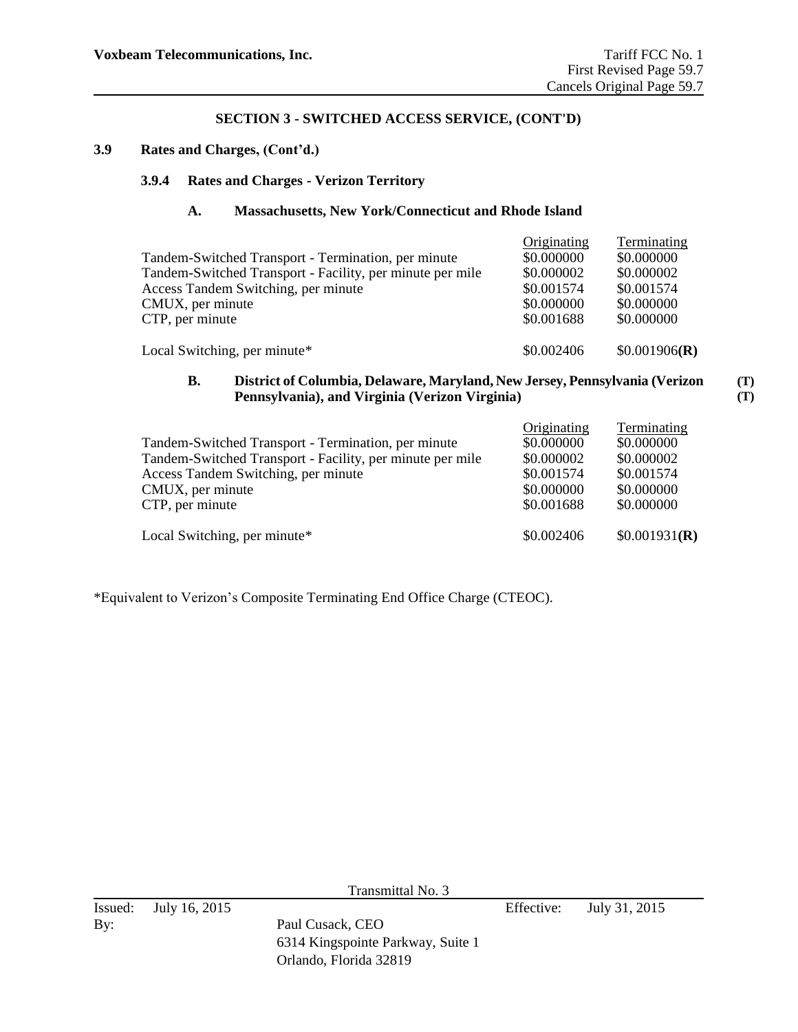## SECTION 3 - SWITCHED ACCESS SERVICE, (CONT'D)

### 3.9 Rates and Charges, (Cont'd.)

#### 3.9.4 Rates and Charges - Verizon Territory

**A. Massachusetts, New York/Connecticut and Rhode Island**

| | Originating | Terminating |
|---|---|---|
| Tandem-Switched Transport - Termination, per minute | $0.000000 | $0.000000 |
| Tandem-Switched Transport - Facility, per minute per mile | $0.000002 | $0.000002 |
| Access Tandem Switching, per minute | $0.001574 | $0.001574 |
| CMUX, per minute | $0.000000 | $0.000000 |
| CTP, per minute | $0.001688 | $0.000000 |
| Local Switching, per minute* | $0.002406 | $0.001906**(R)** |

**B. District of Columbia, Delaware, Maryland, New Jersey, Pennsylvania (Verizon Pennsylvania), and Virginia (Verizon Virginia)** **(T)** **(T)**

| | Originating | Terminating |
|---|---|---|
| Tandem-Switched Transport - Termination, per minute | $0.000000 | $0.000000 |
| Tandem-Switched Transport - Facility, per minute per mile | $0.000002 | $0.000002 |
| Access Tandem Switching, per minute | $0.001574 | $0.001574 |
| CMUX, per minute | $0.000000 | $0.000000 |
| CTP, per minute | $0.001688 | $0.000000 |
| Local Switching, per minute* | $0.002406 | $0.001931**(R)** |

*Equivalent to Verizon's Composite Terminating End Office Charge (CTEOC).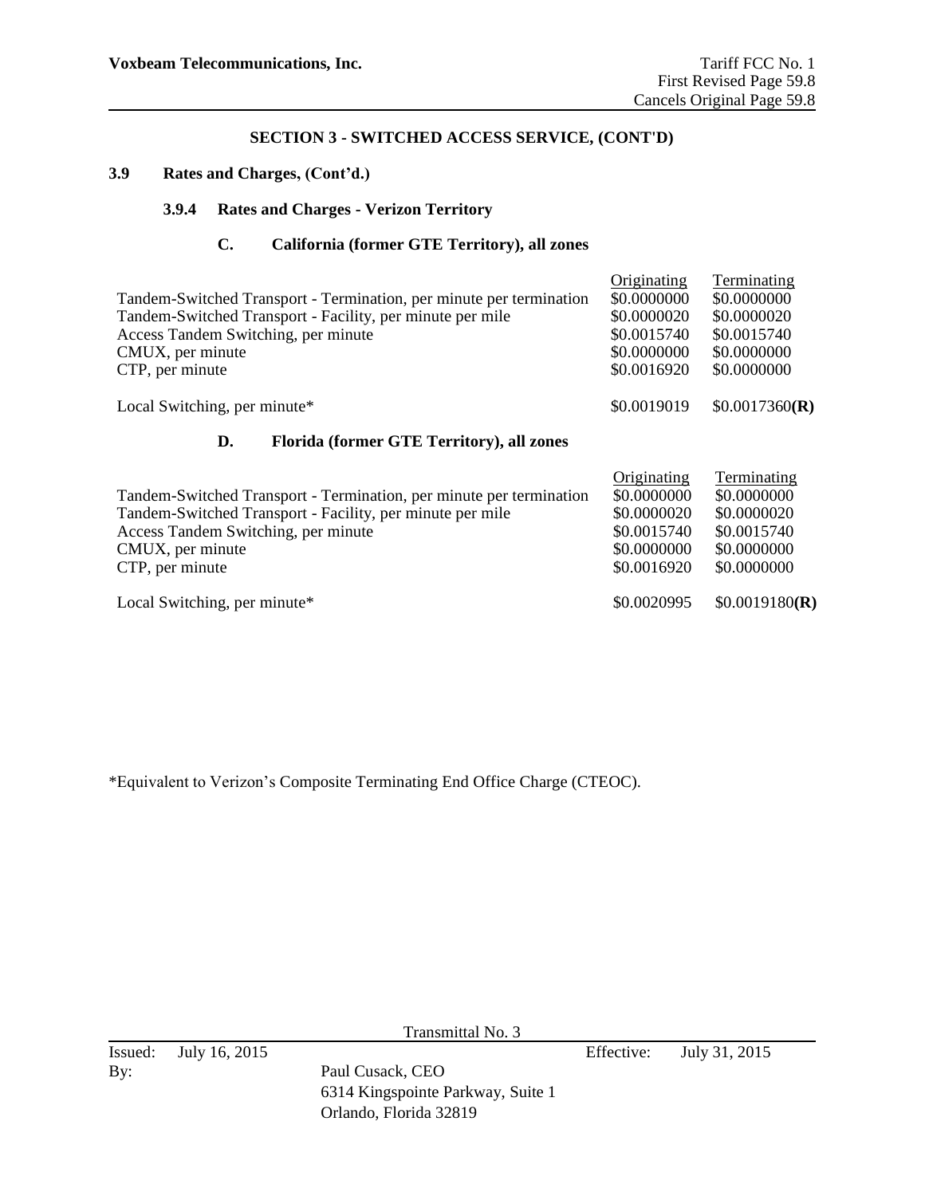**SECTION 3 - SWITCHED ACCESS SERVICE, (CONT'D)**

**3.9 Rates and Charges, (Cont'd.)**

**3.9.4 Rates and Charges - Verizon Territory**

**C. California (former GTE Territory), all zones**

| | Originating | Terminating |
|---|---|---|
| Tandem-Switched Transport - Termination, per minute per termination | \$0.0000000 | \$0.0000000 |
| Tandem-Switched Transport - Facility, per minute per mile | \$0.0000020 | \$0.0000020 |
| Access Tandem Switching, per minute | \$0.0015740 | \$0.0015740 |
| CMUX, per minute | \$0.0000000 | \$0.0000000 |
| CTP, per minute | \$0.0016920 | \$0.0000000 |
| Local Switching, per minute* | \$0.0019019 | \$0.0017360**(R)** |

**D. Florida (former GTE Territory), all zones**

| | Originating | Terminating |
|---|---|---|
| Tandem-Switched Transport - Termination, per minute per termination | \$0.0000000 | \$0.0000000 |
| Tandem-Switched Transport - Facility, per minute per mile | \$0.0000020 | \$0.0000020 |
| Access Tandem Switching, per minute | \$0.0015740 | \$0.0015740 |
| CMUX, per minute | \$0.0000000 | \$0.0000000 |
| CTP, per minute | \$0.0016920 | \$0.0000000 |
| Local Switching, per minute* | \$0.0020995 | \$0.0019180**(R)** |

*Equivalent to Verizon's Composite Terminating End Office Charge (CTEOC).

Transmittal No. 3

Issued: July 16, 2015 Effective: July 31, 2015

By: Paul Cusack, CEO
6314 Kingspointe Parkway, Suite 1
Orlando, Florida 32819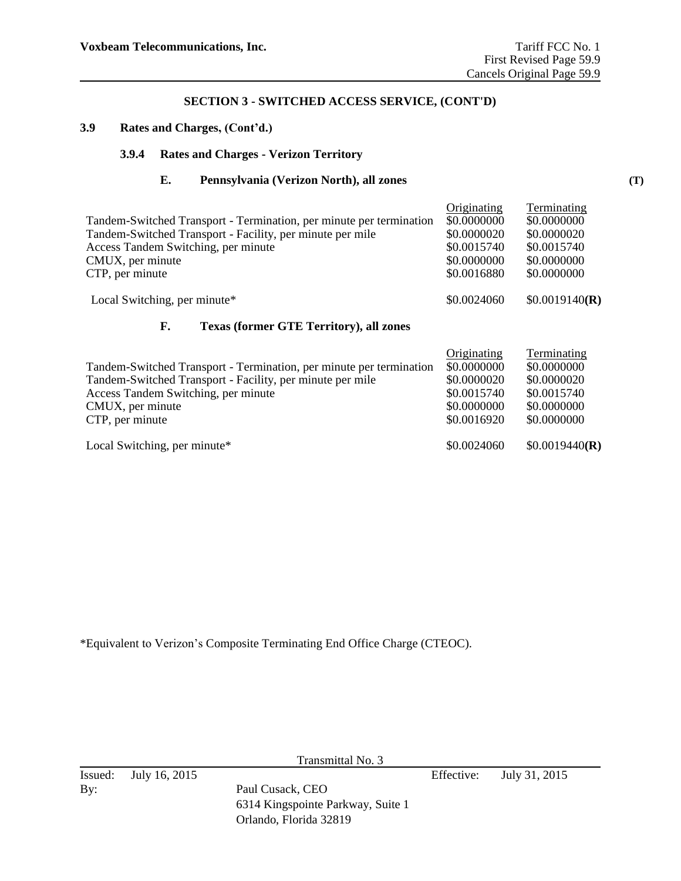Voxbeam Telecommunications, Inc.

Tariff FCC No. 1
First Revised Page 59.9
Cancels Original Page 59.9

## SECTION 3 - SWITCHED ACCESS SERVICE, (CONT'D)

### 3.9 Rates and Charges, (Cont'd.)

#### 3.9.4 Rates and Charges - Verizon Territory

##### E. Pennsylvania (Verizon North), all zones (T)

| | Originating | Terminating |
|---|---|---|
| Tandem-Switched Transport - Termination, per minute per termination | \$0.0000000 | \$0.0000000 |
| Tandem-Switched Transport - Facility, per minute per mile | \$0.0000020 | \$0.0000020 |
| Access Tandem Switching, per minute | \$0.0015740 | \$0.0015740 |
| CMUX, per minute | \$0.0000000 | \$0.0000000 |
| CTP, per minute | \$0.0016880 | \$0.0000000 |
| Local Switching, per minute* | \$0.0024060 | \$0.0019140**(R)** |

##### F. Texas (former GTE Territory), all zones

| | Originating | Terminating |
|---|---|---|
| Tandem-Switched Transport - Termination, per minute per termination | \$0.0000000 | \$0.0000000 |
| Tandem-Switched Transport - Facility, per minute per mile | \$0.0000020 | \$0.0000020 |
| Access Tandem Switching, per minute | \$0.0015740 | \$0.0015740 |
| CMUX, per minute | \$0.0000000 | \$0.0000000 |
| CTP, per minute | \$0.0016920 | \$0.0000000 |
| Local Switching, per minute* | \$0.0024060 | \$0.0019440**(R)** |

*Equivalent to Verizon's Composite Terminating End Office Charge (CTEOC).

Transmittal No. 3

Issued: July 16, 2015 Effective: July 31, 2015

By: Paul Cusack, CEO
6314 Kingspointe Parkway, Suite 1
Orlando, Florida 32819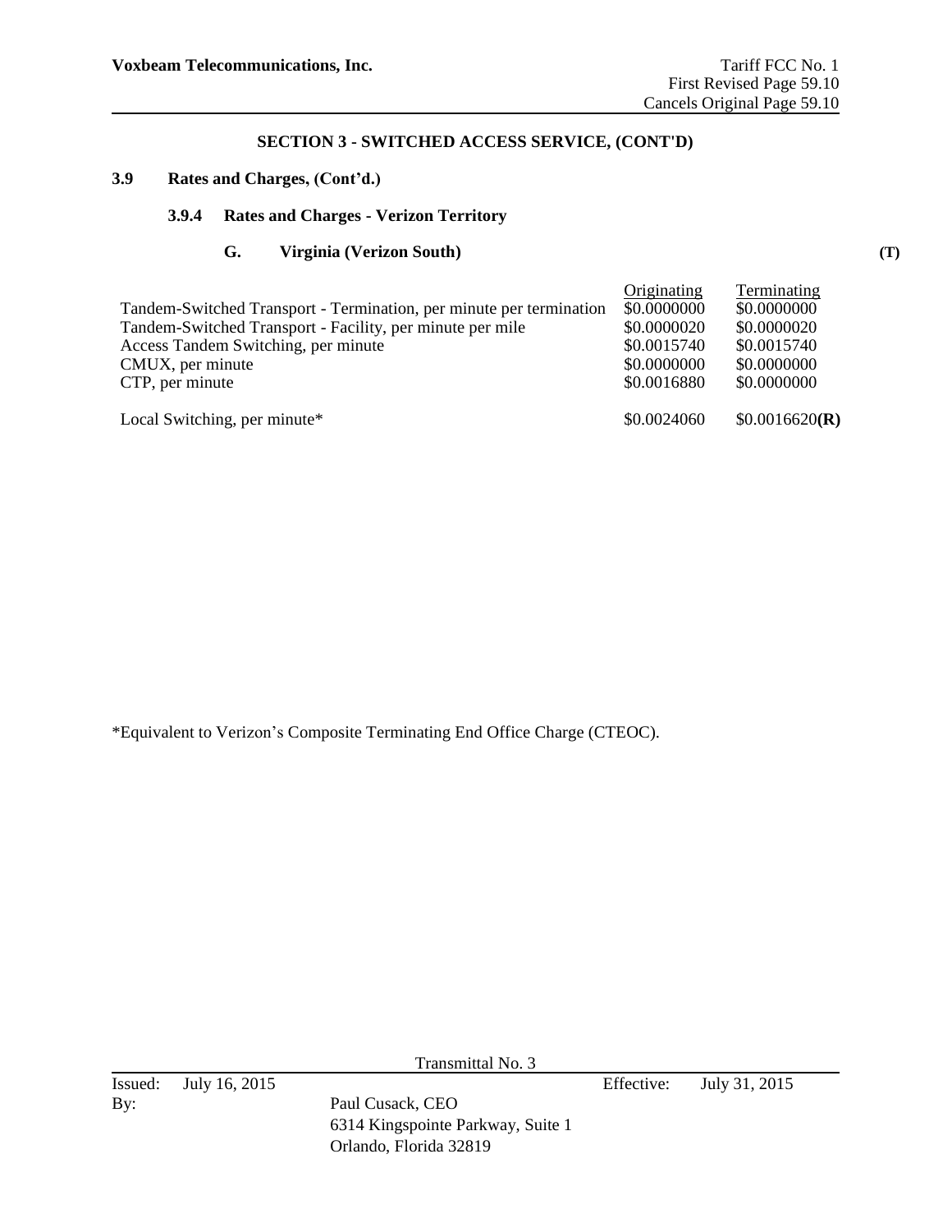## SECTION 3 - SWITCHED ACCESS SERVICE, (CONT'D)

### 3.9 Rates and Charges, (Cont'd.)

#### 3.9.4 Rates and Charges - Verizon Territory

##### G. Virginia (Verizon South) (T)

| | Originating | Terminating |
|---|---|---|
| Tandem-Switched Transport - Termination, per minute per termination | $0.0000000 | $0.0000000 |
| Tandem-Switched Transport - Facility, per minute per mile | $0.0000020 | $0.0000020 |
| Access Tandem Switching, per minute | $0.0015740 | $0.0015740 |
| CMUX, per minute | $0.0000000 | $0.0000000 |
| CTP, per minute | $0.0016880 | $0.0000000 |
| Local Switching, per minute* | $0.0024060 | $0.0016620 **(R)** |

*Equivalent to Verizon's Composite Terminating End Office Charge (CTEOC).

Transmittal No. 3

Issued: July 16, 2015 Effective: July 31, 2015

By: Paul Cusack, CEO
6314 Kingspointe Parkway, Suite 1
Orlando, Florida 32819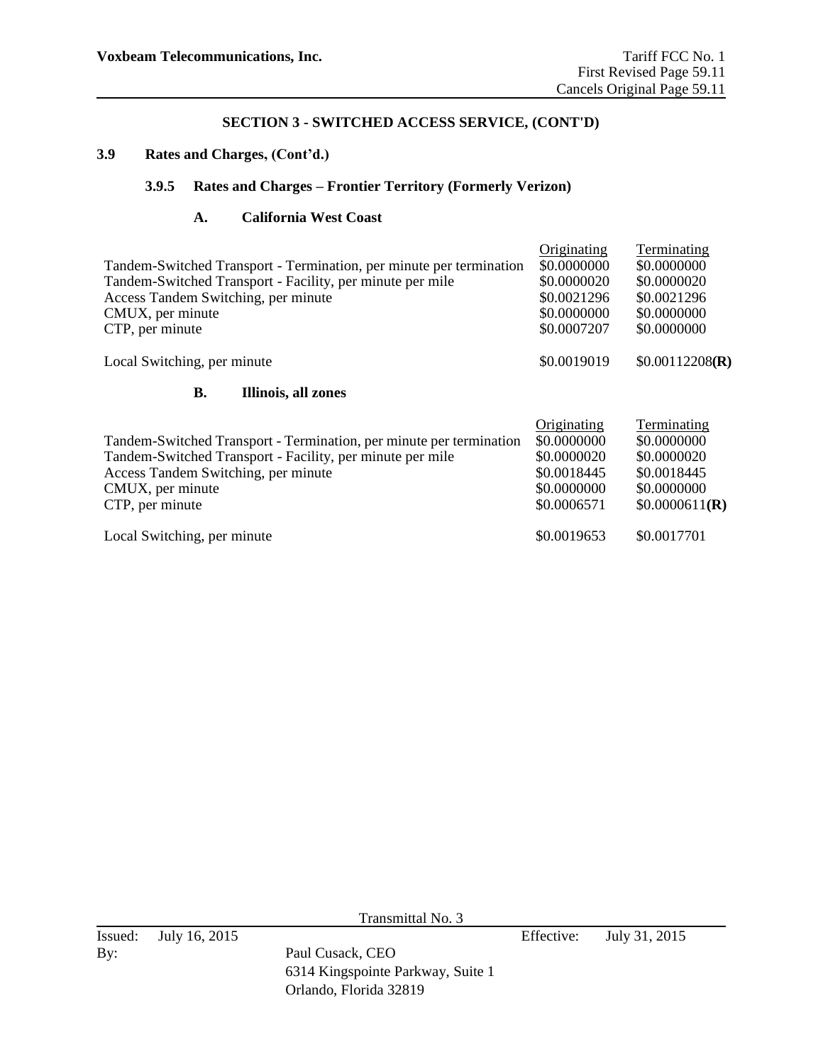## SECTION 3 - SWITCHED ACCESS SERVICE, (CONT'D)

### 3.9 Rates and Charges, (Cont'd.)

#### 3.9.5 Rates and Charges – Frontier Territory (Formerly Verizon)

**A. California West Coast**

| | Originating | Terminating |
|---|---|---|
| Tandem-Switched Transport - Termination, per minute per termination | \$0.0000000 | \$0.0000000 |
| Tandem-Switched Transport - Facility, per minute per mile | \$0.0000020 | \$0.0000020 |
| Access Tandem Switching, per minute | \$0.0021296 | \$0.0021296 |
| CMUX, per minute | \$0.0000000 | \$0.0000000 |
| CTP, per minute | \$0.0007207 | \$0.0000000 |
| Local Switching, per minute | \$0.0019019 | \$0.00112208**(R)** |

**B. Illinois, all zones**

| | Originating | Terminating |
|---|---|---|
| Tandem-Switched Transport - Termination, per minute per termination | \$0.0000000 | \$0.0000000 |
| Tandem-Switched Transport - Facility, per minute per mile | \$0.0000020 | \$0.0000020 |
| Access Tandem Switching, per minute | \$0.0018445 | \$0.0018445 |
| CMUX, per minute | \$0.0000000 | \$0.0000000 |
| CTP, per minute | \$0.0006571 | \$0.0000611**(R)** |
| Local Switching, per minute | \$0.0019653 | \$0.0017701 |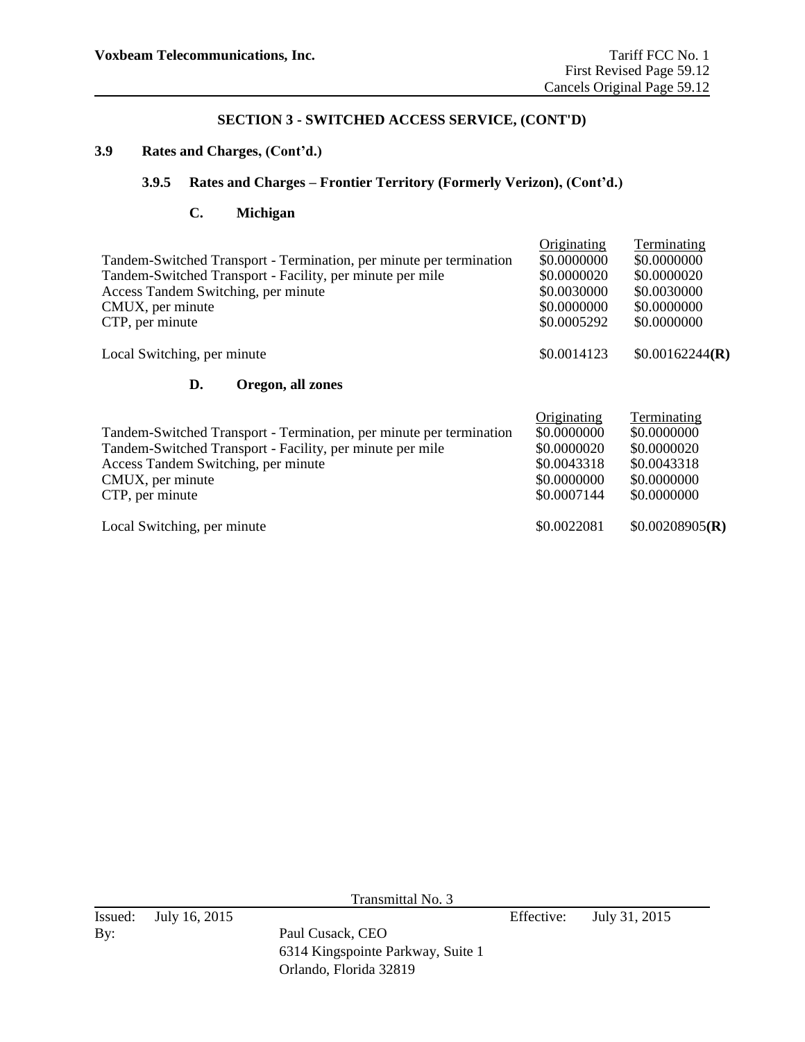## SECTION 3 - SWITCHED ACCESS SERVICE, (CONT'D)

### 3.9 Rates and Charges, (Cont'd.)

#### 3.9.5 Rates and Charges – Frontier Territory (Formerly Verizon), (Cont'd.)

##### C. Michigan

| | Originating | Terminating |
|---|---|---|
| Tandem-Switched Transport - Termination, per minute per termination | \$0.0000000 | \$0.0000000 |
| Tandem-Switched Transport - Facility, per minute per mile | \$0.0000020 | \$0.0000020 |
| Access Tandem Switching, per minute | \$0.0030000 | \$0.0030000 |
| CMUX, per minute | \$0.0000000 | \$0.0000000 |
| CTP, per minute | \$0.0005292 | \$0.0000000 |
| Local Switching, per minute | \$0.0014123 | \$0.00162244**(R)** |

##### D. Oregon, all zones

| | Originating | Terminating |
|---|---|---|
| Tandem-Switched Transport - Termination, per minute per termination | \$0.0000000 | \$0.0000000 |
| Tandem-Switched Transport - Facility, per minute per mile | \$0.0000020 | \$0.0000020 |
| Access Tandem Switching, per minute | \$0.0043318 | \$0.0043318 |
| CMUX, per minute | \$0.0000000 | \$0.0000000 |
| CTP, per minute | \$0.0007144 | \$0.0000000 |
| Local Switching, per minute | \$0.0022081 | \$0.00208905**(R)** |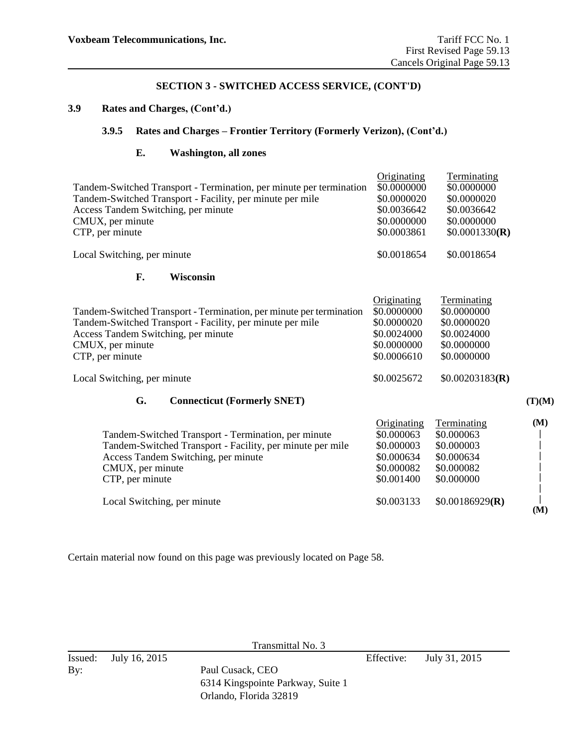## SECTION 3 - SWITCHED ACCESS SERVICE, (CONT'D)

### 3.9 Rates and Charges, (Cont'd.)

#### 3.9.5 Rates and Charges – Frontier Territory (Formerly Verizon), (Cont'd.)

**E. Washington, all zones**

| | Originating | Terminating |
|---|---|---|
| Tandem-Switched Transport - Termination, per minute per termination | $0.0000000 | $0.0000000 |
| Tandem-Switched Transport - Facility, per minute per mile | $0.0000020 | $0.0000020 |
| Access Tandem Switching, per minute | $0.0036642 | $0.0036642 |
| CMUX, per minute | $0.0000000 | $0.0000000 |
| CTP, per minute | $0.0003861 | $0.0001330**(R)** |
| Local Switching, per minute | $0.0018654 | $0.0018654 |

**F. Wisconsin**

| | Originating | Terminating |
|---|---|---|
| Tandem-Switched Transport - Termination, per minute per termination | $0.0000000 | $0.0000000 |
| Tandem-Switched Transport - Facility, per minute per mile | $0.0000020 | $0.0000020 |
| Access Tandem Switching, per minute | $0.0024000 | $0.0024000 |
| CMUX, per minute | $0.0000000 | $0.0000000 |
| CTP, per minute | $0.0006610 | $0.0000000 |
| Local Switching, per minute | $0.0025672 | $0.00203183**(R)** |

**G. Connecticut (Formerly SNET)** **(T)(M)**

| | Originating | Terminating | |
|---|---|---|---|
| Tandem-Switched Transport - Termination, per minute | $0.000063 | $0.000063 | **(M)** |
| Tandem-Switched Transport - Facility, per minute per mile | $0.000003 | $0.000003 | \| |
| Access Tandem Switching, per minute | $0.000634 | $0.000634 | \| |
| CMUX, per minute | $0.000082 | $0.000082 | \| |
| CTP, per minute | $0.001400 | $0.000000 | \| |
| Local Switching, per minute | $0.003133 | $0.00186929**(R)** | **(M)** |

Certain material now found on this page was previously located on Page 58.

Transmittal No. 3

Issued: July 16, 2015 Effective: July 31, 2015

By: Paul Cusack, CEO
6314 Kingspointe Parkway, Suite 1
Orlando, Florida 32819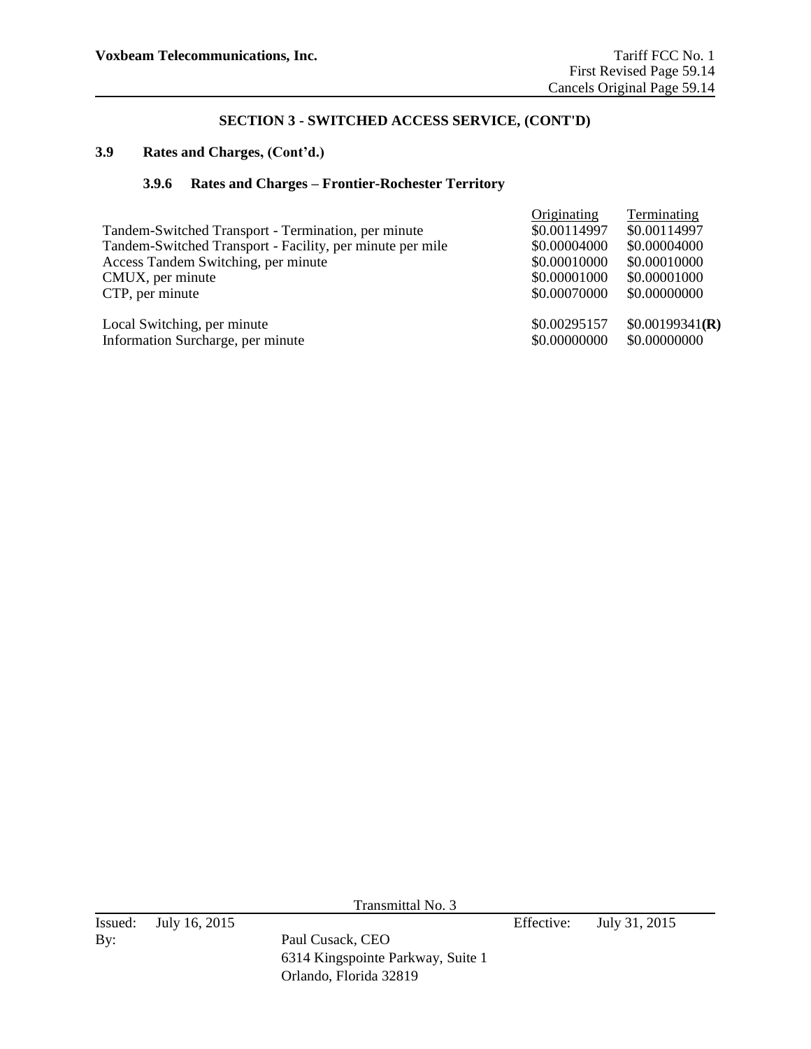## SECTION 3 - SWITCHED ACCESS SERVICE, (CONT'D)

### 3.9 Rates and Charges, (Cont'd.)

#### 3.9.6 Rates and Charges – Frontier-Rochester Territory

| | Originating | Terminating |
|---|---|---|
| Tandem-Switched Transport - Termination, per minute | $0.00114997 | $0.00114997 |
| Tandem-Switched Transport - Facility, per minute per mile | $0.00004000 | $0.00004000 |
| Access Tandem Switching, per minute | $0.00010000 | $0.00010000 |
| CMUX, per minute | $0.00001000 | $0.00001000 |
| CTP, per minute | $0.00070000 | $0.00000000 |
| Local Switching, per minute | $0.00295157 | $0.00199341**(R)** |
| Information Surcharge, per minute | $0.00000000 | $0.00000000 |

Transmittal No. 3

Issued: July 16, 2015 Effective: July 31, 2015

By: Paul Cusack, CEO
6314 Kingspointe Parkway, Suite 1
Orlando, Florida 32819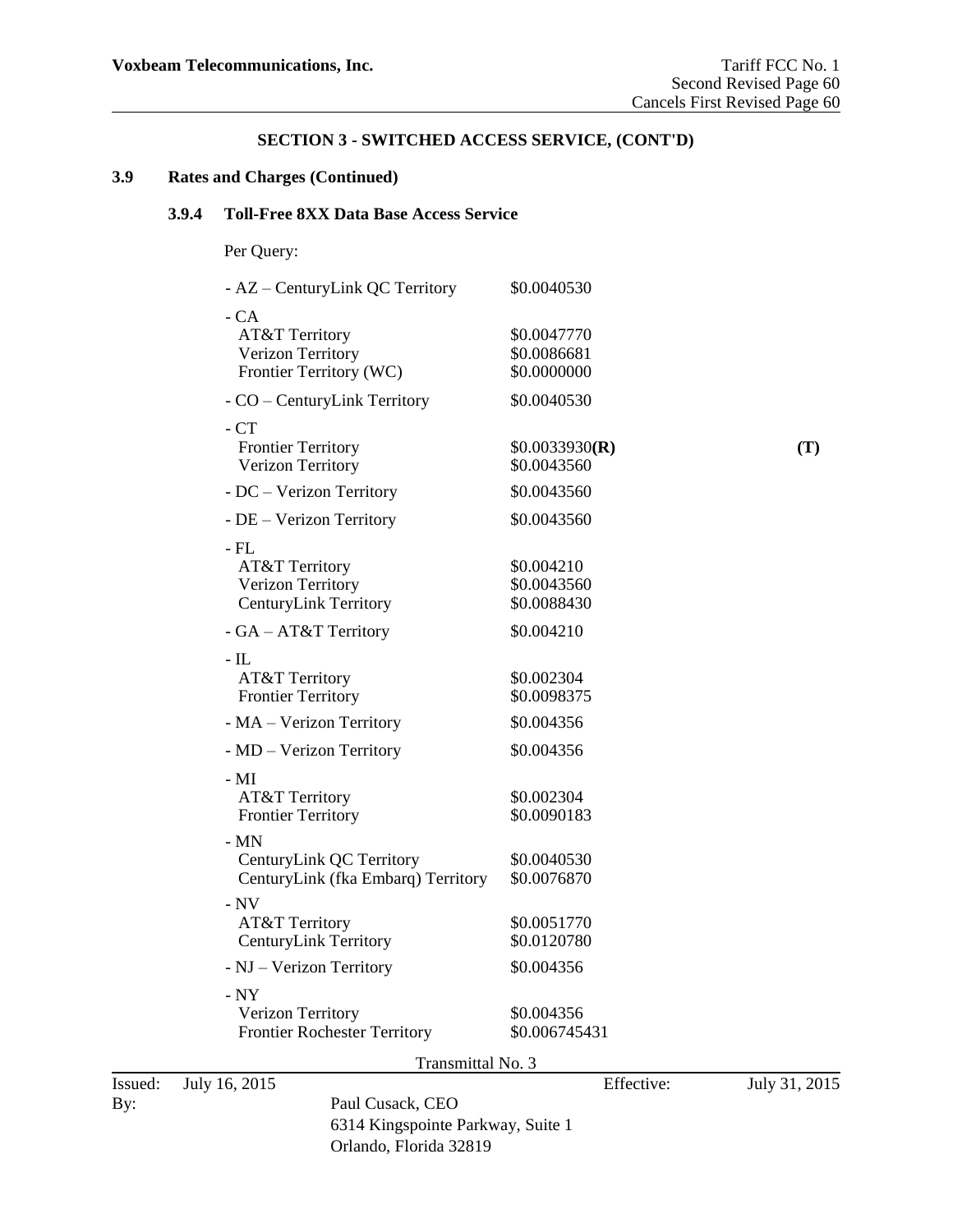## SECTION 3 - SWITCHED ACCESS SERVICE, (CONT'D)

### 3.9 Rates and Charges (Continued)

#### 3.9.4 Toll-Free 8XX Data Base Access Service

Per Query:

| | | |
|---|---|---|
| - AZ – CenturyLink QC Territory | $0.0040530 | |
| - CA | | |
| AT&T Territory | $0.0047770 | |
| Verizon Territory | $0.0086681 | |
| Frontier Territory (WC) | $0.0000000 | |
| - CO – CenturyLink Territory | $0.0040530 | |
| - CT | | |
| Frontier Territory | $0.0033930**(R)** | **(T)** |
| Verizon Territory | $0.0043560 | |
| - DC – Verizon Territory | $0.0043560 | |
| - DE – Verizon Territory | $0.0043560 | |
| - FL | | |
| AT&T Territory | $0.004210 | |
| Verizon Territory | $0.0043560 | |
| CenturyLink Territory | $0.0088430 | |
| - GA – AT&T Territory | $0.004210 | |
| - IL | | |
| AT&T Territory | $0.002304 | |
| Frontier Territory | $0.0098375 | |
| - MA – Verizon Territory | $0.004356 | |
| - MD – Verizon Territory | $0.004356 | |
| - MI | | |
| AT&T Territory | $0.002304 | |
| Frontier Territory | $0.0090183 | |
| - MN | | |
| CenturyLink QC Territory | $0.0040530 | |
| CenturyLink (fka Embarq) Territory | $0.0076870 | |
| - NV | | |
| AT&T Territory | $0.0051770 | |
| CenturyLink Territory | $0.0120780 | |
| - NJ – Verizon Territory | $0.004356 | |
| - NY | | |
| Verizon Territory | $0.004356 | |
| Frontier Rochester Territory | $0.006745431 | |

Transmittal No. 3

Issued: July 16, 2015 Effective: July 31, 2015

By: Paul Cusack, CEO
6314 Kingspointe Parkway, Suite 1
Orlando, Florida 32819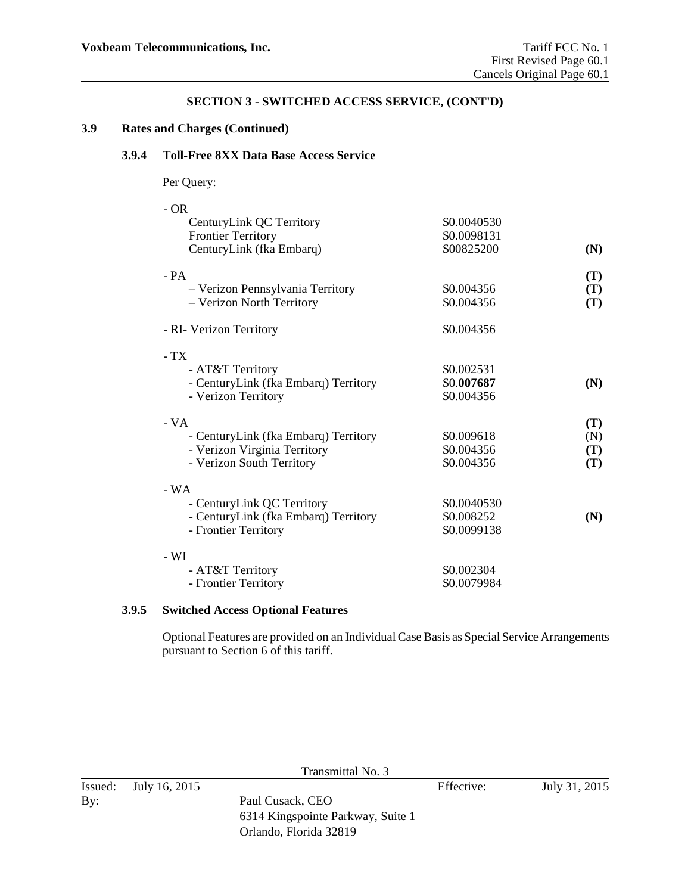**Voxbeam Telecommunications, Inc.**

Tariff FCC No. 1
First Revised Page 60.1
Cancels Original Page 60.1

## SECTION 3 - SWITCHED ACCESS SERVICE, (CONT'D)

### 3.9 Rates and Charges (Continued)

#### 3.9.4 Toll-Free 8XX Data Base Access Service

Per Query:

| | | |
|---|---|---|
| - OR | | |
| CenturyLink QC Territory | $0.0040530 | |
| Frontier Territory | $0.0098131 | |
| CenturyLink (fka Embarq) | $00825200 | **(N)** |
| - PA | | **(T)** |
| – Verizon Pennsylvania Territory | $0.004356 | **(T)** |
| – Verizon North Territory | $0.004356 | **(T)** |
| - RI- Verizon Territory | $0.004356 | |
| - TX | | |
| - AT&T Territory | $0.002531 | |
| - CenturyLink (fka Embarq) Territory | $0.**007687** | **(N)** |
| - Verizon Territory | $0.004356 | |
| - VA | | **(T)** |
| - CenturyLink (fka Embarq) Territory | $0.009618 | (N) |
| - Verizon Virginia Territory | $0.004356 | **(T)** |
| - Verizon South Territory | $0.004356 | **(T)** |
| - WA | | |
| - CenturyLink QC Territory | $0.0040530 | |
| - CenturyLink (fka Embarq) Territory | $0.008252 | **(N)** |
| - Frontier Territory | $0.0099138 | |
| - WI | | |
| - AT&T Territory | $0.002304 | |
| - Frontier Territory | $0.0079984 | |

#### 3.9.5 Switched Access Optional Features

Optional Features are provided on an Individual Case Basis as Special Service Arrangements pursuant to Section 6 of this tariff.

Transmittal No. 3

Issued: July 16, 2015 Effective: July 31, 2015

By: Paul Cusack, CEO
6314 Kingspointe Parkway, Suite 1
Orlando, Florida 32819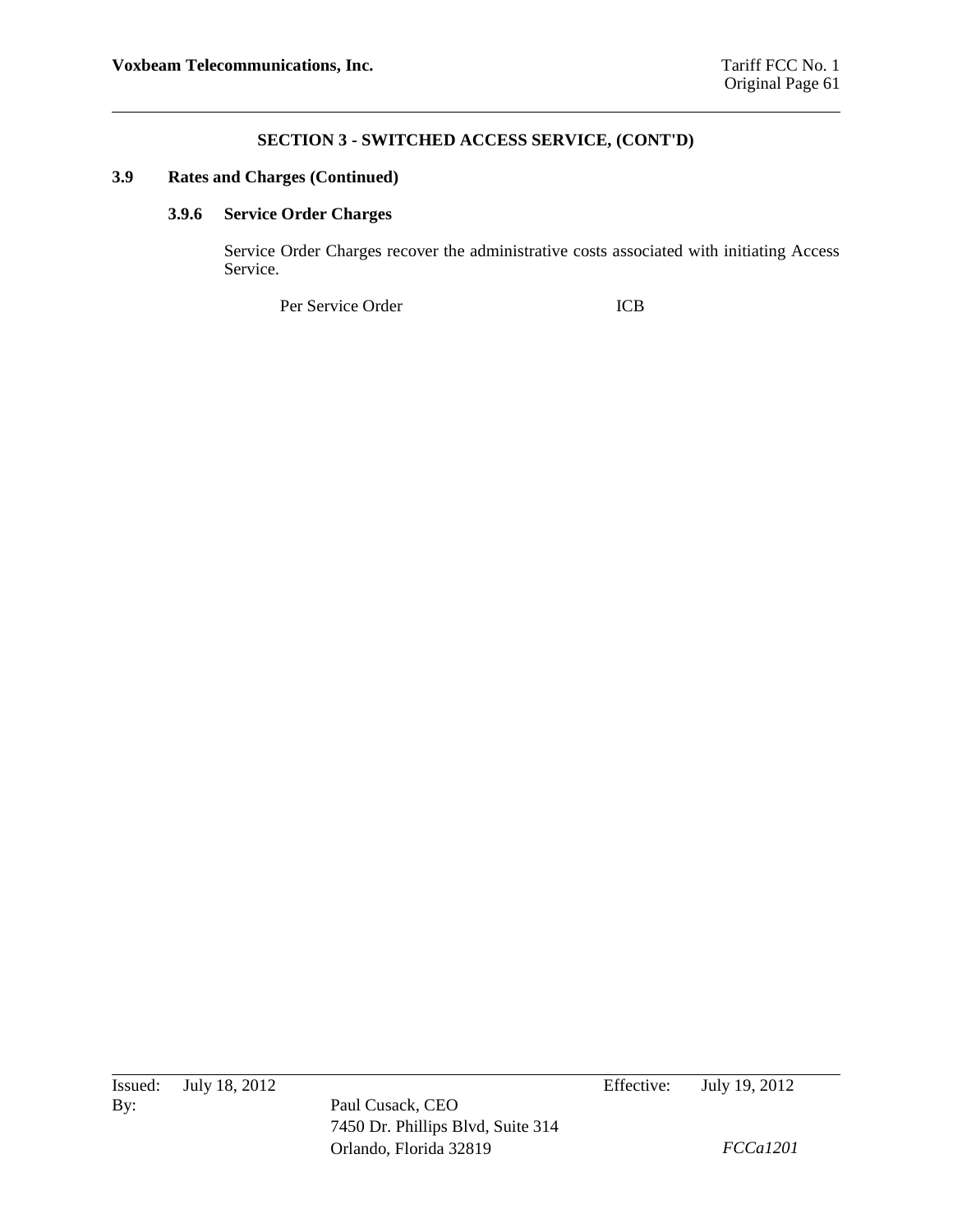## SECTION 3 - SWITCHED ACCESS SERVICE, (CONT'D)

### 3.9 Rates and Charges (Continued)

#### 3.9.6 Service Order Charges

Service Order Charges recover the administrative costs associated with initiating Access Service.

| | |
|---|---|
| Per Service Order | ICB |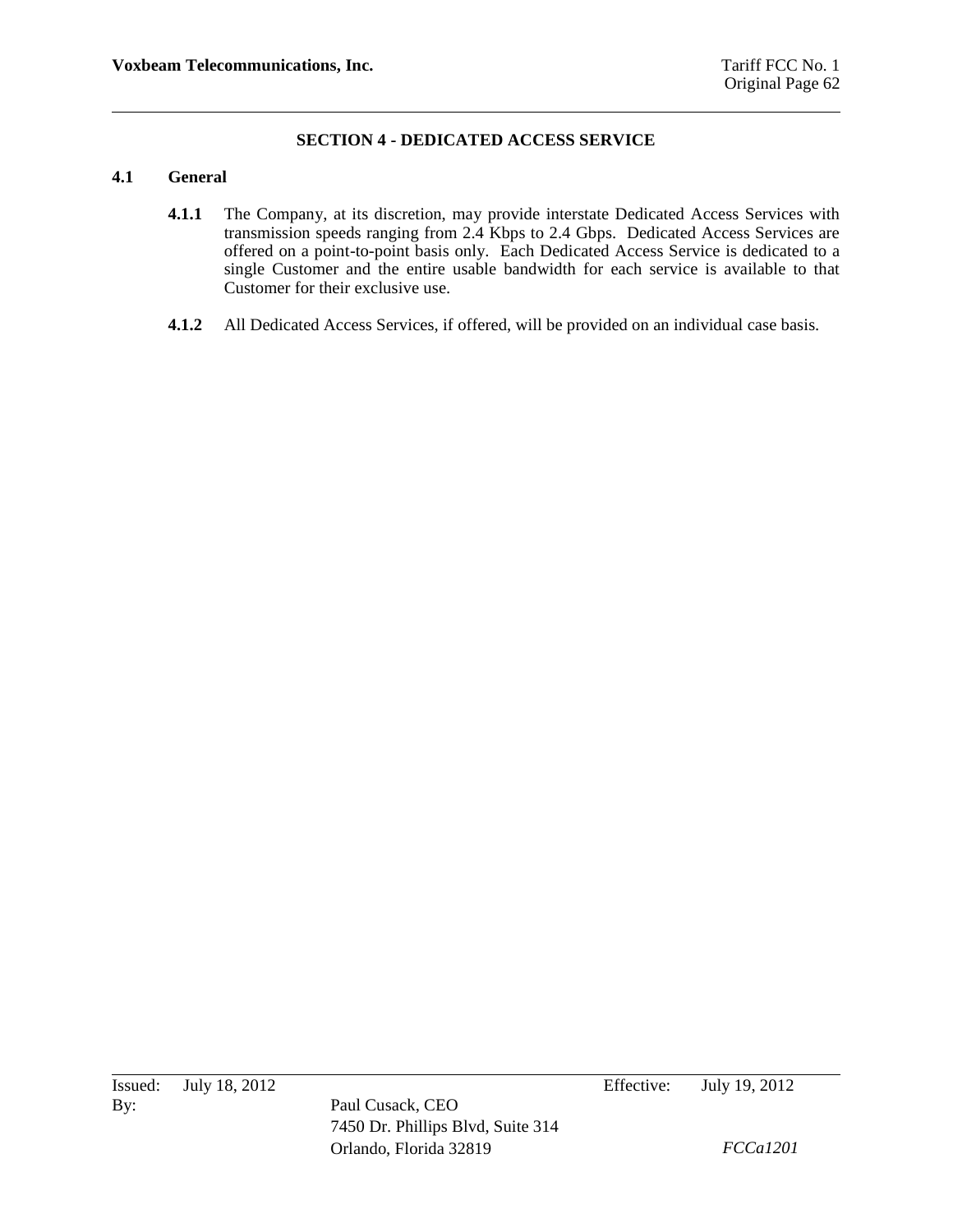## SECTION 4 - DEDICATED ACCESS SERVICE

### 4.1 General

**4.1.1** The Company, at its discretion, may provide interstate Dedicated Access Services with transmission speeds ranging from 2.4 Kbps to 2.4 Gbps. Dedicated Access Services are offered on a point-to-point basis only. Each Dedicated Access Service is dedicated to a single Customer and the entire usable bandwidth for each service is available to that Customer for their exclusive use.

**4.1.2** All Dedicated Access Services, if offered, will be provided on an individual case basis.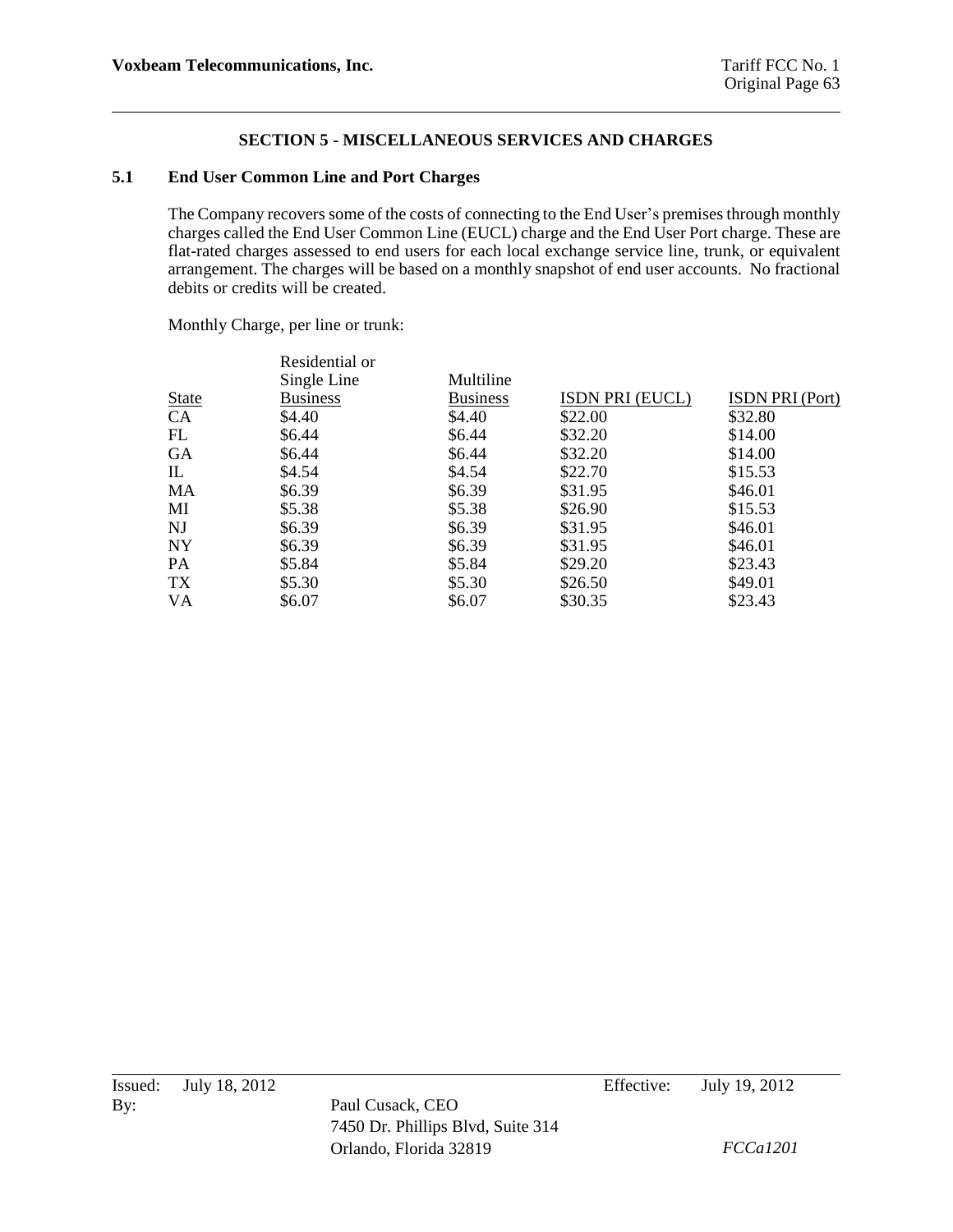## SECTION 5 - MISCELLANEOUS SERVICES AND CHARGES

### 5.1 End User Common Line and Port Charges

The Company recovers some of the costs of connecting to the End User's premises through monthly charges called the End User Common Line (EUCL) charge and the End User Port charge. These are flat-rated charges assessed to end users for each local exchange service line, trunk, or equivalent arrangement. The charges will be based on a monthly snapshot of end user accounts. No fractional debits or credits will be created.

Monthly Charge, per line or trunk:

| State | Residential or Single Line Business | Multiline Business | ISDN PRI (EUCL) | ISDN PRI (Port) |
|---|---|---|---|---|
| CA | \$4.40 | \$4.40 | \$22.00 | \$32.80 |
| FL | \$6.44 | \$6.44 | \$32.20 | \$14.00 |
| GA | \$6.44 | \$6.44 | \$32.20 | \$14.00 |
| IL | \$4.54 | \$4.54 | \$22.70 | \$15.53 |
| MA | \$6.39 | \$6.39 | \$31.95 | \$46.01 |
| MI | \$5.38 | \$5.38 | \$26.90 | \$15.53 |
| NJ | \$6.39 | \$6.39 | \$31.95 | \$46.01 |
| NY | \$6.39 | \$6.39 | \$31.95 | \$46.01 |
| PA | \$5.84 | \$5.84 | \$29.20 | \$23.43 |
| TX | \$5.30 | \$5.30 | \$26.50 | \$49.01 |
| VA | \$6.07 | \$6.07 | \$30.35 | \$23.43 |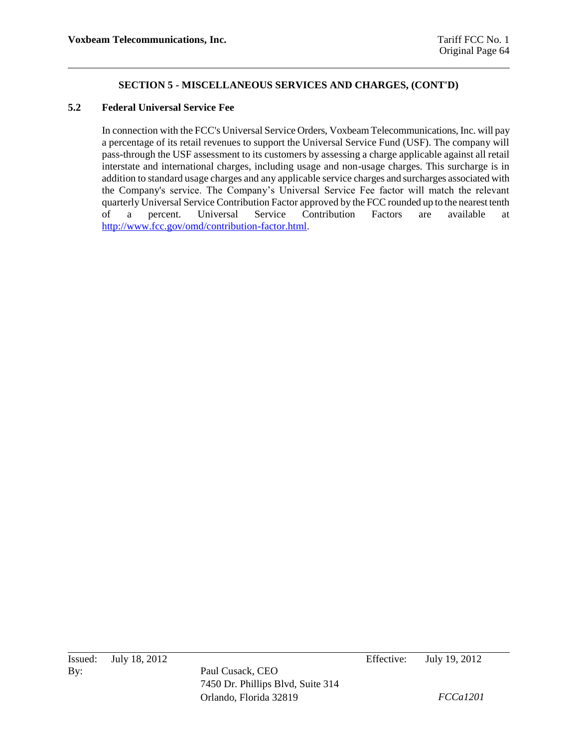## SECTION 5 - MISCELLANEOUS SERVICES AND CHARGES, (CONT'D)

### 5.2 Federal Universal Service Fee

In connection with the FCC's Universal Service Orders, Voxbeam Telecommunications, Inc. will pay a percentage of its retail revenues to support the Universal Service Fund (USF). The company will pass-through the USF assessment to its customers by assessing a charge applicable against all retail interstate and international charges, including usage and non-usage charges. This surcharge is in addition to standard usage charges and any applicable service charges and surcharges associated with the Company's service. The Company's Universal Service Fee factor will match the relevant quarterly Universal Service Contribution Factor approved by the FCC rounded up to the nearest tenth of a percent. Universal Service Contribution Factors are available at http://www.fcc.gov/omd/contribution-factor.html.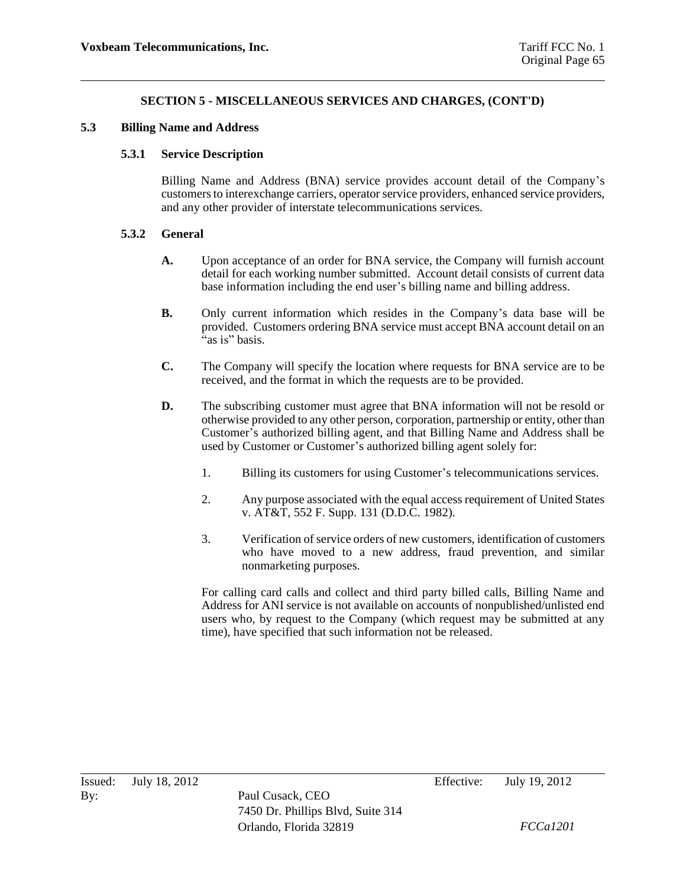## SECTION 5 - MISCELLANEOUS SERVICES AND CHARGES, (CONT'D)

### 5.3 Billing Name and Address

#### 5.3.1 Service Description

Billing Name and Address (BNA) service provides account detail of the Company's customers to interexchange carriers, operator service providers, enhanced service providers, and any other provider of interstate telecommunications services.

#### 5.3.2 General

**A.** Upon acceptance of an order for BNA service, the Company will furnish account detail for each working number submitted. Account detail consists of current data base information including the end user's billing name and billing address.

**B.** Only current information which resides in the Company's data base will be provided. Customers ordering BNA service must accept BNA account detail on an "as is" basis.

**C.** The Company will specify the location where requests for BNA service are to be received, and the format in which the requests are to be provided.

**D.** The subscribing customer must agree that BNA information will not be resold or otherwise provided to any other person, corporation, partnership or entity, other than Customer's authorized billing agent, and that Billing Name and Address shall be used by Customer or Customer's authorized billing agent solely for:

1. Billing its customers for using Customer's telecommunications services.
2. Any purpose associated with the equal access requirement of United States v. AT&T, 552 F. Supp. 131 (D.D.C. 1982).
3. Verification of service orders of new customers, identification of customers who have moved to a new address, fraud prevention, and similar nonmarketing purposes.

For calling card calls and collect and third party billed calls, Billing Name and Address for ANI service is not available on accounts of nonpublished/unlisted end users who, by request to the Company (which request may be submitted at any time), have specified that such information not be released.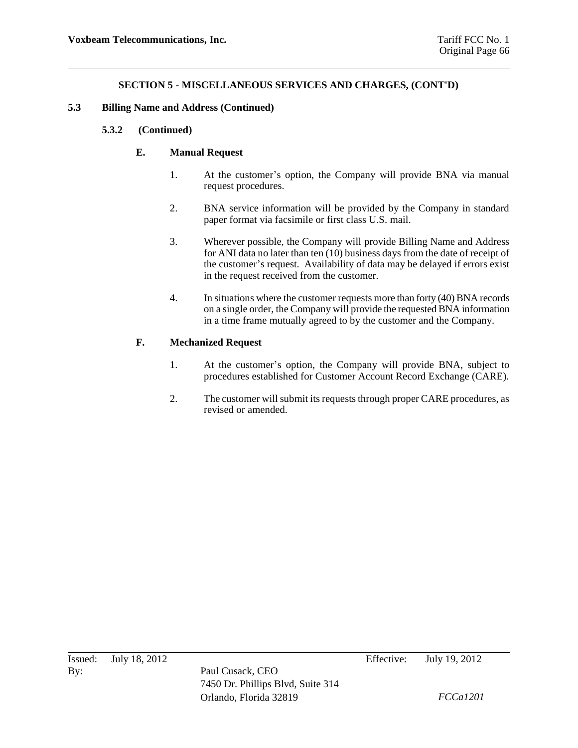## SECTION 5 - MISCELLANEOUS SERVICES AND CHARGES, (CONT'D)

### 5.3 Billing Name and Address (Continued)

#### 5.3.2 (Continued)

**E. Manual Request**

1. At the customer's option, the Company will provide BNA via manual request procedures.

2. BNA service information will be provided by the Company in standard paper format via facsimile or first class U.S. mail.

3. Wherever possible, the Company will provide Billing Name and Address for ANI data no later than ten (10) business days from the date of receipt of the customer's request. Availability of data may be delayed if errors exist in the request received from the customer.

4. In situations where the customer requests more than forty (40) BNA records on a single order, the Company will provide the requested BNA information in a time frame mutually agreed to by the customer and the Company.

**F. Mechanized Request**

1. At the customer's option, the Company will provide BNA, subject to procedures established for Customer Account Record Exchange (CARE).

2. The customer will submit its requests through proper CARE procedures, as revised or amended.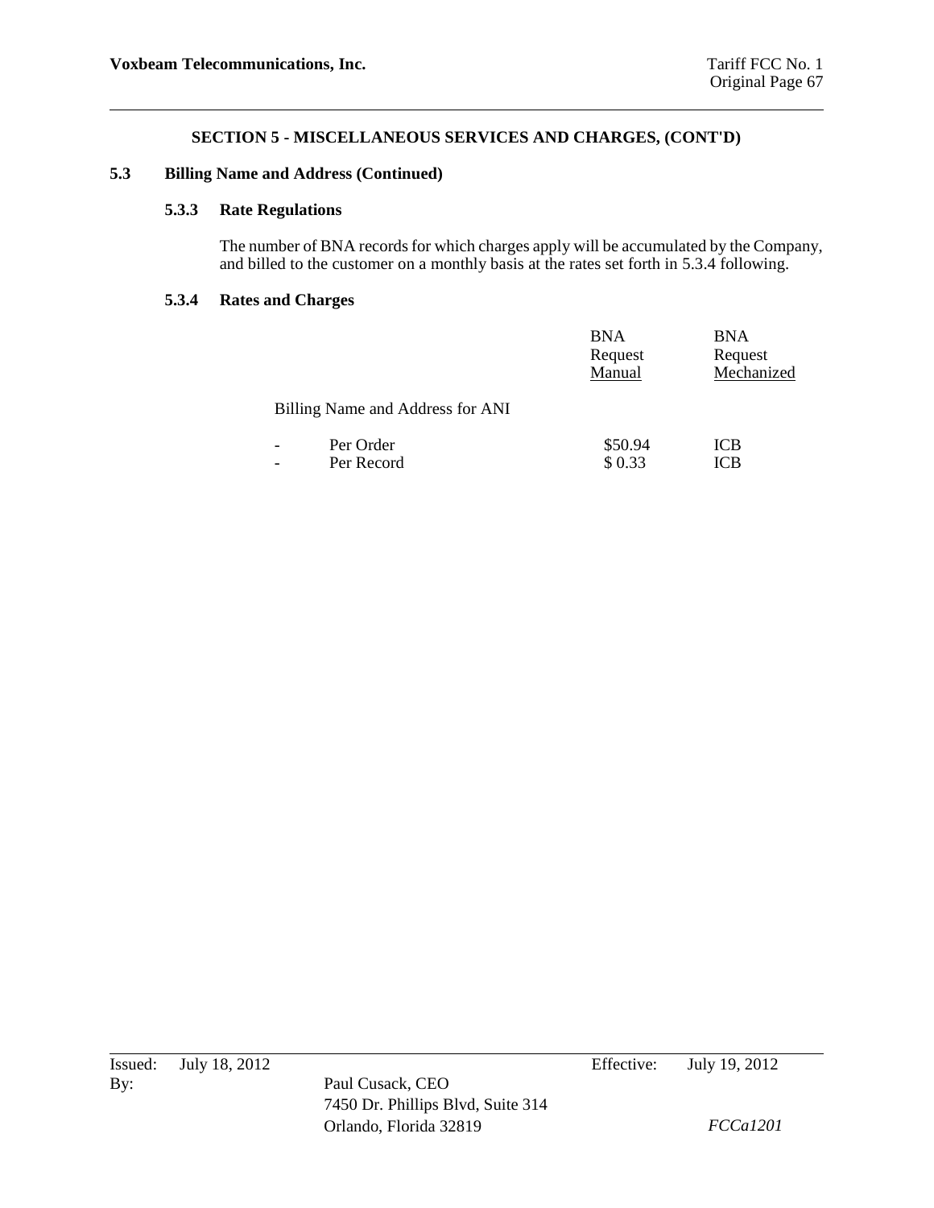## SECTION 5 - MISCELLANEOUS SERVICES AND CHARGES, (CONT'D)

### 5.3 Billing Name and Address (Continued)

#### 5.3.3 Rate Regulations

The number of BNA records for which charges apply will be accumulated by the Company, and billed to the customer on a monthly basis at the rates set forth in 5.3.4 following.

#### 5.3.4 Rates and Charges

| | BNA Request Manual | BNA Request Mechanized |
|---|---|---|
| Billing Name and Address for ANI | | |
| - Per Order | $50.94 | ICB |
| - Per Record | $ 0.33 | ICB |

Issued: July 18, 2012 Effective: July 19, 2012

By: Paul Cusack, CEO
7450 Dr. Phillips Blvd, Suite 314
Orlando, Florida 32819

*FCCa1201*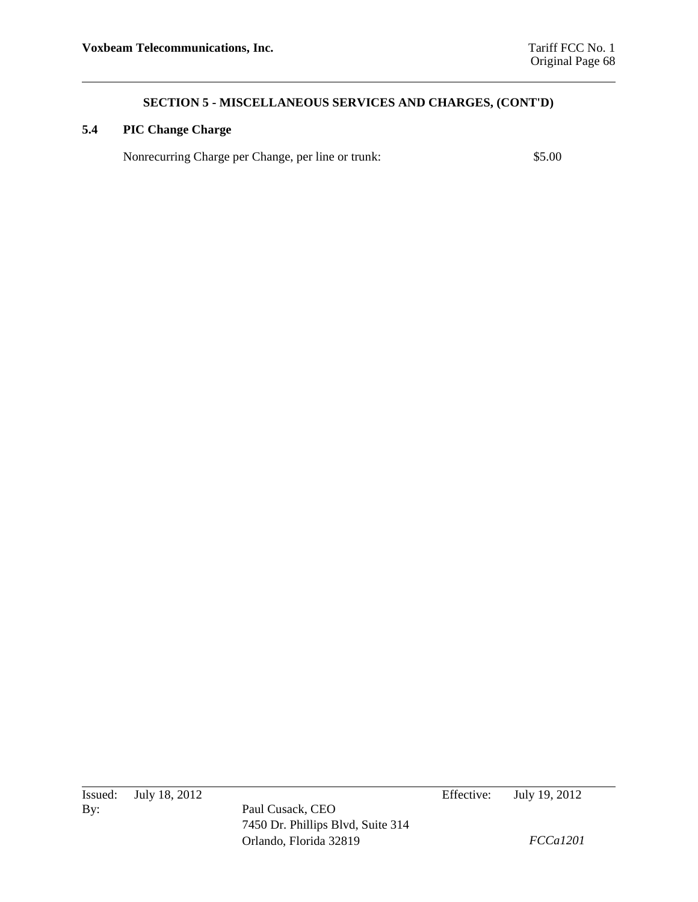## SECTION 5 - MISCELLANEOUS SERVICES AND CHARGES, (CONT'D)

### 5.4 PIC Change Charge

Nonrecurring Charge per Change, per line or trunk: $5.00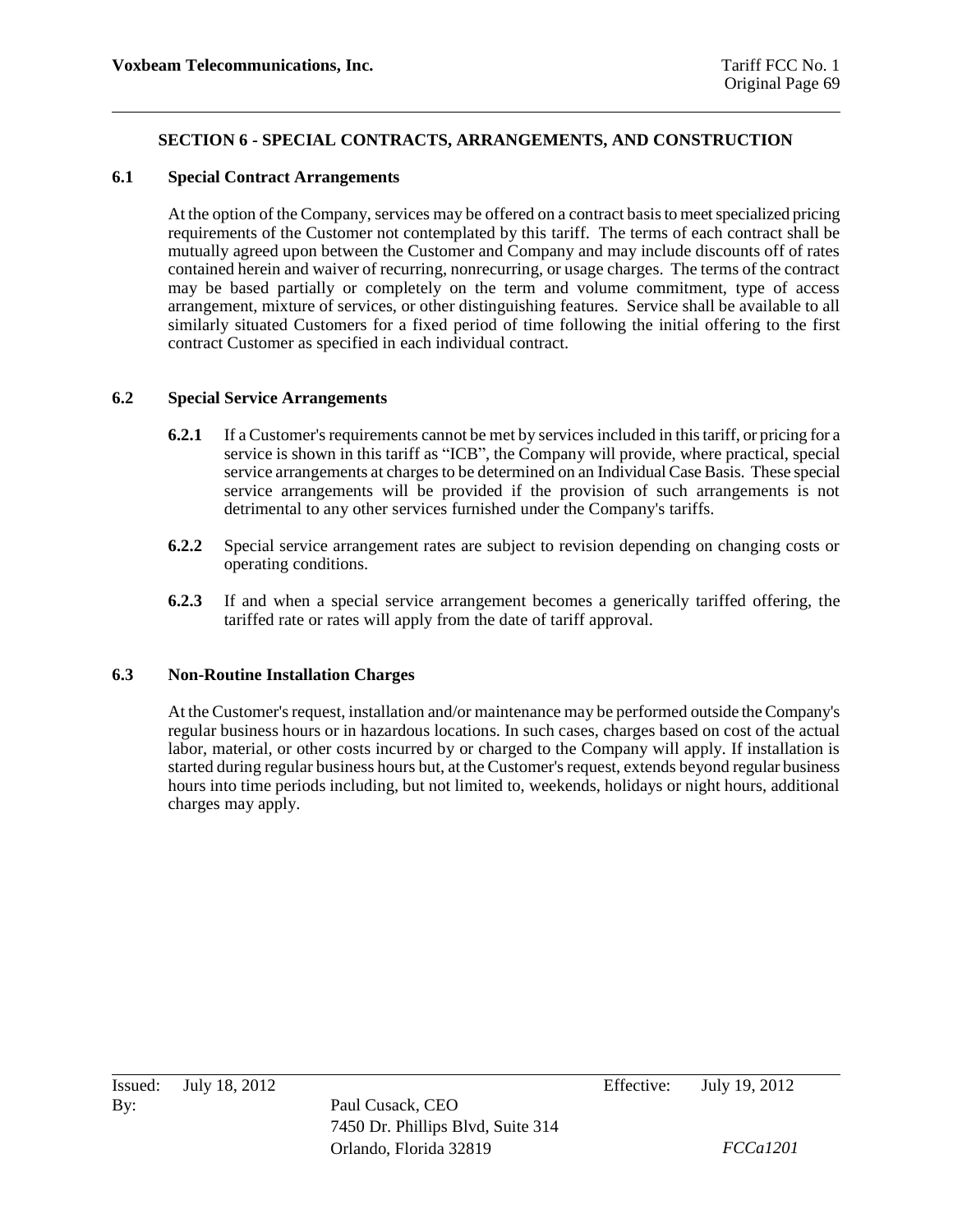## SECTION 6 - SPECIAL CONTRACTS, ARRANGEMENTS, AND CONSTRUCTION

### 6.1 Special Contract Arrangements

At the option of the Company, services may be offered on a contract basis to meet specialized pricing requirements of the Customer not contemplated by this tariff. The terms of each contract shall be mutually agreed upon between the Customer and Company and may include discounts off of rates contained herein and waiver of recurring, nonrecurring, or usage charges. The terms of the contract may be based partially or completely on the term and volume commitment, type of access arrangement, mixture of services, or other distinguishing features. Service shall be available to all similarly situated Customers for a fixed period of time following the initial offering to the first contract Customer as specified in each individual contract.

### 6.2 Special Service Arrangements

**6.2.1** If a Customer's requirements cannot be met by services included in this tariff, or pricing for a service is shown in this tariff as "ICB", the Company will provide, where practical, special service arrangements at charges to be determined on an Individual Case Basis. These special service arrangements will be provided if the provision of such arrangements is not detrimental to any other services furnished under the Company's tariffs.

**6.2.2** Special service arrangement rates are subject to revision depending on changing costs or operating conditions.

**6.2.3** If and when a special service arrangement becomes a generically tariffed offering, the tariffed rate or rates will apply from the date of tariff approval.

### 6.3 Non-Routine Installation Charges

At the Customer's request, installation and/or maintenance may be performed outside the Company's regular business hours or in hazardous locations. In such cases, charges based on cost of the actual labor, material, or other costs incurred by or charged to the Company will apply. If installation is started during regular business hours but, at the Customer's request, extends beyond regular business hours into time periods including, but not limited to, weekends, holidays or night hours, additional charges may apply.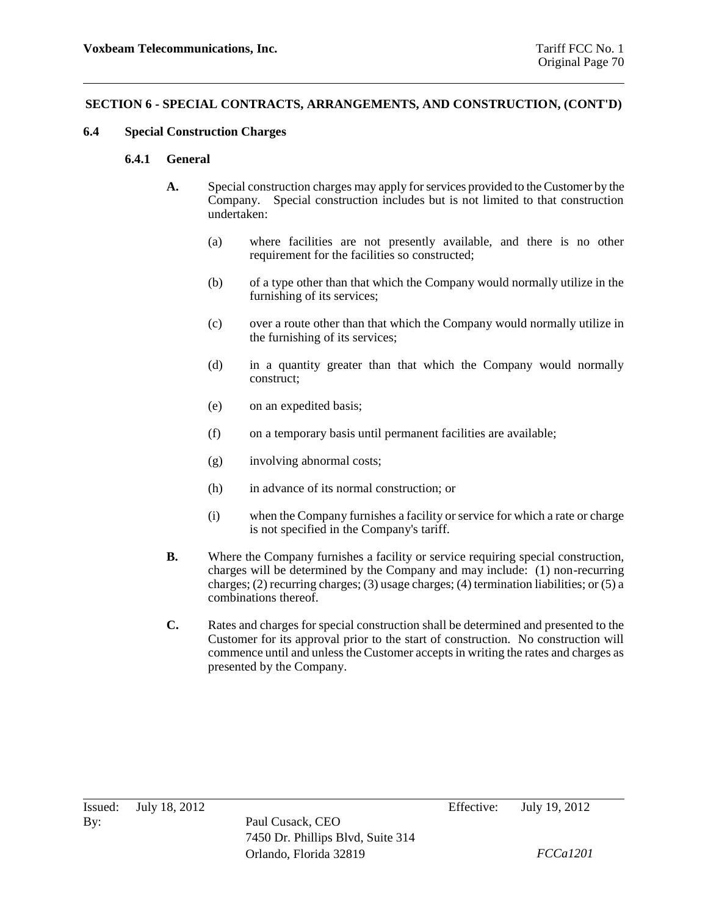**SECTION 6 - SPECIAL CONTRACTS, ARRANGEMENTS, AND CONSTRUCTION, (CONT'D)**

**6.4 Special Construction Charges**

**6.4.1 General**

**A.** Special construction charges may apply for services provided to the Customer by the Company. Special construction includes but is not limited to that construction undertaken:

(a) where facilities are not presently available, and there is no other requirement for the facilities so constructed;

(b) of a type other than that which the Company would normally utilize in the furnishing of its services;

(c) over a route other than that which the Company would normally utilize in the furnishing of its services;

(d) in a quantity greater than that which the Company would normally construct;

(e) on an expedited basis;

(f) on a temporary basis until permanent facilities are available;

(g) involving abnormal costs;

(h) in advance of its normal construction; or

(i) when the Company furnishes a facility or service for which a rate or charge is not specified in the Company's tariff.

**B.** Where the Company furnishes a facility or service requiring special construction, charges will be determined by the Company and may include: (1) non-recurring charges; (2) recurring charges; (3) usage charges; (4) termination liabilities; or (5) a combinations thereof.

**C.** Rates and charges for special construction shall be determined and presented to the Customer for its approval prior to the start of construction. No construction will commence until and unless the Customer accepts in writing the rates and charges as presented by the Company.